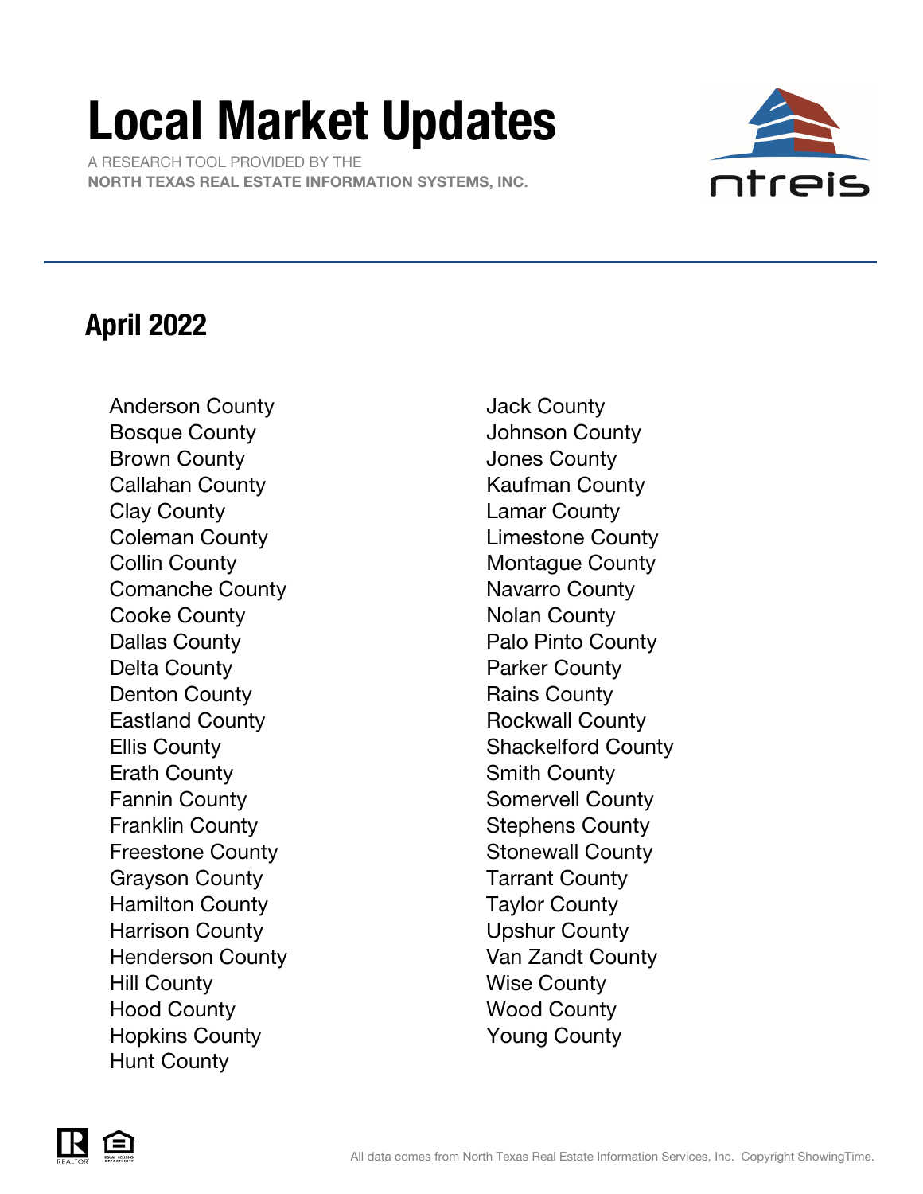# Local Market Updates

A RESEARCH TOOL PROVIDED BY THE
**NORTH TEXAS REAL ESTATE INFORMATION SYSTEMS, INC.**

## April 2022

- Anderson County
- Bosque County
- Brown County
- Callahan County
- Clay County
- Coleman County
- Collin County
- Comanche County
- Cooke County
- Dallas County
- Delta County
- Denton County
- Eastland County
- Ellis County
- Erath County
- Fannin County
- Franklin County
- Freestone County
- Grayson County
- Hamilton County
- Harrison County
- Henderson County
- Hill County
- Hood County
- Hopkins County
- Hunt County
- Jack County
- Johnson County
- Jones County
- Kaufman County
- Lamar County
- Limestone County
- Montague County
- Navarro County
- Nolan County
- Palo Pinto County
- Parker County
- Rains County
- Rockwall County
- Shackelford County
- Smith County
- Somervell County
- Stephens County
- Stonewall County
- Tarrant County
- Taylor County
- Upshur County
- Van Zandt County
- Wise County
- Wood County
- Young County

All data comes from North Texas Real Estate Information Services, Inc. Copyright ShowingTime.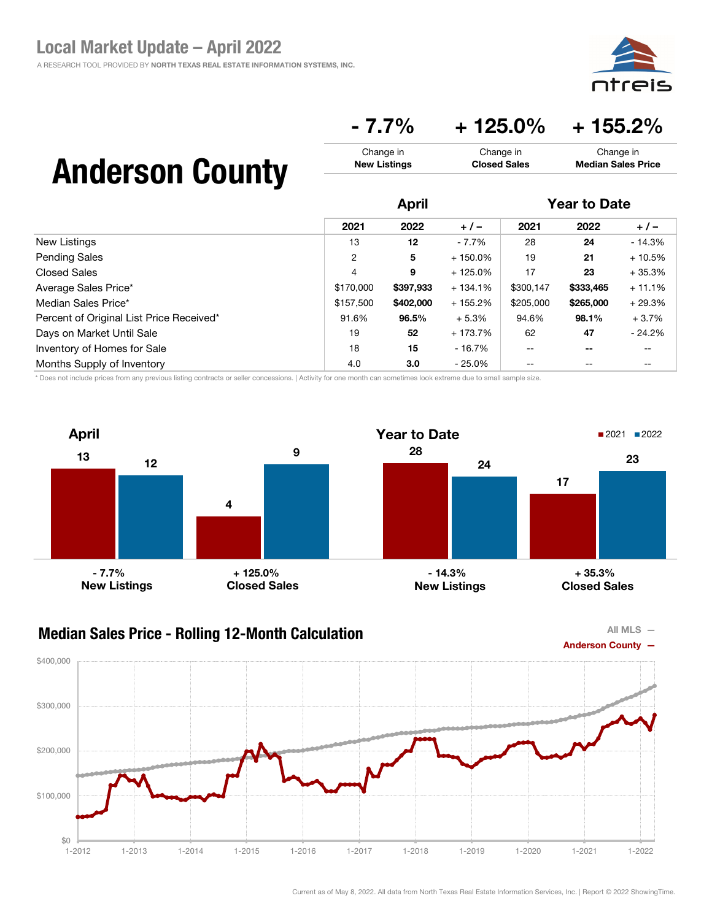# Local Market Update – April 2022

A RESEARCH TOOL PROVIDED BY **NORTH TEXAS REAL ESTATE INFORMATION SYSTEMS, INC.**

## Anderson County

| - 7.7% | + 125.0% | + 155.2% |
|---|---|---|
| Change in **New Listings** | Change in **Closed Sales** | Change in **Median Sales Price** |

| | April | | | Year to Date | | |
|---|---|---|---|---|---|---|
| | 2021 | 2022 | + / – | 2021 | 2022 | + / – |
| New Listings | 13 | **12** | - 7.7% | 28 | **24** | - 14.3% |
| Pending Sales | 2 | **5** | + 150.0% | 19 | **21** | + 10.5% |
| Closed Sales | 4 | **9** | + 125.0% | 17 | **23** | + 35.3% |
| Average Sales Price* | $170,000 | **$397,933** | + 134.1% | $300,147 | **$333,465** | + 11.1% |
| Median Sales Price* | $157,500 | **$402,000** | + 155.2% | $205,000 | **$265,000** | + 29.3% |
| Percent of Original List Price Received* | 91.6% | **96.5%** | + 5.3% | 94.6% | **98.1%** | + 3.7% |
| Days on Market Until Sale | 19 | **52** | + 173.7% | 62 | **47** | - 24.2% |
| Inventory of Homes for Sale | 18 | **15** | - 16.7% | -- | **--** | -- |
| Months Supply of Inventory | 4.0 | **3.0** | - 25.0% | -- | -- | -- |

* Does not include prices from any previous listing contracts or seller concessions. | Activity for one month can sometimes look extreme due to small sample size.

**April**

| | 2021 | 2022 | Change |
|---|---|---|---|
| New Listings | 13 | 12 | - 7.7% |
| Closed Sales | 4 | 9 | + 125.0% |

**Year to Date**

| | 2021 | 2022 | Change |
|---|---|---|---|
| New Listings | 28 | 24 | - 14.3% |
| Closed Sales | 17 | 23 | + 35.3% |

### Median Sales Price - Rolling 12-Month Calculation

All MLS —
Anderson County —

Current as of May 8, 2022. All data from North Texas Real Estate Information Services, Inc. | Report © 2022 ShowingTime.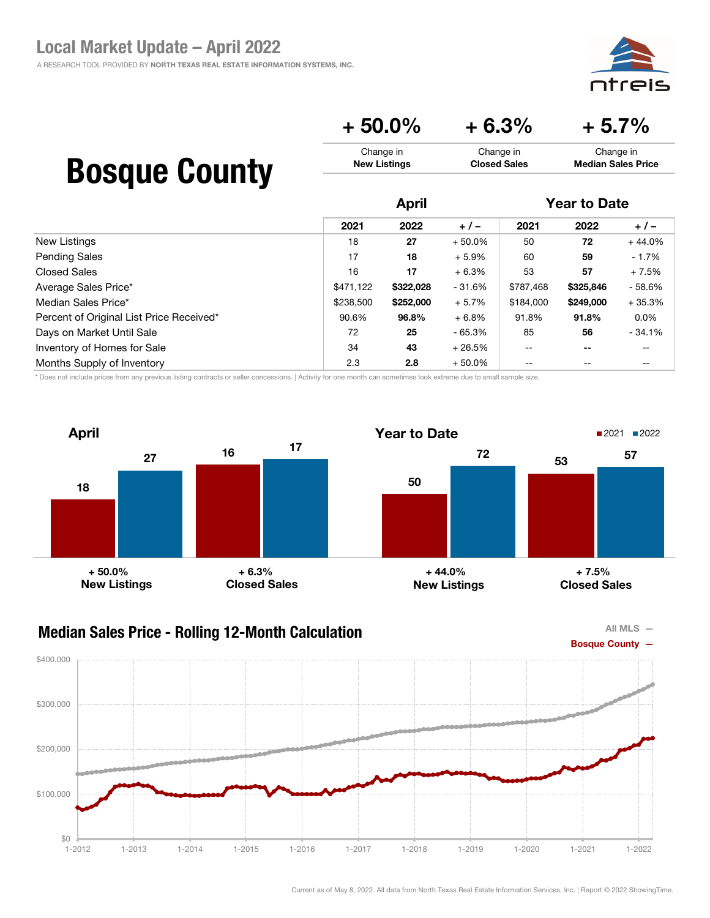# Local Market Update – April 2022

A RESEARCH TOOL PROVIDED BY **NORTH TEXAS REAL ESTATE INFORMATION SYSTEMS, INC.**

## Bosque County

| + 50.0% | + 6.3% | + 5.7% |
|---|---|---|
| Change in **New Listings** | Change in **Closed Sales** | Change in **Median Sales Price** |

| | April | | | Year to Date | | |
|---|---|---|---|---|---|---|
| | 2021 | 2022 | + / – | 2021 | 2022 | + / – |
| New Listings | 18 | **27** | + 50.0% | 50 | **72** | + 44.0% |
| Pending Sales | 17 | **18** | + 5.9% | 60 | **59** | - 1.7% |
| Closed Sales | 16 | **17** | + 6.3% | 53 | **57** | + 7.5% |
| Average Sales Price* | $471,122 | **$322,028** | - 31.6% | $787,468 | **$325,846** | - 58.6% |
| Median Sales Price* | $238,500 | **$252,000** | + 5.7% | $184,000 | **$249,000** | + 35.3% |
| Percent of Original List Price Received* | 90.6% | **96.8%** | + 6.8% | 91.8% | **91.8%** | 0.0% |
| Days on Market Until Sale | 72 | **25** | - 65.3% | 85 | **56** | - 34.1% |
| Inventory of Homes for Sale | 34 | **43** | + 26.5% | -- | **--** | -- |
| Months Supply of Inventory | 2.3 | **2.8** | + 50.0% | -- | -- | -- |

\* Does not include prices from any previous listing contracts or seller concessions. | Activity for one month can sometimes look extreme due to small sample size.

### April

| | 2021 | 2022 | Change |
|---|---|---|---|
| New Listings | 18 | 27 | + 50.0% |
| Closed Sales | 16 | 17 | + 6.3% |

### Year to Date

| | 2021 | 2022 | Change |
|---|---|---|---|
| New Listings | 50 | 72 | + 44.0% |
| Closed Sales | 53 | 57 | + 7.5% |

### Median Sales Price - Rolling 12-Month Calculation

All MLS —
Bosque County —

Current as of May 8, 2022. All data from North Texas Real Estate Information Services, Inc. | Report © 2022 ShowingTime.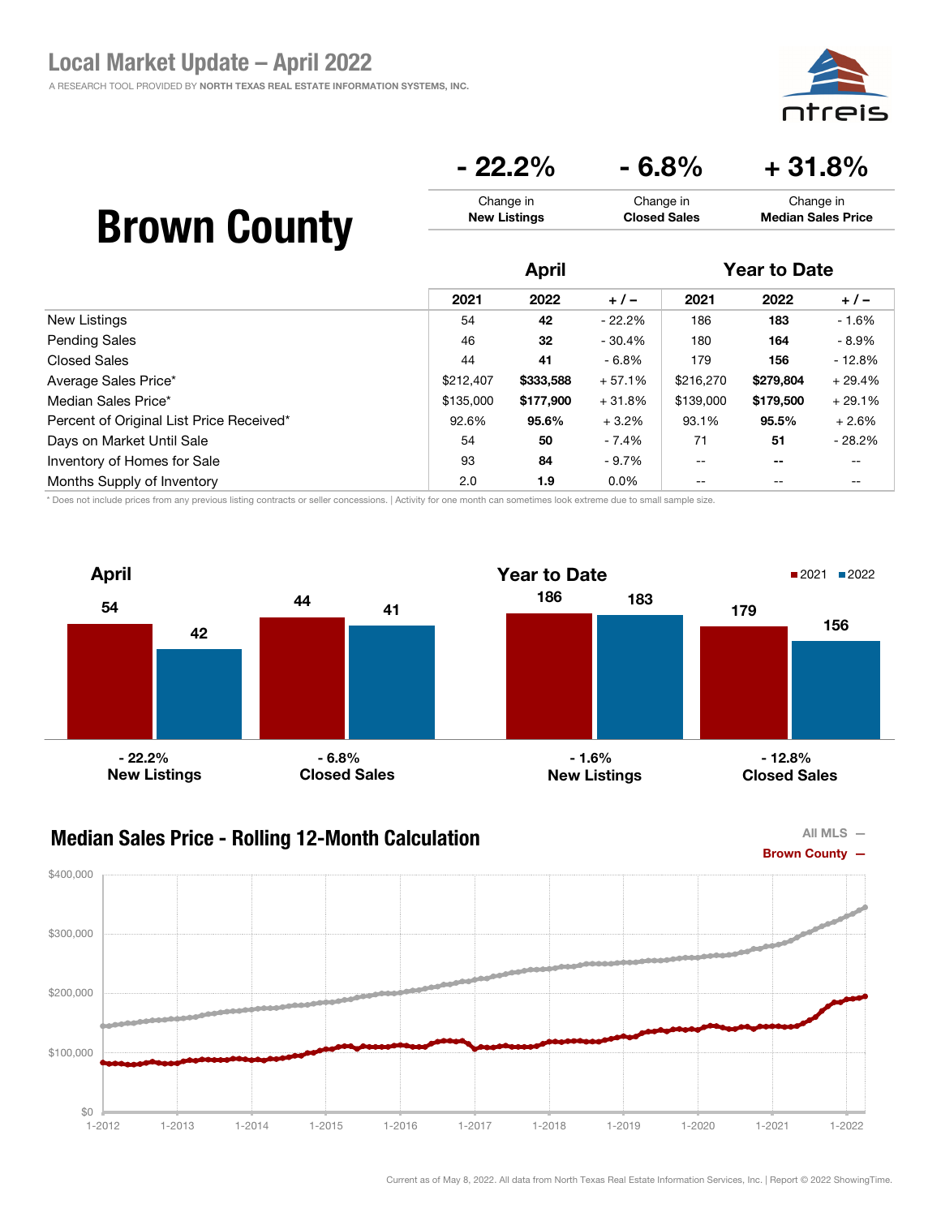## Local Market Update – April 2022

A RESEARCH TOOL PROVIDED BY NORTH TEXAS REAL ESTATE INFORMATION SYSTEMS, INC.

# Brown County

| - 22.2% | - 6.8% | + 31.8% |
|---|---|---|
| Change in **New Listings** | Change in **Closed Sales** | Change in **Median Sales Price** |

| | April | | | Year to Date | | |
|---|---|---|---|---|---|---|
| | 2021 | 2022 | + / – | 2021 | 2022 | + / – |
| New Listings | 54 | **42** | - 22.2% | 186 | **183** | - 1.6% |
| Pending Sales | 46 | **32** | - 30.4% | 180 | **164** | - 8.9% |
| Closed Sales | 44 | **41** | - 6.8% | 179 | **156** | - 12.8% |
| Average Sales Price* | $212,407 | **$333,588** | + 57.1% | $216,270 | **$279,804** | + 29.4% |
| Median Sales Price* | $135,000 | **$177,900** | + 31.8% | $139,000 | **$179,500** | + 29.1% |
| Percent of Original List Price Received* | 92.6% | **95.6%** | + 3.2% | 93.1% | **95.5%** | + 2.6% |
| Days on Market Until Sale | 54 | **50** | - 7.4% | 71 | **51** | - 28.2% |
| Inventory of Homes for Sale | 93 | **84** | - 9.7% | -- | **--** | -- |
| Months Supply of Inventory | 2.0 | **1.9** | 0.0% | -- | -- | -- |

\* Does not include prices from any previous listing contracts or seller concessions. | Activity for one month can sometimes look extreme due to small sample size.

### April

| | 2021 | 2022 | Change |
|---|---|---|---|
| New Listings | 54 | 42 | - 22.2% |
| Closed Sales | 44 | 41 | - 6.8% |

### Year to Date

| | 2021 | 2022 | Change |
|---|---|---|---|
| New Listings | 186 | 183 | - 1.6% |
| Closed Sales | 179 | 156 | - 12.8% |

### Median Sales Price - Rolling 12-Month Calculation

All MLS — Brown County —

Current as of May 8, 2022. All data from North Texas Real Estate Information Services, Inc. | Report © 2022 ShowingTime.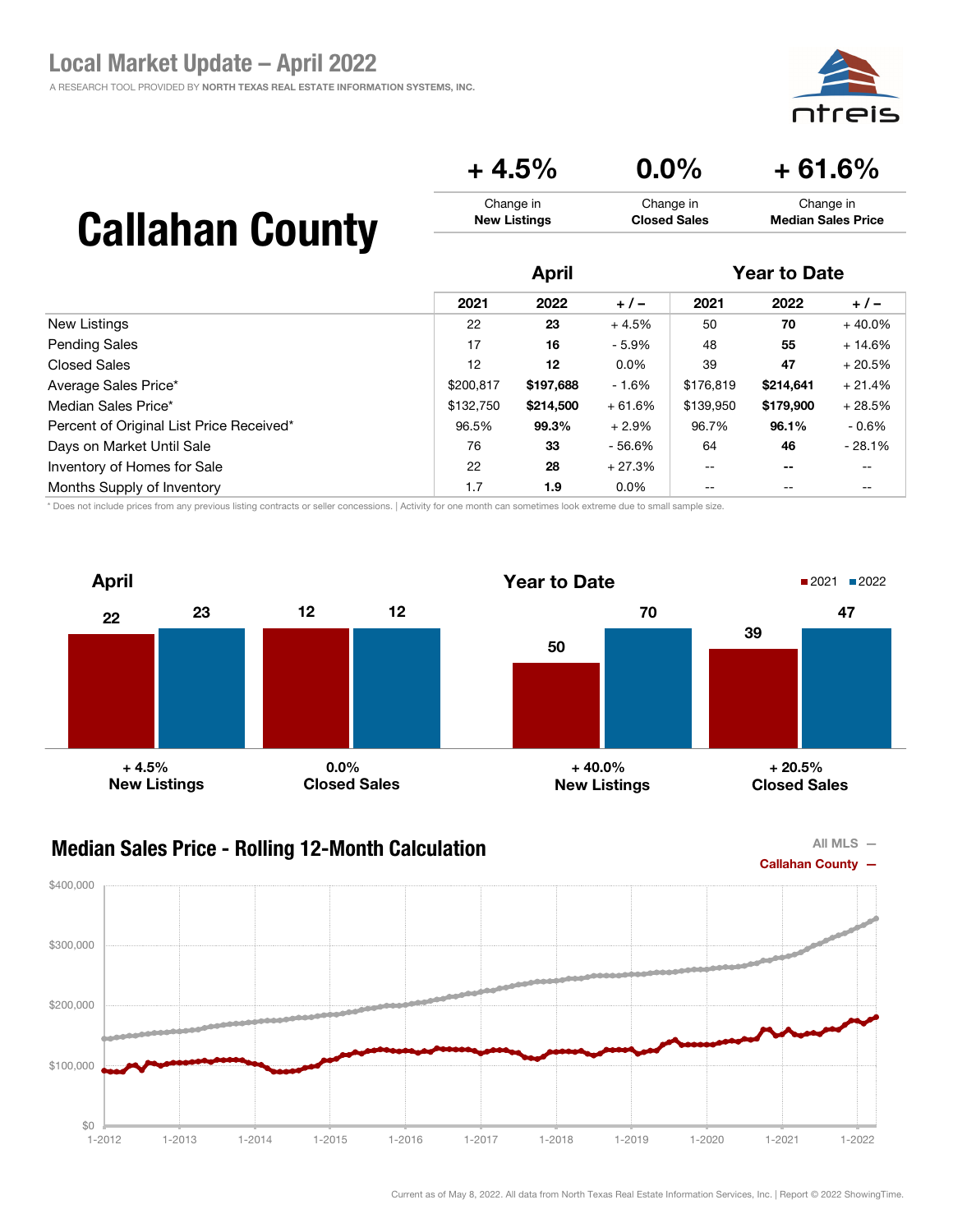# Local Market Update – April 2022

A RESEARCH TOOL PROVIDED BY NORTH TEXAS REAL ESTATE INFORMATION SYSTEMS, INC.

# Callahan County

| + 4.5% | 0.0% | + 61.6% |
|---|---|---|
| Change in **New Listings** | Change in **Closed Sales** | Change in **Median Sales Price** |

| | April | | | Year to Date | | |
|---|---|---|---|---|---|---|
| | 2021 | 2022 | + / – | 2021 | 2022 | + / – |
| New Listings | 22 | **23** | + 4.5% | 50 | **70** | + 40.0% |
| Pending Sales | 17 | **16** | - 5.9% | 48 | **55** | + 14.6% |
| Closed Sales | 12 | **12** | 0.0% | 39 | **47** | + 20.5% |
| Average Sales Price* | $200,817 | **$197,688** | - 1.6% | $176,819 | **$214,641** | + 21.4% |
| Median Sales Price* | $132,750 | **$214,500** | + 61.6% | $139,950 | **$179,900** | + 28.5% |
| Percent of Original List Price Received* | 96.5% | **99.3%** | + 2.9% | 96.7% | **96.1%** | - 0.6% |
| Days on Market Until Sale | 76 | **33** | - 56.6% | 64 | **46** | - 28.1% |
| Inventory of Homes for Sale | 22 | **28** | + 27.3% | -- | **--** | -- |
| Months Supply of Inventory | 1.7 | **1.9** | 0.0% | -- | -- | -- |

\* Does not include prices from any previous listing contracts or seller concessions. | Activity for one month can sometimes look extreme due to small sample size.

**April**

| | 2021 | 2022 | Change |
|---|---|---|---|
| New Listings | 22 | 23 | + 4.5% |
| Closed Sales | 12 | 12 | 0.0% |

**Year to Date**

| | 2021 | 2022 | Change |
|---|---|---|---|
| New Listings | 50 | 70 | + 40.0% |
| Closed Sales | 39 | 47 | + 20.5% |

## Median Sales Price - Rolling 12-Month Calculation

All MLS —
Callahan County —

Current as of May 8, 2022. All data from North Texas Real Estate Information Services, Inc. | Report © 2022 ShowingTime.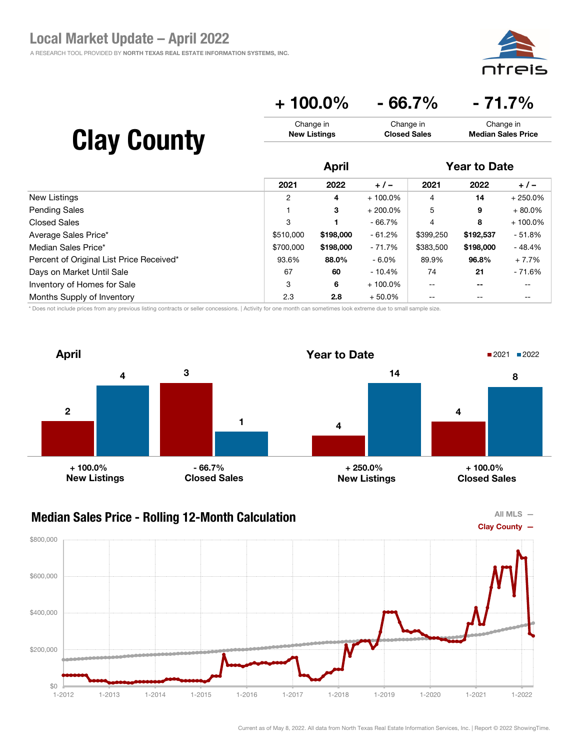# Local Market Update – April 2022

A RESEARCH TOOL PROVIDED BY NORTH TEXAS REAL ESTATE INFORMATION SYSTEMS, INC.

## Clay County

| + 100.0% | - 66.7% | - 71.7% |
|---|---|---|
| Change in **New Listings** | Change in **Closed Sales** | Change in **Median Sales Price** |

| | April | | | Year to Date | | |
|---|---|---|---|---|---|---|
| | 2021 | 2022 | + / – | 2021 | 2022 | + / – |
| New Listings | 2 | **4** | + 100.0% | 4 | **14** | + 250.0% |
| Pending Sales | 1 | **3** | + 200.0% | 5 | **9** | + 80.0% |
| Closed Sales | 3 | **1** | - 66.7% | 4 | **8** | + 100.0% |
| Average Sales Price* | $510,000 | **$198,000** | - 61.2% | $399,250 | **$192,537** | - 51.8% |
| Median Sales Price* | $700,000 | **$198,000** | - 71.7% | $383,500 | **$198,000** | - 48.4% |
| Percent of Original List Price Received* | 93.6% | **88.0%** | - 6.0% | 89.9% | **96.8%** | + 7.7% |
| Days on Market Until Sale | 67 | **60** | - 10.4% | 74 | **21** | - 71.6% |
| Inventory of Homes for Sale | 3 | **6** | + 100.0% | -- | **--** | -- |
| Months Supply of Inventory | 2.3 | **2.8** | + 50.0% | -- | -- | -- |

\* Does not include prices from any previous listing contracts or seller concessions. | Activity for one month can sometimes look extreme due to small sample size.

### April

| | 2021 | 2022 | Change |
|---|---|---|---|
| New Listings | 2 | 4 | + 100.0% |
| Closed Sales | 3 | 1 | - 66.7% |

### Year to Date

| | 2021 | 2022 | Change |
|---|---|---|---|
| New Listings | 4 | 14 | + 250.0% |
| Closed Sales | 4 | 8 | + 100.0% |

### Median Sales Price - Rolling 12-Month Calculation

All MLS —
Clay County —

Current as of May 8, 2022. All data from North Texas Real Estate Information Services, Inc. | Report © 2022 ShowingTime.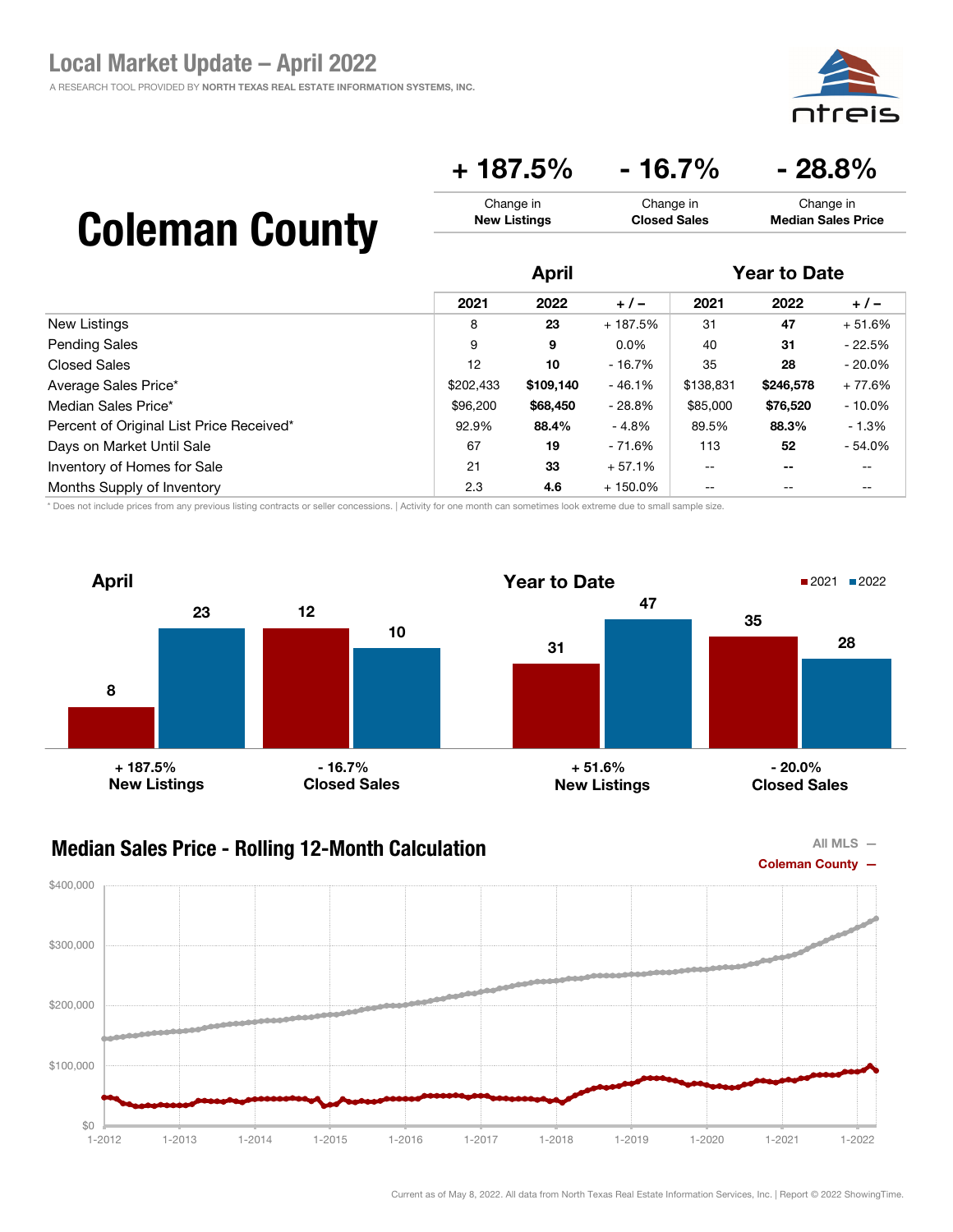# Local Market Update – April 2022

A RESEARCH TOOL PROVIDED BY NORTH TEXAS REAL ESTATE INFORMATION SYSTEMS, INC.

## Coleman County

| + 187.5% | - 16.7% | - 28.8% |
|---|---|---|
| Change in **New Listings** | Change in **Closed Sales** | Change in **Median Sales Price** |

| | April | | | Year to Date | | |
|---|---|---|---|---|---|---|
| | 2021 | 2022 | + / – | 2021 | 2022 | + / – |
| New Listings | 8 | **23** | + 187.5% | 31 | **47** | + 51.6% |
| Pending Sales | 9 | **9** | 0.0% | 40 | **31** | - 22.5% |
| Closed Sales | 12 | **10** | - 16.7% | 35 | **28** | - 20.0% |
| Average Sales Price* | $202,433 | **$109,140** | - 46.1% | $138,831 | **$246,578** | + 77.6% |
| Median Sales Price* | $96,200 | **$68,450** | - 28.8% | $85,000 | **$76,520** | - 10.0% |
| Percent of Original List Price Received* | 92.9% | **88.4%** | - 4.8% | 89.5% | **88.3%** | - 1.3% |
| Days on Market Until Sale | 67 | **19** | - 71.6% | 113 | **52** | - 54.0% |
| Inventory of Homes for Sale | 21 | **33** | + 57.1% | -- | **--** | -- |
| Months Supply of Inventory | 2.3 | **4.6** | + 150.0% | -- | -- | -- |

\* Does not include prices from any previous listing contracts or seller concessions. | Activity for one month can sometimes look extreme due to small sample size.

### April

| | 2021 | 2022 |
|---|---|---|
| New Listings (+ 187.5%) | 8 | 23 |
| Closed Sales (- 16.7%) | 12 | 10 |

### Year to Date

| | 2021 | 2022 |
|---|---|---|
| New Listings (+ 51.6%) | 31 | 47 |
| Closed Sales (- 20.0%) | 35 | 28 |

### Median Sales Price - Rolling 12-Month Calculation

All MLS —
Coleman County —

Current as of May 8, 2022. All data from North Texas Real Estate Information Services, Inc. | Report © 2022 ShowingTime.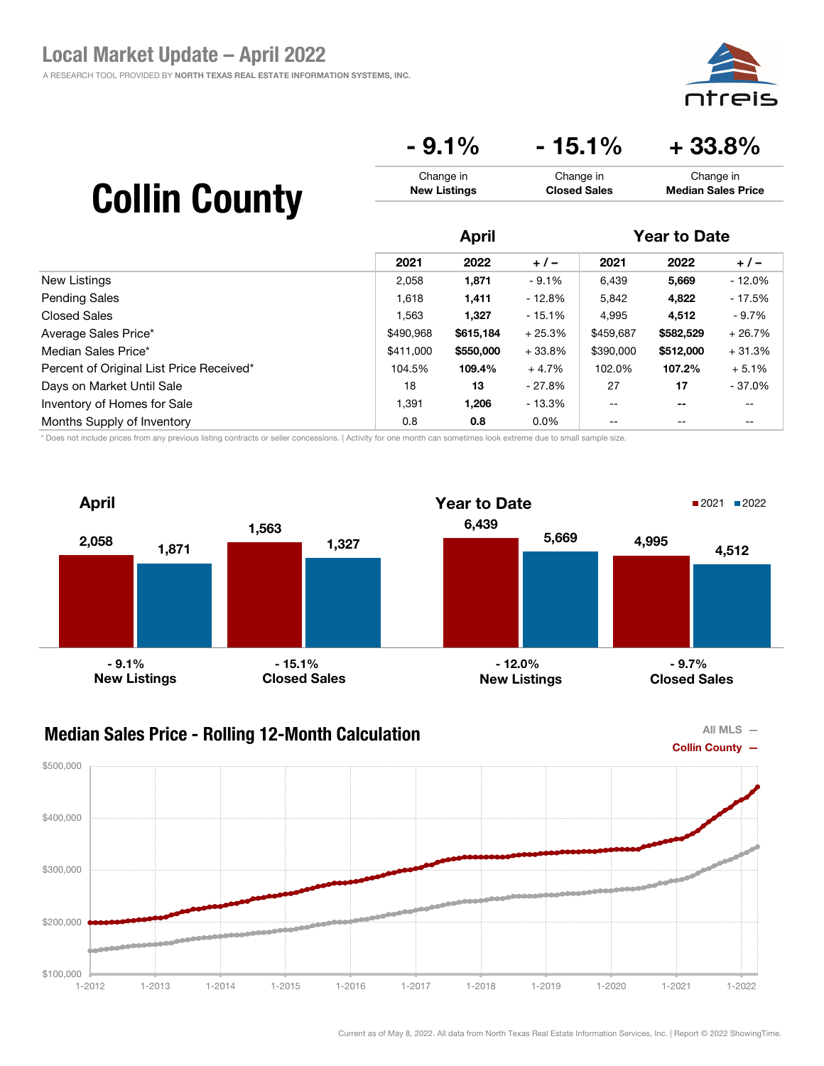# Local Market Update – April 2022

A RESEARCH TOOL PROVIDED BY **NORTH TEXAS REAL ESTATE INFORMATION SYSTEMS, INC.**

# Collin County

| - 9.1% | - 15.1% | + 33.8% |
|---|---|---|
| Change in **New Listings** | Change in **Closed Sales** | Change in **Median Sales Price** |

| | April | | | Year to Date | | |
|---|---|---|---|---|---|---|
| | 2021 | 2022 | + / – | 2021 | 2022 | + / – |
| New Listings | 2,058 | **1,871** | - 9.1% | 6,439 | **5,669** | - 12.0% |
| Pending Sales | 1,618 | **1,411** | - 12.8% | 5,842 | **4,822** | - 17.5% |
| Closed Sales | 1,563 | **1,327** | - 15.1% | 4,995 | **4,512** | - 9.7% |
| Average Sales Price* | $490,968 | **$615,184** | + 25.3% | $459,687 | **$582,529** | + 26.7% |
| Median Sales Price* | $411,000 | **$550,000** | + 33.8% | $390,000 | **$512,000** | + 31.3% |
| Percent of Original List Price Received* | 104.5% | **109.4%** | + 4.7% | 102.0% | **107.2%** | + 5.1% |
| Days on Market Until Sale | 18 | **13** | - 27.8% | 27 | **17** | - 37.0% |
| Inventory of Homes for Sale | 1,391 | **1,206** | - 13.3% | -- | **--** | -- |
| Months Supply of Inventory | 0.8 | **0.8** | 0.0% | -- | -- | -- |

\* Does not include prices from any previous listing contracts or seller concessions. | Activity for one month can sometimes look extreme due to small sample size.

## April

| | 2021 | 2022 | Change |
|---|---|---|---|
| New Listings | 2,058 | 1,871 | - 9.1% |
| Closed Sales | 1,563 | 1,327 | - 15.1% |

## Year to Date

| | 2021 | 2022 | Change |
|---|---|---|---|
| New Listings | 6,439 | 5,669 | - 12.0% |
| Closed Sales | 4,995 | 4,512 | - 9.7% |

## Median Sales Price - Rolling 12-Month Calculation

All MLS —
Collin County —

Current as of May 8, 2022. All data from North Texas Real Estate Information Services, Inc. | Report © 2022 ShowingTime.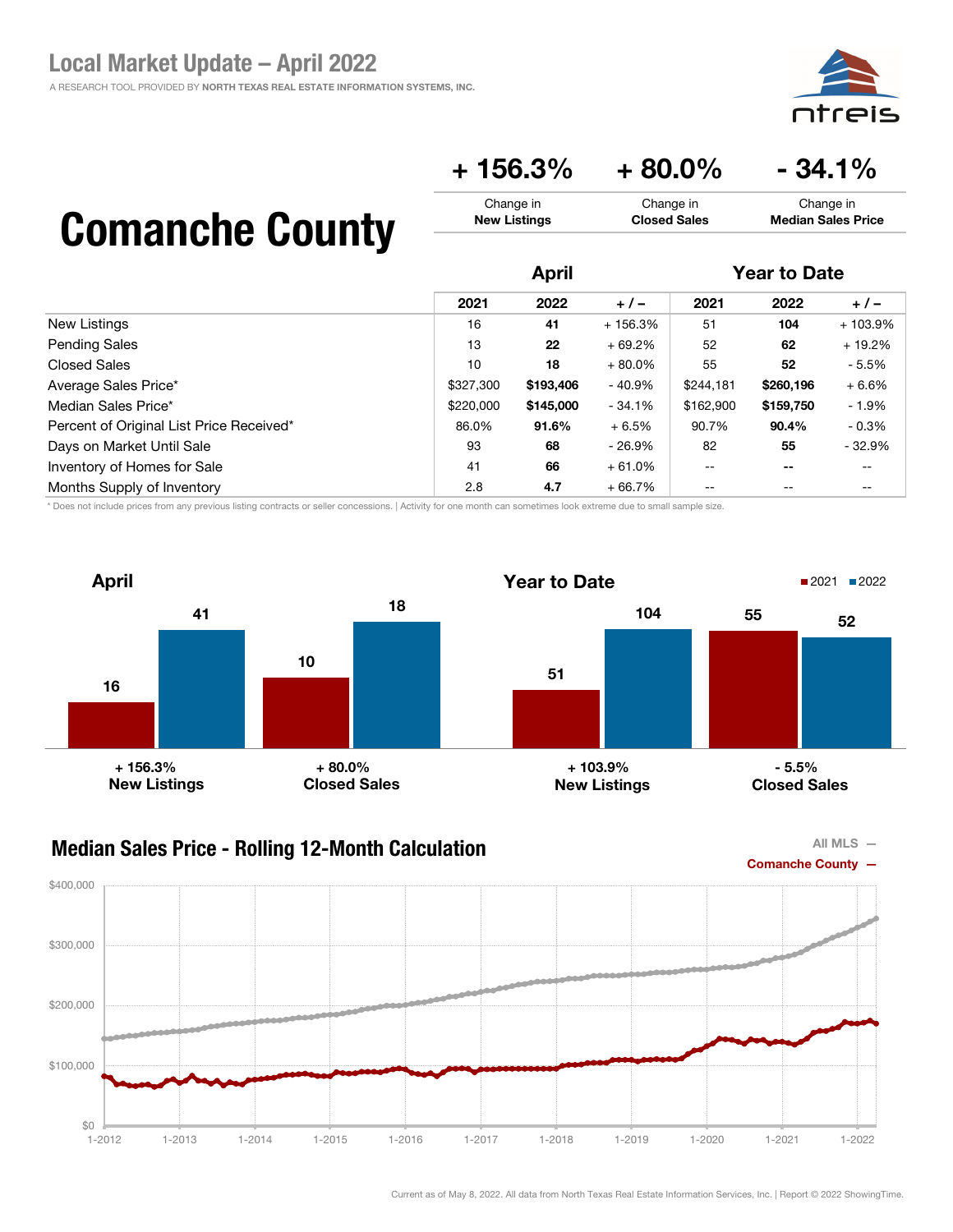# Local Market Update – April 2022

A RESEARCH TOOL PROVIDED BY **NORTH TEXAS REAL ESTATE INFORMATION SYSTEMS, INC.**

# Comanche County

| + 156.3% | + 80.0% | - 34.1% |
|---|---|---|
| Change in **New Listings** | Change in **Closed Sales** | Change in **Median Sales Price** |

| | April | | | Year to Date | | |
|---|---|---|---|---|---|---|
| | 2021 | 2022 | + / – | 2021 | 2022 | + / – |
| New Listings | 16 | **41** | + 156.3% | 51 | **104** | + 103.9% |
| Pending Sales | 13 | **22** | + 69.2% | 52 | **62** | + 19.2% |
| Closed Sales | 10 | **18** | + 80.0% | 55 | **52** | - 5.5% |
| Average Sales Price* | $327,300 | **$193,406** | - 40.9% | $244,181 | **$260,196** | + 6.6% |
| Median Sales Price* | $220,000 | **$145,000** | - 34.1% | $162,900 | **$159,750** | - 1.9% |
| Percent of Original List Price Received* | 86.0% | **91.6%** | + 6.5% | 90.7% | **90.4%** | - 0.3% |
| Days on Market Until Sale | 93 | **68** | - 26.9% | 82 | **55** | - 32.9% |
| Inventory of Homes for Sale | 41 | **66** | + 61.0% | -- | **--** | -- |
| Months Supply of Inventory | 2.8 | **4.7** | + 66.7% | -- | -- | -- |

\* Does not include prices from any previous listing contracts or seller concessions. | Activity for one month can sometimes look extreme due to small sample size.

**April**

| | 2021 | 2022 | Change |
|---|---|---|---|
| New Listings | 16 | 41 | + 156.3% |
| Closed Sales | 10 | 18 | + 80.0% |

**Year to Date**

| | 2021 | 2022 | Change |
|---|---|---|---|
| New Listings | 51 | 104 | + 103.9% |
| Closed Sales | 55 | 52 | - 5.5% |

## Median Sales Price - Rolling 12-Month Calculation

All MLS — Comanche County —

Current as of May 8, 2022. All data from North Texas Real Estate Information Services, Inc. | Report © 2022 ShowingTime.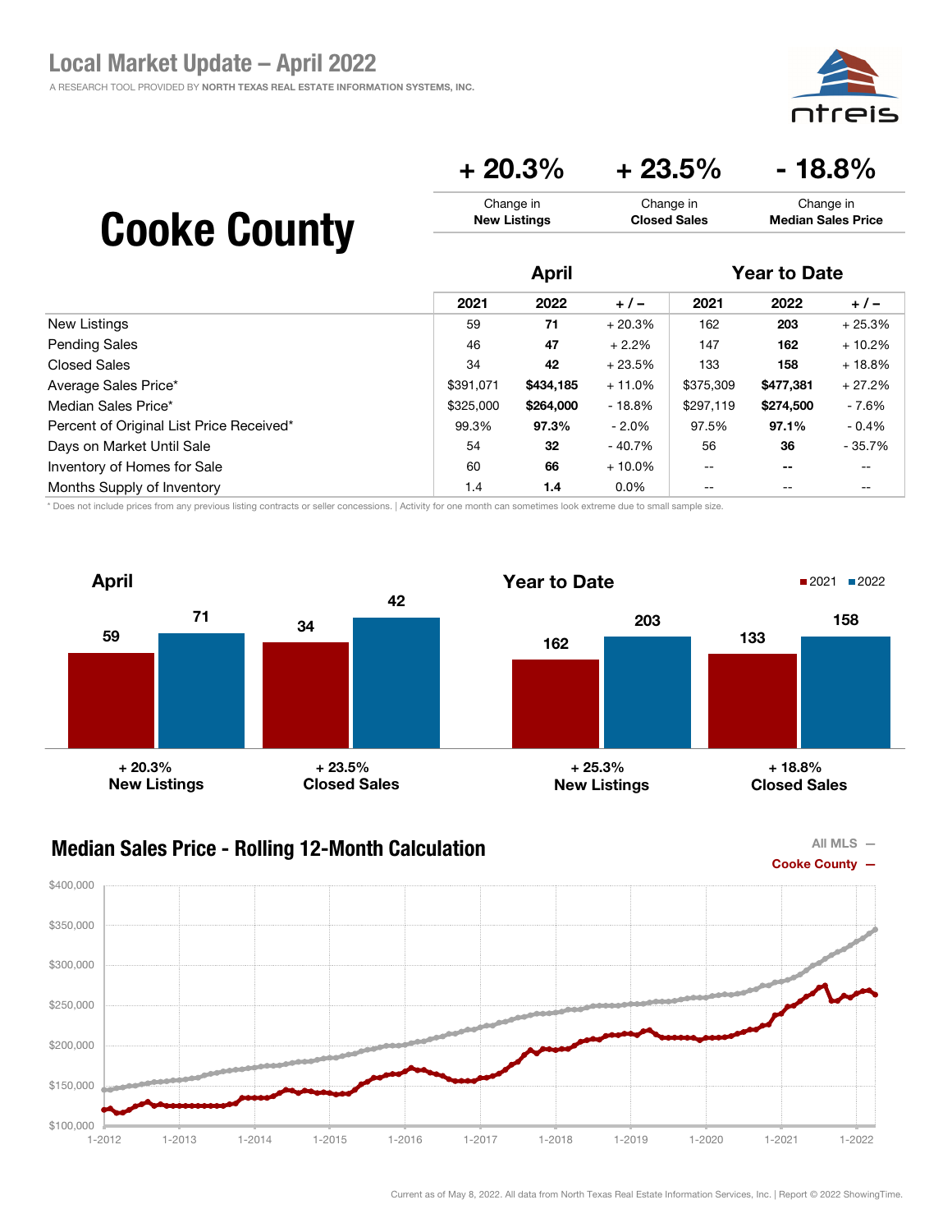# Local Market Update – April 2022

A RESEARCH TOOL PROVIDED BY **NORTH TEXAS REAL ESTATE INFORMATION SYSTEMS, INC.**

# Cooke County

| + 20.3% | + 23.5% | - 18.8% |
| --- | --- | --- |
| Change in **New Listings** | Change in **Closed Sales** | Change in **Median Sales Price** |

| | April | | | Year to Date | | |
| --- | --- | --- | --- | --- | --- | --- |
| | **2021** | **2022** | **+ / –** | **2021** | **2022** | **+ / –** |
| New Listings | 59 | **71** | + 20.3% | 162 | **203** | + 25.3% |
| Pending Sales | 46 | **47** | + 2.2% | 147 | **162** | + 10.2% |
| Closed Sales | 34 | **42** | + 23.5% | 133 | **158** | + 18.8% |
| Average Sales Price* | $391,071 | **$434,185** | + 11.0% | $375,309 | **$477,381** | + 27.2% |
| Median Sales Price* | $325,000 | **$264,000** | - 18.8% | $297,119 | **$274,500** | - 7.6% |
| Percent of Original List Price Received* | 99.3% | **97.3%** | - 2.0% | 97.5% | **97.1%** | - 0.4% |
| Days on Market Until Sale | 54 | **32** | - 40.7% | 56 | **36** | - 35.7% |
| Inventory of Homes for Sale | 60 | **66** | + 10.0% | -- | **--** | -- |
| Months Supply of Inventory | 1.4 | **1.4** | 0.0% | -- | -- | -- |

\* Does not include prices from any previous listing contracts or seller concessions. | Activity for one month can sometimes look extreme due to small sample size.

## April

| | 2021 | 2022 |
| --- | --- | --- |
| New Listings (+ 20.3%) | 59 | 71 |
| Closed Sales (+ 23.5%) | 34 | 42 |

## Year to Date

| | 2021 | 2022 |
| --- | --- | --- |
| New Listings (+ 25.3%) | 162 | 203 |
| Closed Sales (+ 18.8%) | 133 | 158 |

## Median Sales Price - Rolling 12-Month Calculation

All MLS —
Cooke County —

Current as of May 8, 2022. All data from North Texas Real Estate Information Services, Inc. | Report © 2022 ShowingTime.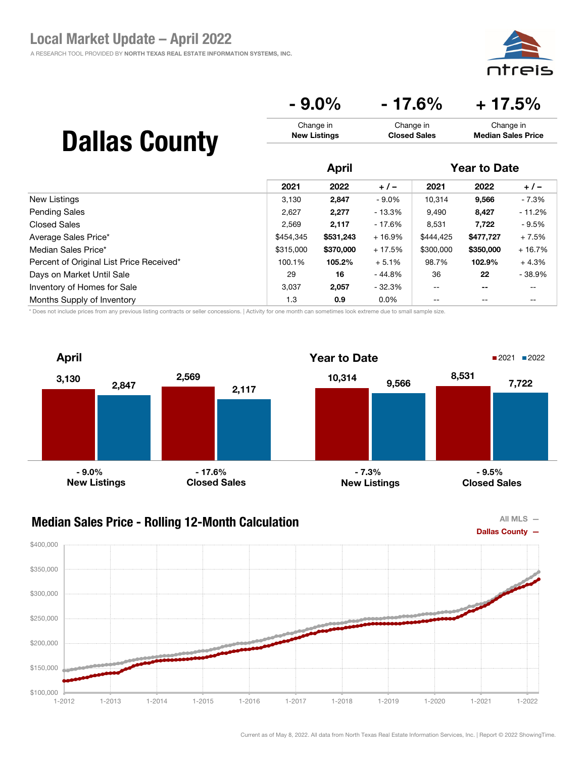# Local Market Update – April 2022

A RESEARCH TOOL PROVIDED BY **NORTH TEXAS REAL ESTATE INFORMATION SYSTEMS, INC.**

# Dallas County

| - 9.0% | - 17.6% | + 17.5% |
|---|---|---|
| Change in **New Listings** | Change in **Closed Sales** | Change in **Median Sales Price** |

| | April | | | Year to Date | | |
|---|---|---|---|---|---|---|
| | 2021 | 2022 | + / – | 2021 | 2022 | + / – |
| New Listings | 3,130 | **2,847** | - 9.0% | 10,314 | **9,566** | - 7.3% |
| Pending Sales | 2,627 | **2,277** | - 13.3% | 9,490 | **8,427** | - 11.2% |
| Closed Sales | 2,569 | **2,117** | - 17.6% | 8,531 | **7,722** | - 9.5% |
| Average Sales Price* | $454,345 | **$531,243** | + 16.9% | $444,425 | **$477,727** | + 7.5% |
| Median Sales Price* | $315,000 | **$370,000** | + 17.5% | $300,000 | **$350,000** | + 16.7% |
| Percent of Original List Price Received* | 100.1% | **105.2%** | + 5.1% | 98.7% | **102.9%** | + 4.3% |
| Days on Market Until Sale | 29 | **16** | - 44.8% | 36 | **22** | - 38.9% |
| Inventory of Homes for Sale | 3,037 | **2,057** | - 32.3% | -- | **--** | -- |
| Months Supply of Inventory | 1.3 | **0.9** | 0.0% | -- | -- | -- |

* Does not include prices from any previous listing contracts or seller concessions. | Activity for one month can sometimes look extreme due to small sample size.

## April

| | 2021 | 2022 | Change |
|---|---|---|---|
| New Listings | 3,130 | 2,847 | - 9.0% |
| Closed Sales | 2,569 | 2,117 | - 17.6% |

## Year to Date

| | 2021 | 2022 | Change |
|---|---|---|---|
| New Listings | 10,314 | 9,566 | - 7.3% |
| Closed Sales | 8,531 | 7,722 | - 9.5% |

## Median Sales Price - Rolling 12-Month Calculation

All MLS —
Dallas County —

Current as of May 8, 2022. All data from North Texas Real Estate Information Services, Inc. | Report © 2022 ShowingTime.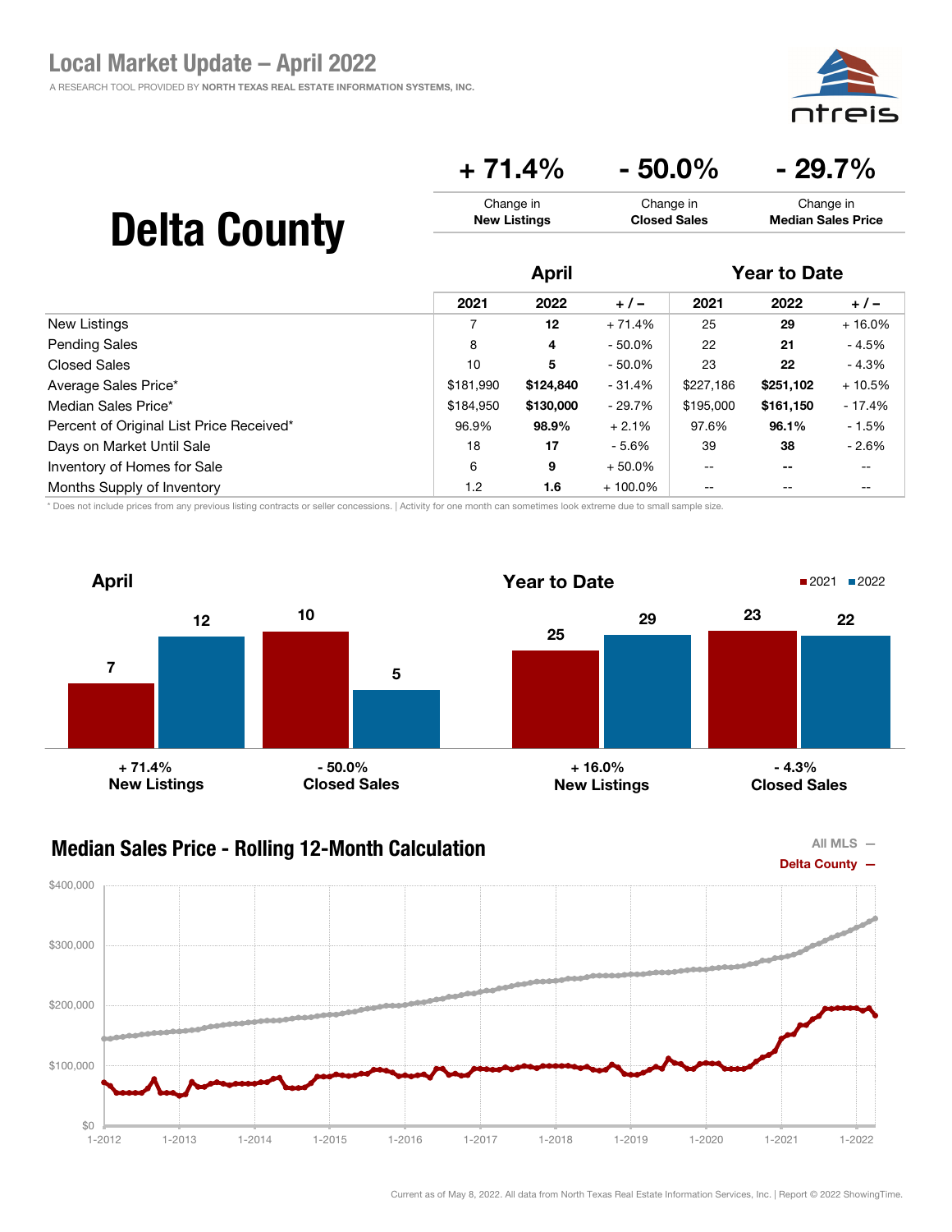# Local Market Update – April 2022

A RESEARCH TOOL PROVIDED BY NORTH TEXAS REAL ESTATE INFORMATION SYSTEMS, INC.

## Delta County

| + 71.4% | - 50.0% | - 29.7% |
|---|---|---|
| Change in **New Listings** | Change in **Closed Sales** | Change in **Median Sales Price** |

| | April | | | Year to Date | | |
|---|---|---|---|---|---|---|
| | 2021 | 2022 | + / – | 2021 | 2022 | + / – |
| New Listings | 7 | **12** | + 71.4% | 25 | **29** | + 16.0% |
| Pending Sales | 8 | **4** | - 50.0% | 22 | **21** | - 4.5% |
| Closed Sales | 10 | **5** | - 50.0% | 23 | **22** | - 4.3% |
| Average Sales Price* | $181,990 | **$124,840** | - 31.4% | $227,186 | **$251,102** | + 10.5% |
| Median Sales Price* | $184,950 | **$130,000** | - 29.7% | $195,000 | **$161,150** | - 17.4% |
| Percent of Original List Price Received* | 96.9% | **98.9%** | + 2.1% | 97.6% | **96.1%** | - 1.5% |
| Days on Market Until Sale | 18 | **17** | - 5.6% | 39 | **38** | - 2.6% |
| Inventory of Homes for Sale | 6 | **9** | + 50.0% | -- | **--** | -- |
| Months Supply of Inventory | 1.2 | **1.6** | + 100.0% | -- | -- | -- |

\* Does not include prices from any previous listing contracts or seller concessions. | Activity for one month can sometimes look extreme due to small sample size.

### April

| | 2021 | 2022 | Change |
|---|---|---|---|
| New Listings | 7 | 12 | + 71.4% |
| Closed Sales | 10 | 5 | - 50.0% |

### Year to Date

| | 2021 | 2022 | Change |
|---|---|---|---|
| New Listings | 25 | 29 | + 16.0% |
| Closed Sales | 23 | 22 | - 4.3% |

### Median Sales Price - Rolling 12-Month Calculation

All MLS —
Delta County —

Current as of May 8, 2022. All data from North Texas Real Estate Information Services, Inc. | Report © 2022 ShowingTime.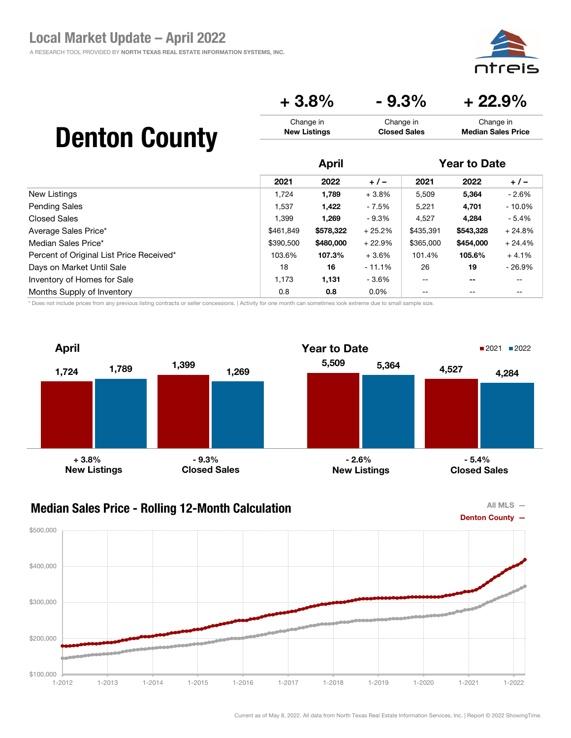# Local Market Update – April 2022

A RESEARCH TOOL PROVIDED BY **NORTH TEXAS REAL ESTATE INFORMATION SYSTEMS, INC.**

# Denton County

| + 3.8% | - 9.3% | + 22.9% |
|---|---|---|
| Change in **New Listings** | Change in **Closed Sales** | Change in **Median Sales Price** |

| | April | | | Year to Date | | |
|---|---|---|---|---|---|---|
| | 2021 | 2022 | + / – | 2021 | 2022 | + / – |
| New Listings | 1,724 | **1,789** | + 3.8% | 5,509 | **5,364** | - 2.6% |
| Pending Sales | 1,537 | **1,422** | - 7.5% | 5,221 | **4,701** | - 10.0% |
| Closed Sales | 1,399 | **1,269** | - 9.3% | 4,527 | **4,284** | - 5.4% |
| Average Sales Price* | $461,849 | **$578,322** | + 25.2% | $435,391 | **$543,328** | + 24.8% |
| Median Sales Price* | $390,500 | **$480,000** | + 22.9% | $365,000 | **$454,000** | + 24.4% |
| Percent of Original List Price Received* | 103.6% | **107.3%** | + 3.6% | 101.4% | **105.6%** | + 4.1% |
| Days on Market Until Sale | 18 | **16** | - 11.1% | 26 | **19** | - 26.9% |
| Inventory of Homes for Sale | 1,173 | **1,131** | - 3.6% | -- | **--** | -- |
| Months Supply of Inventory | 0.8 | **0.8** | 0.0% | -- | -- | -- |

\* Does not include prices from any previous listing contracts or seller concessions. | Activity for one month can sometimes look extreme due to small sample size.

## April

| | 2021 | 2022 | Change |
|---|---|---|---|
| New Listings | 1,724 | 1,789 | + 3.8% |
| Closed Sales | 1,399 | 1,269 | - 9.3% |

## Year to Date

| | 2021 | 2022 | Change |
|---|---|---|---|
| New Listings | 5,509 | 5,364 | - 2.6% |
| Closed Sales | 4,527 | 4,284 | - 5.4% |

## Median Sales Price - Rolling 12-Month Calculation

All MLS —
Denton County —

Current as of May 8, 2022. All data from North Texas Real Estate Information Services, Inc. | Report © 2022 ShowingTime.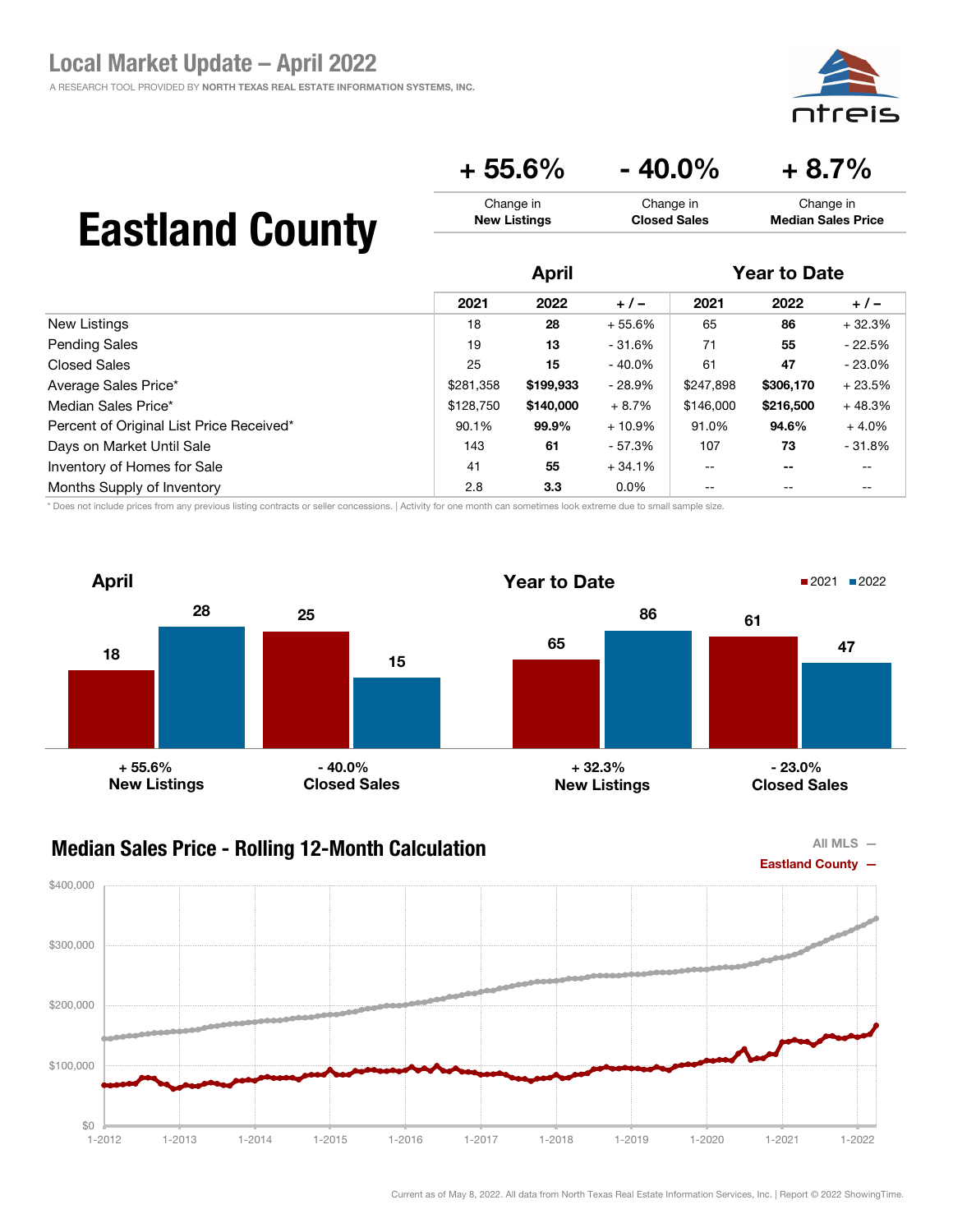# Local Market Update – April 2022

A RESEARCH TOOL PROVIDED BY NORTH TEXAS REAL ESTATE INFORMATION SYSTEMS, INC.

# Eastland County

| + 55.6% | - 40.0% | + 8.7% |
|---|---|---|
| Change in **New Listings** | Change in **Closed Sales** | Change in **Median Sales Price** |

| | April | | | Year to Date | | |
|---|---|---|---|---|---|---|
| | 2021 | 2022 | + / – | 2021 | 2022 | + / – |
| New Listings | 18 | **28** | + 55.6% | 65 | **86** | + 32.3% |
| Pending Sales | 19 | **13** | - 31.6% | 71 | **55** | - 22.5% |
| Closed Sales | 25 | **15** | - 40.0% | 61 | **47** | - 23.0% |
| Average Sales Price* | $281,358 | **$199,933** | - 28.9% | $247,898 | **$306,170** | + 23.5% |
| Median Sales Price* | $128,750 | **$140,000** | + 8.7% | $146,000 | **$216,500** | + 48.3% |
| Percent of Original List Price Received* | 90.1% | **99.9%** | + 10.9% | 91.0% | **94.6%** | + 4.0% |
| Days on Market Until Sale | 143 | **61** | - 57.3% | 107 | **73** | - 31.8% |
| Inventory of Homes for Sale | 41 | **55** | + 34.1% | -- | **--** | -- |
| Months Supply of Inventory | 2.8 | **3.3** | 0.0% | -- | -- | -- |

\* Does not include prices from any previous listing contracts or seller concessions. | Activity for one month can sometimes look extreme due to small sample size.

## April

| | 2021 | 2022 |
|---|---|---|
| New Listings (+ 55.6%) | 18 | 28 |
| Closed Sales (- 40.0%) | 25 | 15 |

## Year to Date

| | 2021 | 2022 |
|---|---|---|
| New Listings (+ 32.3%) | 65 | 86 |
| Closed Sales (- 23.0%) | 61 | 47 |

## Median Sales Price - Rolling 12-Month Calculation

All MLS —
Eastland County —

Current as of May 8, 2022. All data from North Texas Real Estate Information Services, Inc. | Report © 2022 ShowingTime.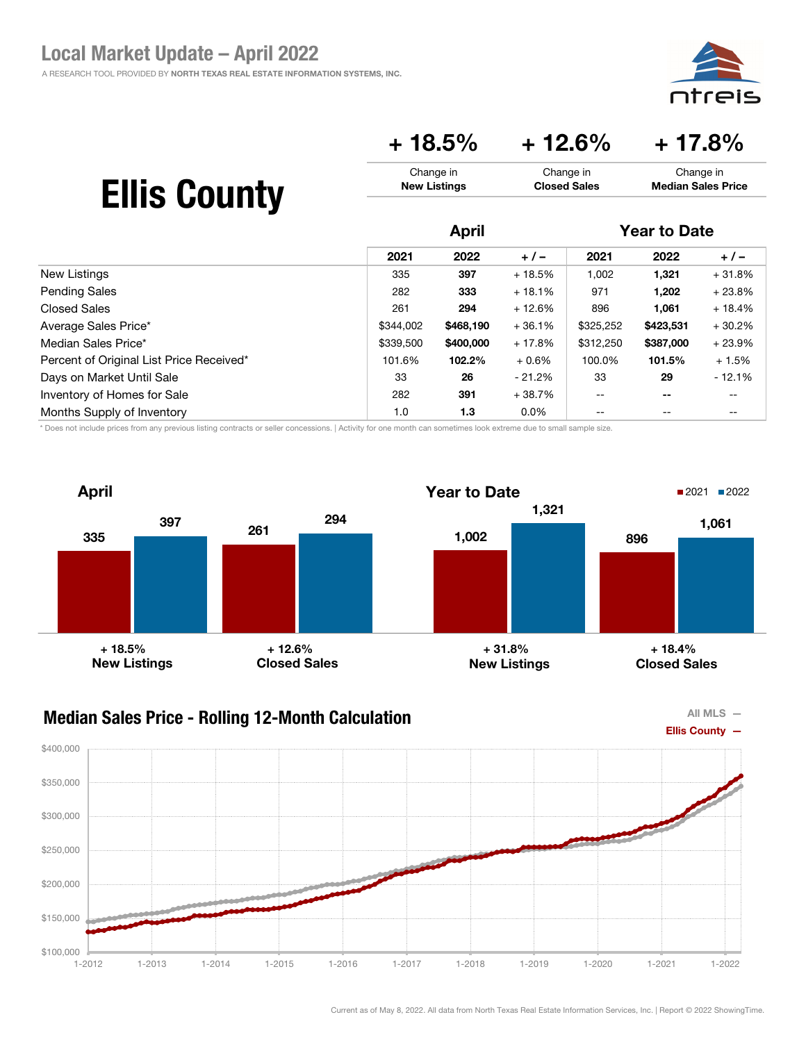# Local Market Update – April 2022

A RESEARCH TOOL PROVIDED BY NORTH TEXAS REAL ESTATE INFORMATION SYSTEMS, INC.

## Ellis County

| + 18.5% | + 12.6% | + 17.8% |
|---|---|---|
| Change in **New Listings** | Change in **Closed Sales** | Change in **Median Sales Price** |

| | April | | | Year to Date | | |
|---|---|---|---|---|---|---|
| | 2021 | 2022 | + / – | 2021 | 2022 | + / – |
| New Listings | 335 | **397** | + 18.5% | 1,002 | **1,321** | + 31.8% |
| Pending Sales | 282 | **333** | + 18.1% | 971 | **1,202** | + 23.8% |
| Closed Sales | 261 | **294** | + 12.6% | 896 | **1,061** | + 18.4% |
| Average Sales Price* | $344,002 | **$468,190** | + 36.1% | $325,252 | **$423,531** | + 30.2% |
| Median Sales Price* | $339,500 | **$400,000** | + 17.8% | $312,250 | **$387,000** | + 23.9% |
| Percent of Original List Price Received* | 101.6% | **102.2%** | + 0.6% | 100.0% | **101.5%** | + 1.5% |
| Days on Market Until Sale | 33 | **26** | - 21.2% | 33 | **29** | - 12.1% |
| Inventory of Homes for Sale | 282 | **391** | + 38.7% | -- | **--** | -- |
| Months Supply of Inventory | 1.0 | **1.3** | 0.0% | -- | -- | -- |

\* Does not include prices from any previous listing contracts or seller concessions. | Activity for one month can sometimes look extreme due to small sample size.

### April

| | 2021 | 2022 | Change |
|---|---|---|---|
| New Listings | 335 | 397 | + 18.5% |
| Closed Sales | 261 | 294 | + 12.6% |

### Year to Date

| | 2021 | 2022 | Change |
|---|---|---|---|
| New Listings | 1,002 | 1,321 | + 31.8% |
| Closed Sales | 896 | 1,061 | + 18.4% |

### Median Sales Price - Rolling 12-Month Calculation

All MLS —
Ellis County —

Current as of May 8, 2022. All data from North Texas Real Estate Information Services, Inc. | Report © 2022 ShowingTime.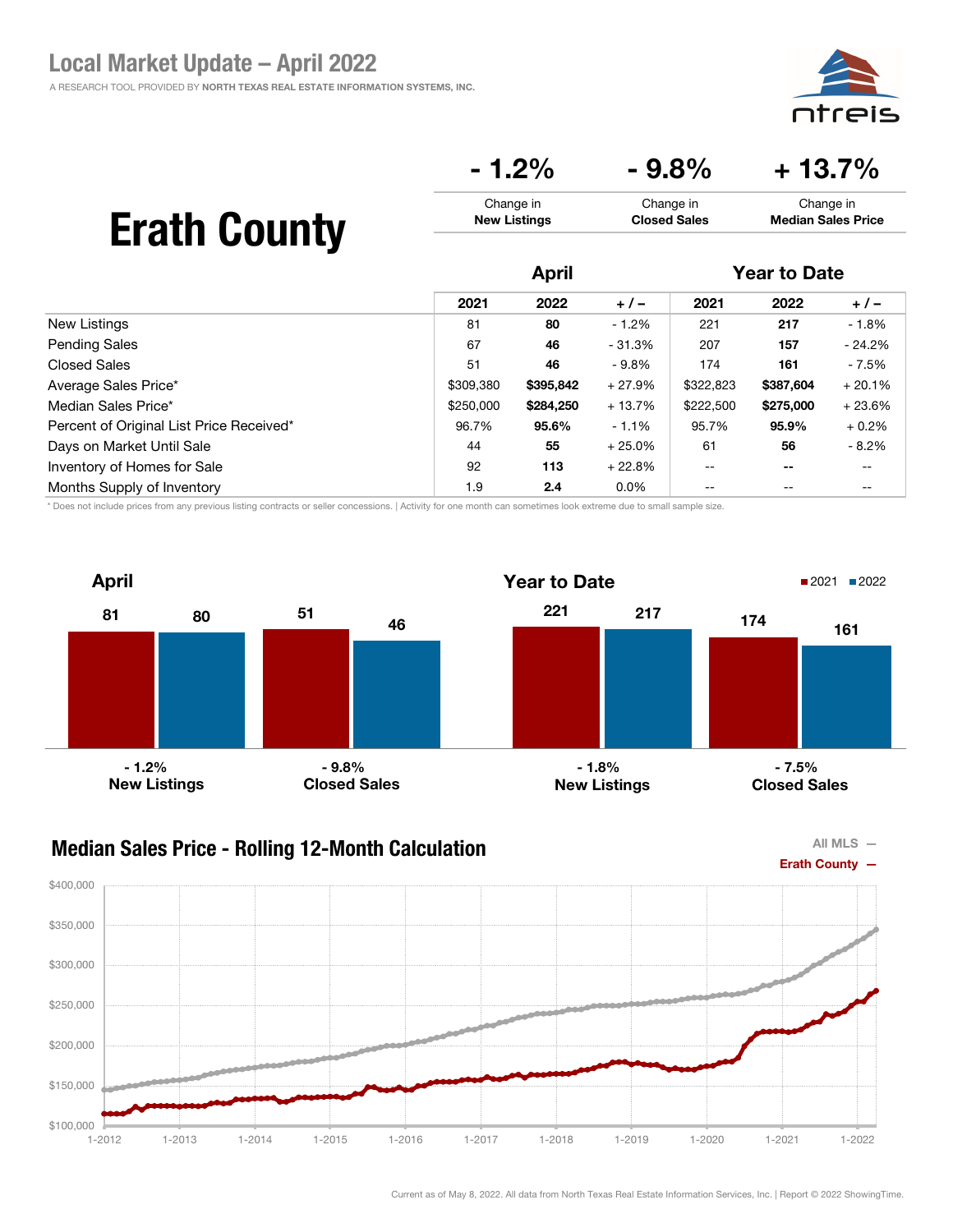# Local Market Update – April 2022

A RESEARCH TOOL PROVIDED BY NORTH TEXAS REAL ESTATE INFORMATION SYSTEMS, INC.

## Erath County

| - 1.2% | - 9.8% | + 13.7% |
|---|---|---|
| Change in **New Listings** | Change in **Closed Sales** | Change in **Median Sales Price** |

| | April | | | Year to Date | | |
|---|---|---|---|---|---|---|
| | 2021 | 2022 | + / – | 2021 | 2022 | + / – |
| New Listings | 81 | **80** | - 1.2% | 221 | **217** | - 1.8% |
| Pending Sales | 67 | **46** | - 31.3% | 207 | **157** | - 24.2% |
| Closed Sales | 51 | **46** | - 9.8% | 174 | **161** | - 7.5% |
| Average Sales Price* | $309,380 | **$395,842** | + 27.9% | $322,823 | **$387,604** | + 20.1% |
| Median Sales Price* | $250,000 | **$284,250** | + 13.7% | $222,500 | **$275,000** | + 23.6% |
| Percent of Original List Price Received* | 96.7% | **95.6%** | - 1.1% | 95.7% | **95.9%** | + 0.2% |
| Days on Market Until Sale | 44 | **55** | + 25.0% | 61 | **56** | - 8.2% |
| Inventory of Homes for Sale | 92 | **113** | + 22.8% | -- | **--** | -- |
| Months Supply of Inventory | 1.9 | **2.4** | 0.0% | -- | -- | -- |

\* Does not include prices from any previous listing contracts or seller concessions. | Activity for one month can sometimes look extreme due to small sample size.

### April

| | 2021 | 2022 | Change |
|---|---|---|---|
| New Listings | 81 | 80 | - 1.2% |
| Closed Sales | 51 | 46 | - 9.8% |

### Year to Date

| | 2021 | 2022 | Change |
|---|---|---|---|
| New Listings | 221 | 217 | - 1.8% |
| Closed Sales | 174 | 161 | - 7.5% |

### Median Sales Price - Rolling 12-Month Calculation

All MLS —
Erath County —

Current as of May 8, 2022. All data from North Texas Real Estate Information Services, Inc. | Report © 2022 ShowingTime.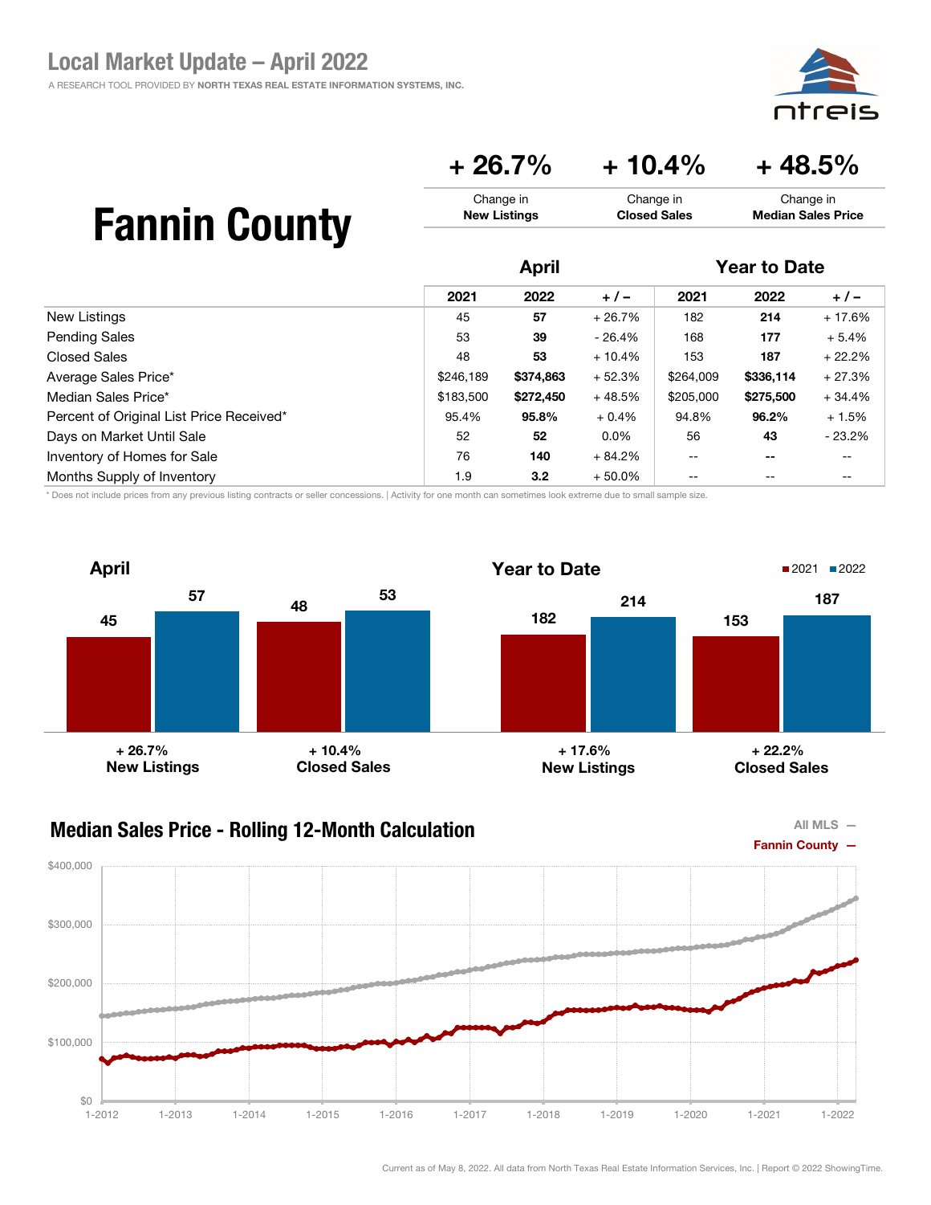# Local Market Update – April 2022

A RESEARCH TOOL PROVIDED BY NORTH TEXAS REAL ESTATE INFORMATION SYSTEMS, INC.

# Fannin County

| + 26.7% | + 10.4% | + 48.5% |
|---|---|---|
| Change in **New Listings** | Change in **Closed Sales** | Change in **Median Sales Price** |

| | April | | | Year to Date | | |
|---|---|---|---|---|---|---|
| | 2021 | 2022 | + / – | 2021 | 2022 | + / – |
| New Listings | 45 | **57** | + 26.7% | 182 | **214** | + 17.6% |
| Pending Sales | 53 | **39** | - 26.4% | 168 | **177** | + 5.4% |
| Closed Sales | 48 | **53** | + 10.4% | 153 | **187** | + 22.2% |
| Average Sales Price* | $246,189 | **$374,863** | + 52.3% | $264,009 | **$336,114** | + 27.3% |
| Median Sales Price* | $183,500 | **$272,450** | + 48.5% | $205,000 | **$275,500** | + 34.4% |
| Percent of Original List Price Received* | 95.4% | **95.8%** | + 0.4% | 94.8% | **96.2%** | + 1.5% |
| Days on Market Until Sale | 52 | **52** | 0.0% | 56 | **43** | - 23.2% |
| Inventory of Homes for Sale | 76 | **140** | + 84.2% | -- | **--** | -- |
| Months Supply of Inventory | 1.9 | **3.2** | + 50.0% | -- | -- | -- |

\* Does not include prices from any previous listing contracts or seller concessions. | Activity for one month can sometimes look extreme due to small sample size.

## April

| | 2021 | 2022 | Change |
|---|---|---|---|
| New Listings | 45 | 57 | + 26.7% |
| Closed Sales | 48 | 53 | + 10.4% |

## Year to Date

| | 2021 | 2022 | Change |
|---|---|---|---|
| New Listings | 182 | 214 | + 17.6% |
| Closed Sales | 153 | 187 | + 22.2% |

## Median Sales Price - Rolling 12-Month Calculation

All MLS —
Fannin County —

Current as of May 8, 2022. All data from North Texas Real Estate Information Services, Inc. | Report © 2022 ShowingTime.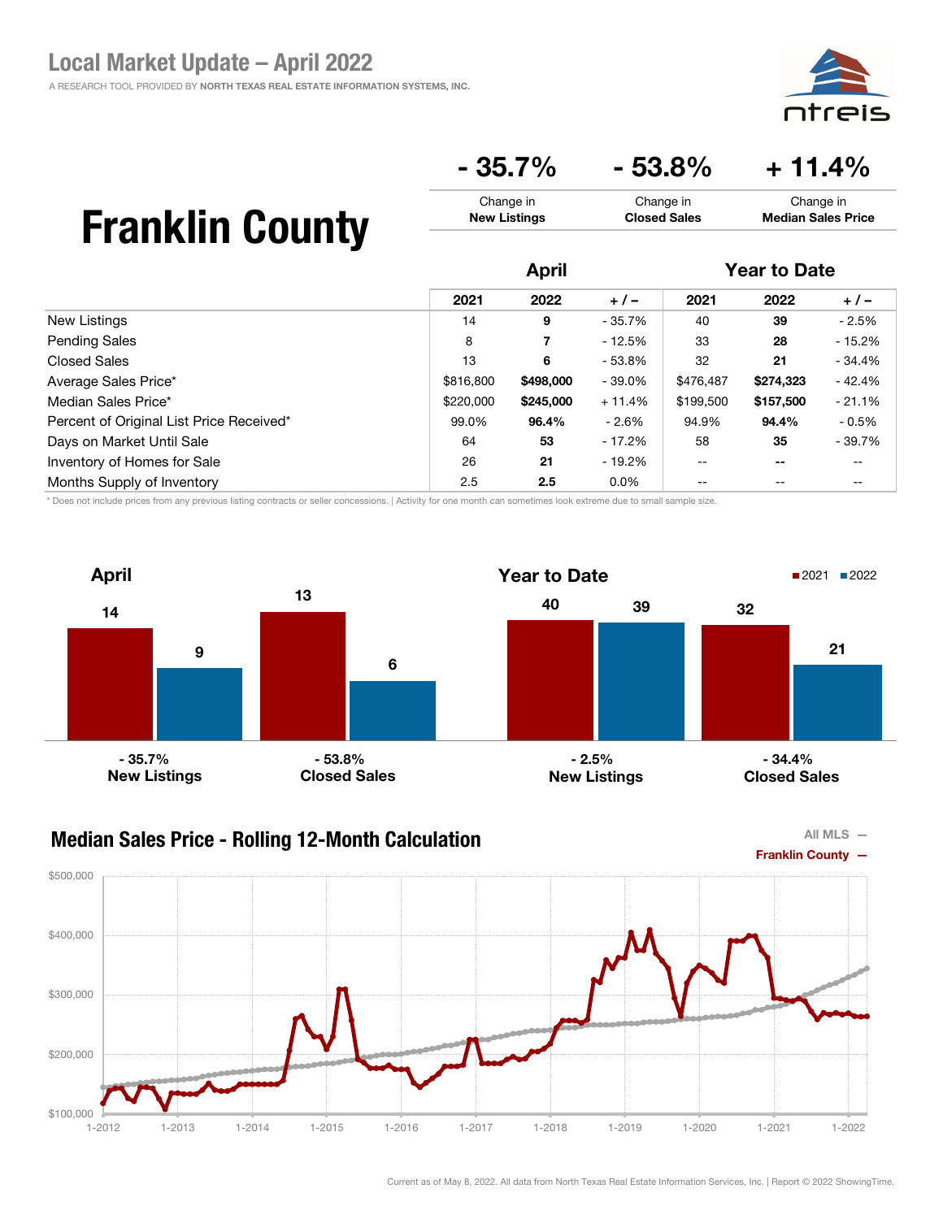# Local Market Update – April 2022

A RESEARCH TOOL PROVIDED BY NORTH TEXAS REAL ESTATE INFORMATION SYSTEMS, INC.

# Franklin County

| - 35.7% | - 53.8% | + 11.4% |
|---|---|---|
| Change in **New Listings** | Change in **Closed Sales** | Change in **Median Sales Price** |

| | April | | | Year to Date | | |
|---|---|---|---|---|---|---|
| | 2021 | 2022 | + / – | 2021 | 2022 | + / – |
| New Listings | 14 | **9** | - 35.7% | 40 | **39** | - 2.5% |
| Pending Sales | 8 | **7** | - 12.5% | 33 | **28** | - 15.2% |
| Closed Sales | 13 | **6** | - 53.8% | 32 | **21** | - 34.4% |
| Average Sales Price* | $816,800 | **$498,000** | - 39.0% | $476,487 | **$274,323** | - 42.4% |
| Median Sales Price* | $220,000 | **$245,000** | + 11.4% | $199,500 | **$157,500** | - 21.1% |
| Percent of Original List Price Received* | 99.0% | **96.4%** | - 2.6% | 94.9% | **94.4%** | - 0.5% |
| Days on Market Until Sale | 64 | **53** | - 17.2% | 58 | **35** | - 39.7% |
| Inventory of Homes for Sale | 26 | **21** | - 19.2% | -- | -- | -- |
| Months Supply of Inventory | 2.5 | **2.5** | 0.0% | -- | -- | -- |

\* Does not include prices from any previous listing contracts or seller concessions. | Activity for one month can sometimes look extreme due to small sample size.

## April

| | 2021 | 2022 | Change |
|---|---|---|---|
| New Listings | 14 | 9 | - 35.7% |
| Closed Sales | 13 | 6 | - 53.8% |

## Year to Date

| | 2021 | 2022 | Change |
|---|---|---|---|
| New Listings | 40 | 39 | - 2.5% |
| Closed Sales | 32 | 21 | - 34.4% |

## Median Sales Price - Rolling 12-Month Calculation

All MLS —
Franklin County —

Current as of May 8, 2022. All data from North Texas Real Estate Information Services, Inc. | Report © 2022 ShowingTime.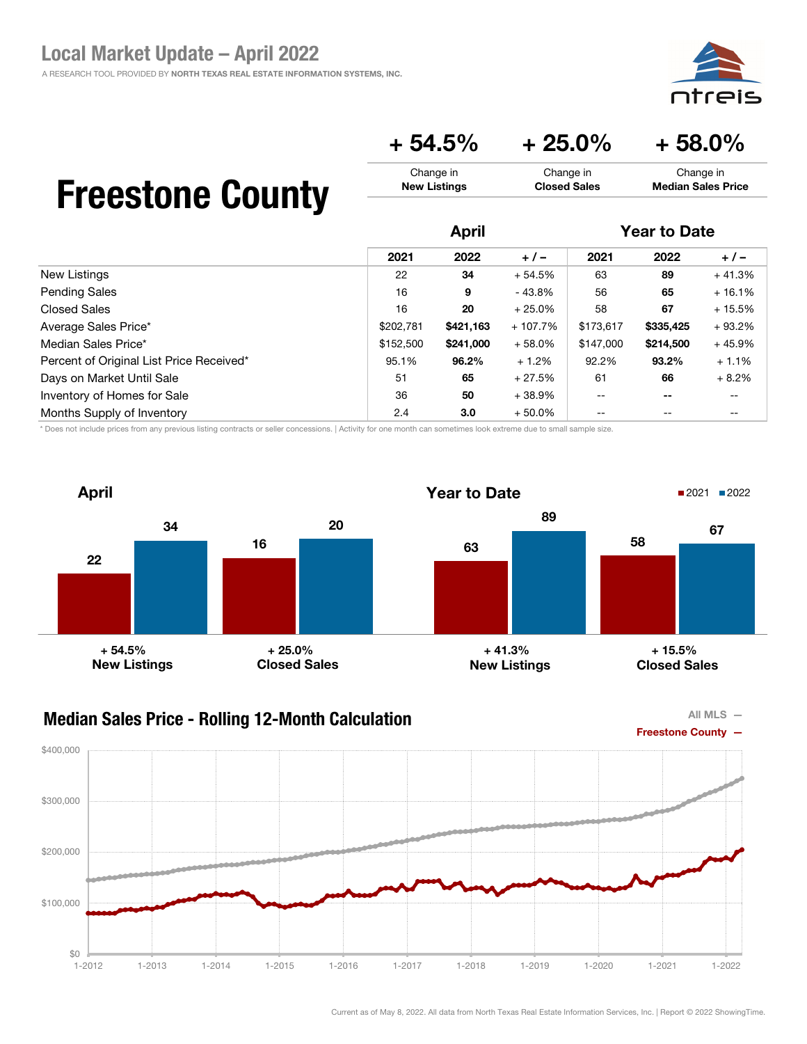# Local Market Update – April 2022

A RESEARCH TOOL PROVIDED BY NORTH TEXAS REAL ESTATE INFORMATION SYSTEMS, INC.

# Freestone County

| + 54.5% | + 25.0% | + 58.0% |
|---|---|---|
| Change in **New Listings** | Change in **Closed Sales** | Change in **Median Sales Price** |

| | April | | | Year to Date | | |
|---|---|---|---|---|---|---|
| | 2021 | 2022 | + / – | 2021 | 2022 | + / – |
| New Listings | 22 | **34** | + 54.5% | 63 | **89** | + 41.3% |
| Pending Sales | 16 | **9** | - 43.8% | 56 | **65** | + 16.1% |
| Closed Sales | 16 | **20** | + 25.0% | 58 | **67** | + 15.5% |
| Average Sales Price* | $202,781 | **$421,163** | + 107.7% | $173,617 | **$335,425** | + 93.2% |
| Median Sales Price* | $152,500 | **$241,000** | + 58.0% | $147,000 | **$214,500** | + 45.9% |
| Percent of Original List Price Received* | 95.1% | **96.2%** | + 1.2% | 92.2% | **93.2%** | + 1.1% |
| Days on Market Until Sale | 51 | **65** | + 27.5% | 61 | **66** | + 8.2% |
| Inventory of Homes for Sale | 36 | **50** | + 38.9% | -- | **--** | -- |
| Months Supply of Inventory | 2.4 | **3.0** | + 50.0% | -- | -- | -- |

* Does not include prices from any previous listing contracts or seller concessions. | Activity for one month can sometimes look extreme due to small sample size.

## April

| | 2021 | 2022 | Change |
|---|---|---|---|
| New Listings | 22 | 34 | + 54.5% |
| Closed Sales | 16 | 20 | + 25.0% |

## Year to Date

| | 2021 | 2022 | Change |
|---|---|---|---|
| New Listings | 63 | 89 | + 41.3% |
| Closed Sales | 58 | 67 | + 15.5% |

## Median Sales Price - Rolling 12-Month Calculation

All MLS —
Freestone County —

Current as of May 8, 2022. All data from North Texas Real Estate Information Services, Inc. | Report © 2022 ShowingTime.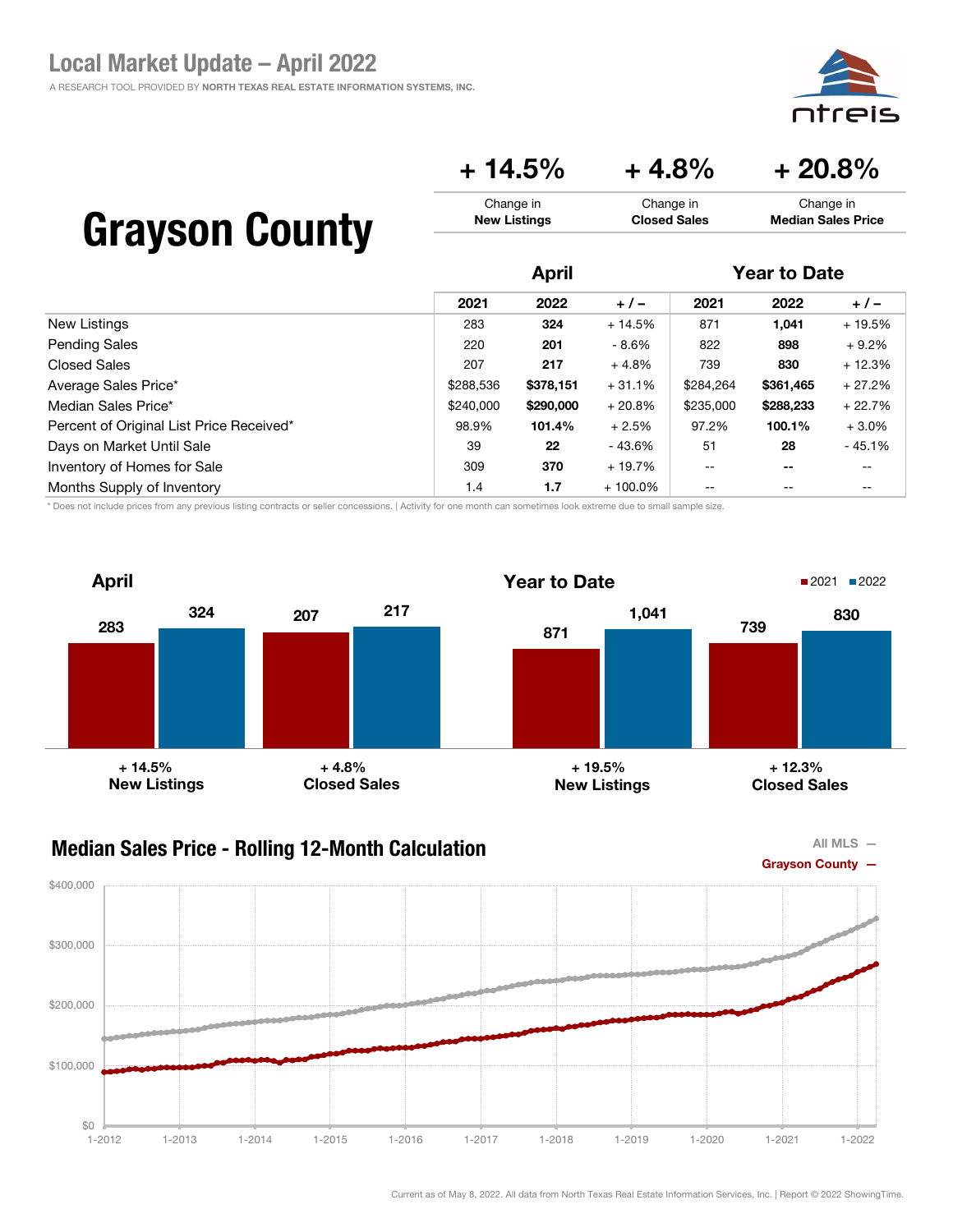# Local Market Update – April 2022

A RESEARCH TOOL PROVIDED BY NORTH TEXAS REAL ESTATE INFORMATION SYSTEMS, INC.

## Grayson County

| + 14.5% | + 4.8% | + 20.8% |
|---|---|---|
| Change in **New Listings** | Change in **Closed Sales** | Change in **Median Sales Price** |

| | April | | | Year to Date | | |
|---|---|---|---|---|---|---|
| | 2021 | 2022 | + / – | 2021 | 2022 | + / – |
| New Listings | 283 | **324** | + 14.5% | 871 | **1,041** | + 19.5% |
| Pending Sales | 220 | **201** | - 8.6% | 822 | **898** | + 9.2% |
| Closed Sales | 207 | **217** | + 4.8% | 739 | **830** | + 12.3% |
| Average Sales Price* | $288,536 | **$378,151** | + 31.1% | $284,264 | **$361,465** | + 27.2% |
| Median Sales Price* | $240,000 | **$290,000** | + 20.8% | $235,000 | **$288,233** | + 22.7% |
| Percent of Original List Price Received* | 98.9% | **101.4%** | + 2.5% | 97.2% | **100.1%** | + 3.0% |
| Days on Market Until Sale | 39 | **22** | - 43.6% | 51 | **28** | - 45.1% |
| Inventory of Homes for Sale | 309 | **370** | + 19.7% | -- | -- | -- |
| Months Supply of Inventory | 1.4 | **1.7** | + 100.0% | -- | -- | -- |

\* Does not include prices from any previous listing contracts or seller concessions. | Activity for one month can sometimes look extreme due to small sample size.

### April

| | 2021 | 2022 | Change |
|---|---|---|---|
| New Listings | 283 | 324 | + 14.5% |
| Closed Sales | 207 | 217 | + 4.8% |

### Year to Date

| | 2021 | 2022 | Change |
|---|---|---|---|
| New Listings | 871 | 1,041 | + 19.5% |
| Closed Sales | 739 | 830 | + 12.3% |

### Median Sales Price - Rolling 12-Month Calculation

All MLS —
Grayson County —

Current as of May 8, 2022. All data from North Texas Real Estate Information Services, Inc. | Report © 2022 ShowingTime.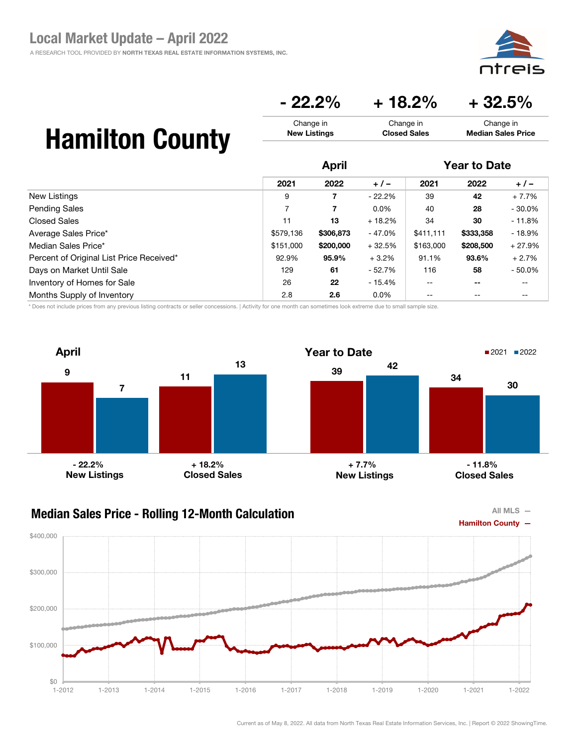## Local Market Update – April 2022

A RESEARCH TOOL PROVIDED BY **NORTH TEXAS REAL ESTATE INFORMATION SYSTEMS, INC.**

# Hamilton County

| - 22.2% | + 18.2% | + 32.5% |
|---|---|---|
| Change in **New Listings** | Change in **Closed Sales** | Change in **Median Sales Price** |

| | April | | | Year to Date | | |
|---|---|---|---|---|---|---|
| | 2021 | 2022 | + / – | 2021 | 2022 | + / – |
| New Listings | 9 | **7** | - 22.2% | 39 | **42** | + 7.7% |
| Pending Sales | 7 | **7** | 0.0% | 40 | **28** | - 30.0% |
| Closed Sales | 11 | **13** | + 18.2% | 34 | **30** | - 11.8% |
| Average Sales Price* | $579,136 | **$306,873** | - 47.0% | $411,111 | **$333,358** | - 18.9% |
| Median Sales Price* | $151,000 | **$200,000** | + 32.5% | $163,000 | **$208,500** | + 27.9% |
| Percent of Original List Price Received* | 92.9% | **95.9%** | + 3.2% | 91.1% | **93.6%** | + 2.7% |
| Days on Market Until Sale | 129 | **61** | - 52.7% | 116 | **58** | - 50.0% |
| Inventory of Homes for Sale | 26 | **22** | - 15.4% | -- | -- | -- |
| Months Supply of Inventory | 2.8 | **2.6** | 0.0% | -- | -- | -- |

\* Does not include prices from any previous listing contracts or seller concessions. | Activity for one month can sometimes look extreme due to small sample size.

### April

| | 2021 | 2022 |
|---|---|---|
| New Listings (- 22.2%) | 9 | 7 |
| Closed Sales (+ 18.2%) | 11 | 13 |

### Year to Date

| | 2021 | 2022 |
|---|---|---|
| New Listings (+ 7.7%) | 39 | 42 |
| Closed Sales (- 11.8%) | 34 | 30 |

### Median Sales Price - Rolling 12-Month Calculation

All MLS —
Hamilton County —

Current as of May 8, 2022. All data from North Texas Real Estate Information Services, Inc. | Report © 2022 ShowingTime.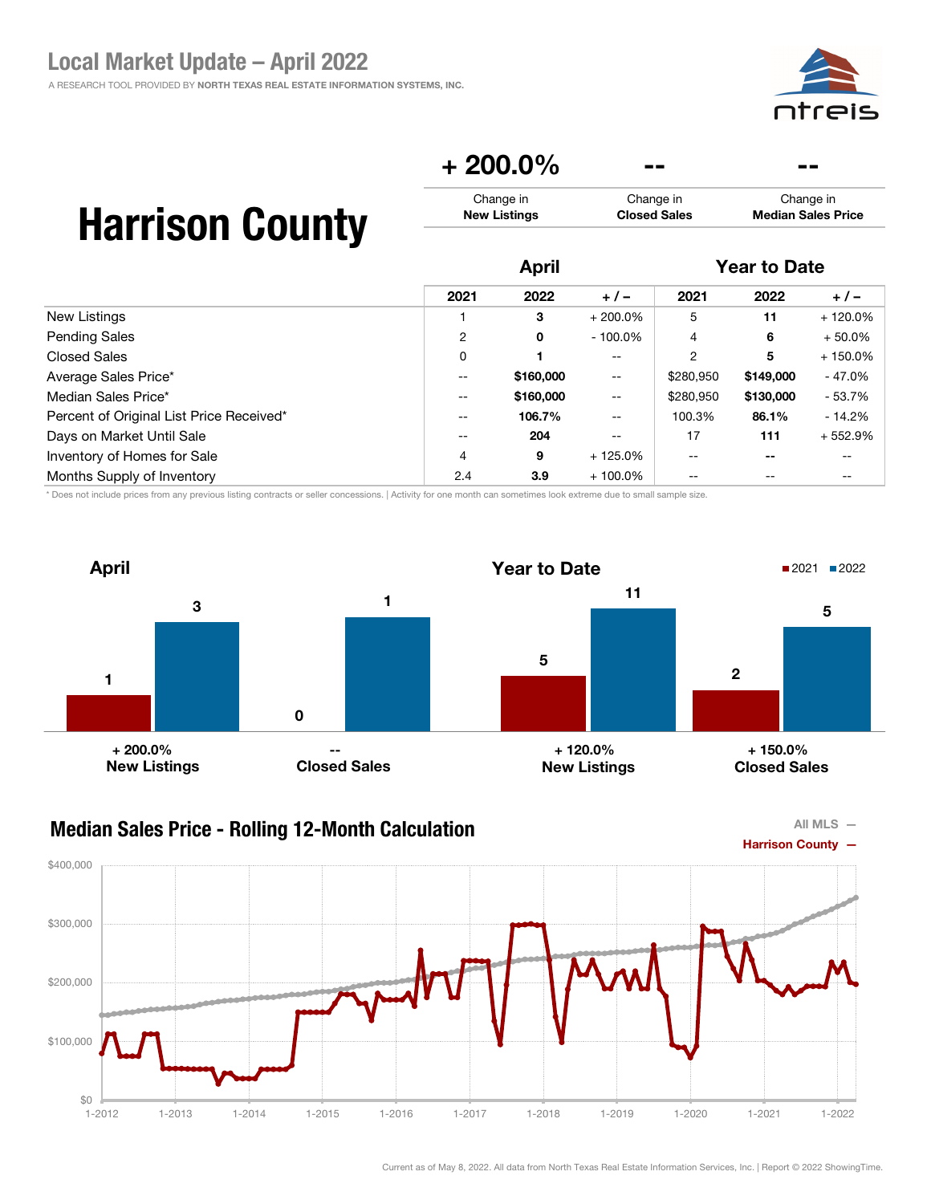# Local Market Update – April 2022

A RESEARCH TOOL PROVIDED BY **NORTH TEXAS REAL ESTATE INFORMATION SYSTEMS, INC.**

# Harrison County

| + 200.0% | -- | -- |
|---|---|---|
| Change in **New Listings** | Change in **Closed Sales** | Change in **Median Sales Price** |

| | April | | | Year to Date | | |
|---|---|---|---|---|---|---|
| | 2021 | 2022 | + / – | 2021 | 2022 | + / – |
| New Listings | 1 | **3** | + 200.0% | 5 | **11** | + 120.0% |
| Pending Sales | 2 | **0** | - 100.0% | 4 | **6** | + 50.0% |
| Closed Sales | 0 | **1** | -- | 2 | **5** | + 150.0% |
| Average Sales Price* | -- | **$160,000** | -- | $280,950 | **$149,000** | - 47.0% |
| Median Sales Price* | -- | **$160,000** | -- | $280,950 | **$130,000** | - 53.7% |
| Percent of Original List Price Received* | -- | **106.7%** | -- | 100.3% | **86.1%** | - 14.2% |
| Days on Market Until Sale | -- | **204** | -- | 17 | **111** | + 552.9% |
| Inventory of Homes for Sale | 4 | **9** | + 125.0% | -- | **--** | -- |
| Months Supply of Inventory | 2.4 | **3.9** | + 100.0% | -- | -- | -- |

\* Does not include prices from any previous listing contracts or seller concessions. | Activity for one month can sometimes look extreme due to small sample size.

## April

| | 2021 | 2022 |
|---|---|---|
| New Listings (+ 200.0%) | 1 | 3 |
| Closed Sales (--) | 0 | 1 |

## Year to Date

| | 2021 | 2022 |
|---|---|---|
| New Listings (+ 120.0%) | 5 | 11 |
| Closed Sales (+ 150.0%) | 2 | 5 |

## Median Sales Price - Rolling 12-Month Calculation

All MLS —
Harrison County —

Current as of May 8, 2022. All data from North Texas Real Estate Information Services, Inc. | Report © 2022 ShowingTime.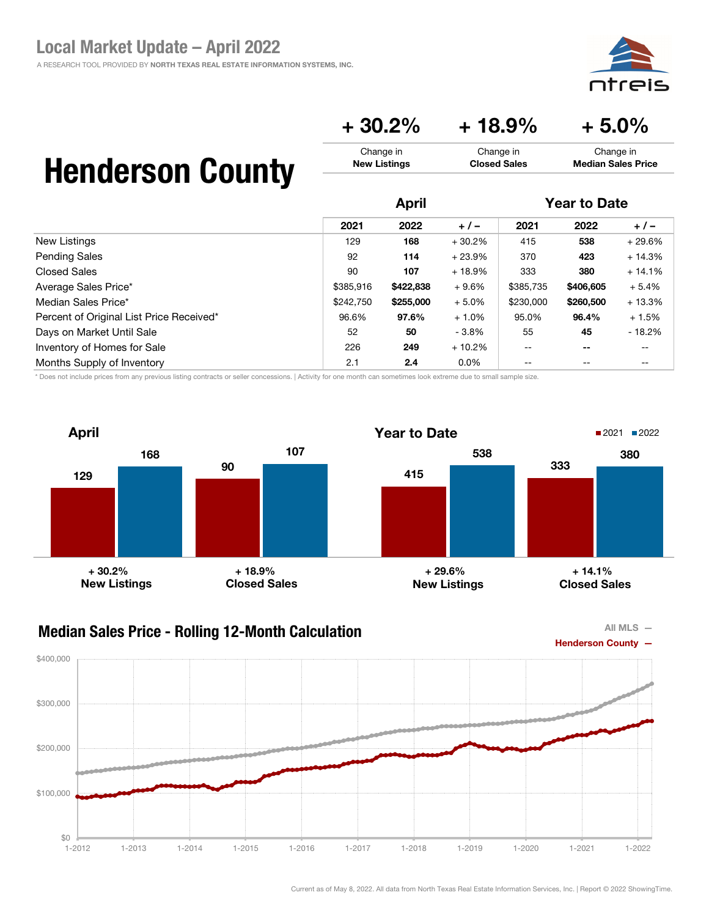# Local Market Update – April 2022

A RESEARCH TOOL PROVIDED BY NORTH TEXAS REAL ESTATE INFORMATION SYSTEMS, INC.

## Henderson County

| + 30.2% | + 18.9% | + 5.0% |
|---|---|---|
| Change in **New Listings** | Change in **Closed Sales** | Change in **Median Sales Price** |

| | April | | | Year to Date | | |
|---|---|---|---|---|---|---|
| | 2021 | 2022 | + / – | 2021 | 2022 | + / – |
| New Listings | 129 | **168** | + 30.2% | 415 | **538** | + 29.6% |
| Pending Sales | 92 | **114** | + 23.9% | 370 | **423** | + 14.3% |
| Closed Sales | 90 | **107** | + 18.9% | 333 | **380** | + 14.1% |
| Average Sales Price* | $385,916 | **$422,838** | + 9.6% | $385,735 | **$406,605** | + 5.4% |
| Median Sales Price* | $242,750 | **$255,000** | + 5.0% | $230,000 | **$260,500** | + 13.3% |
| Percent of Original List Price Received* | 96.6% | **97.6%** | + 1.0% | 95.0% | **96.4%** | + 1.5% |
| Days on Market Until Sale | 52 | **50** | - 3.8% | 55 | **45** | - 18.2% |
| Inventory of Homes for Sale | 226 | **249** | + 10.2% | -- | **--** | -- |
| Months Supply of Inventory | 2.1 | **2.4** | 0.0% | -- | -- | -- |

\* Does not include prices from any previous listing contracts or seller concessions. | Activity for one month can sometimes look extreme due to small sample size.

### April

| | 2021 | 2022 | Change |
|---|---|---|---|
| New Listings | 129 | 168 | + 30.2% |
| Closed Sales | 90 | 107 | + 18.9% |

### Year to Date

| | 2021 | 2022 | Change |
|---|---|---|---|
| New Listings | 415 | 538 | + 29.6% |
| Closed Sales | 333 | 380 | + 14.1% |

### Median Sales Price - Rolling 12-Month Calculation

All MLS —
Henderson County —

Current as of May 8, 2022. All data from North Texas Real Estate Information Services, Inc. | Report © 2022 ShowingTime.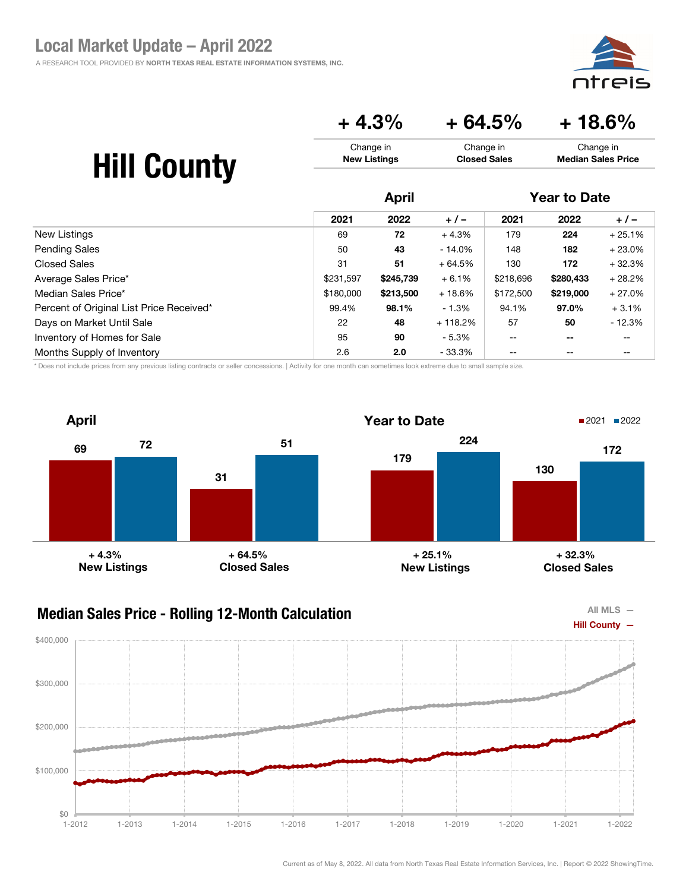# Local Market Update – April 2022

A RESEARCH TOOL PROVIDED BY NORTH TEXAS REAL ESTATE INFORMATION SYSTEMS, INC.

## Hill County

| + 4.3% | + 64.5% | + 18.6% |
|---|---|---|
| Change in **New Listings** | Change in **Closed Sales** | Change in **Median Sales Price** |

| | April | | | Year to Date | | |
|---|---|---|---|---|---|---|
| | 2021 | 2022 | + / – | 2021 | 2022 | + / – |
| New Listings | 69 | **72** | + 4.3% | 179 | **224** | + 25.1% |
| Pending Sales | 50 | **43** | - 14.0% | 148 | **182** | + 23.0% |
| Closed Sales | 31 | **51** | + 64.5% | 130 | **172** | + 32.3% |
| Average Sales Price* | $231,597 | **$245,739** | + 6.1% | $218,696 | **$280,433** | + 28.2% |
| Median Sales Price* | $180,000 | **$213,500** | + 18.6% | $172,500 | **$219,000** | + 27.0% |
| Percent of Original List Price Received* | 99.4% | **98.1%** | - 1.3% | 94.1% | **97.0%** | + 3.1% |
| Days on Market Until Sale | 22 | **48** | + 118.2% | 57 | **50** | - 12.3% |
| Inventory of Homes for Sale | 95 | **90** | - 5.3% | -- | **--** | -- |
| Months Supply of Inventory | 2.6 | **2.0** | - 33.3% | -- | -- | -- |

\* Does not include prices from any previous listing contracts or seller concessions. | Activity for one month can sometimes look extreme due to small sample size.

### April

| | 2021 | 2022 | Change |
|---|---|---|---|
| New Listings | 69 | 72 | + 4.3% |
| Closed Sales | 31 | 51 | + 64.5% |

### Year to Date

| | 2021 | 2022 | Change |
|---|---|---|---|
| New Listings | 179 | 224 | + 25.1% |
| Closed Sales | 130 | 172 | + 32.3% |

### Median Sales Price - Rolling 12-Month Calculation

All MLS — Hill County —

Current as of May 8, 2022. All data from North Texas Real Estate Information Services, Inc. | Report © 2022 ShowingTime.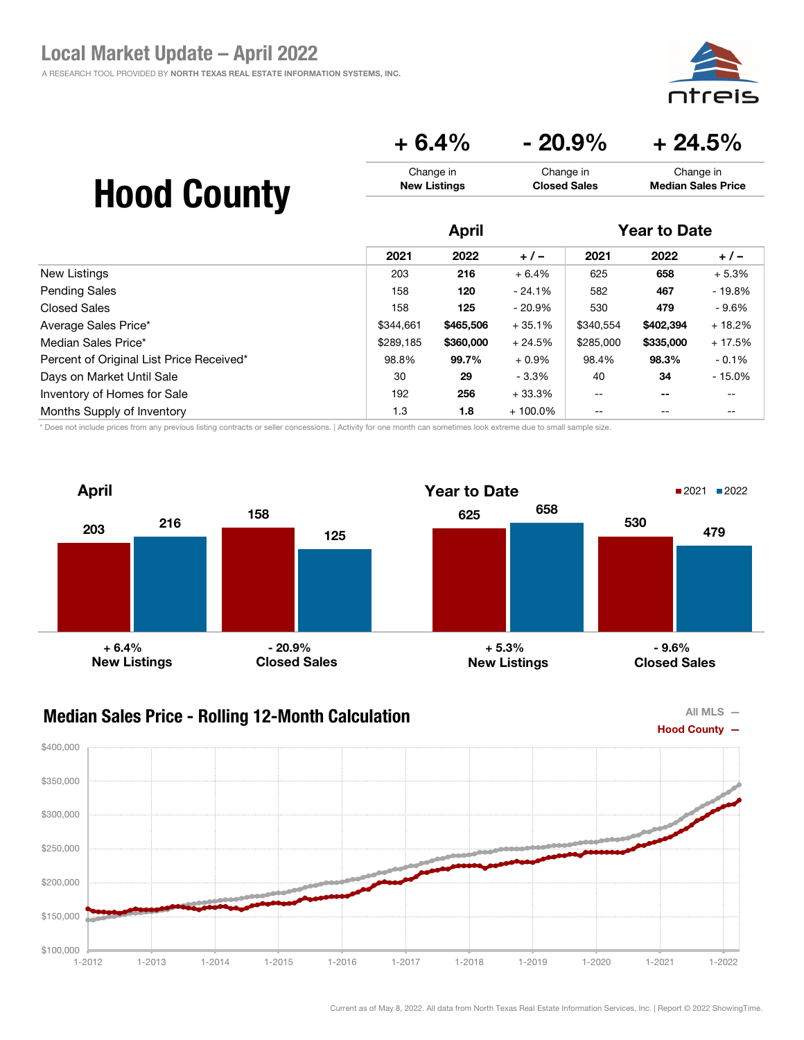# Local Market Update – April 2022

A RESEARCH TOOL PROVIDED BY **NORTH TEXAS REAL ESTATE INFORMATION SYSTEMS, INC.**

## Hood County

| + 6.4% | - 20.9% | + 24.5% |
|---|---|---|
| Change in **New Listings** | Change in **Closed Sales** | Change in **Median Sales Price** |

| | April | | | Year to Date | | |
|---|---|---|---|---|---|---|
| | 2021 | 2022 | + / – | 2021 | 2022 | + / – |
| New Listings | 203 | **216** | + 6.4% | 625 | **658** | + 5.3% |
| Pending Sales | 158 | **120** | - 24.1% | 582 | **467** | - 19.8% |
| Closed Sales | 158 | **125** | - 20.9% | 530 | **479** | - 9.6% |
| Average Sales Price* | $344,661 | **$465,506** | + 35.1% | $340,554 | **$402,394** | + 18.2% |
| Median Sales Price* | $289,185 | **$360,000** | + 24.5% | $285,000 | **$335,000** | + 17.5% |
| Percent of Original List Price Received* | 98.8% | **99.7%** | + 0.9% | 98.4% | **98.3%** | - 0.1% |
| Days on Market Until Sale | 30 | **29** | - 3.3% | 40 | **34** | - 15.0% |
| Inventory of Homes for Sale | 192 | **256** | + 33.3% | -- | **--** | -- |
| Months Supply of Inventory | 1.3 | **1.8** | + 100.0% | -- | -- | -- |

\* Does not include prices from any previous listing contracts or seller concessions. | Activity for one month can sometimes look extreme due to small sample size.

### April

| | 2021 | 2022 | Change |
|---|---|---|---|
| New Listings | 203 | 216 | + 6.4% |
| Closed Sales | 158 | 125 | - 20.9% |

### Year to Date

| | 2021 | 2022 | Change |
|---|---|---|---|
| New Listings | 625 | 658 | + 5.3% |
| Closed Sales | 530 | 479 | - 9.6% |

### Median Sales Price - Rolling 12-Month Calculation

All MLS — Hood County —

Current as of May 8, 2022. All data from North Texas Real Estate Information Services, Inc. | Report © 2022 ShowingTime.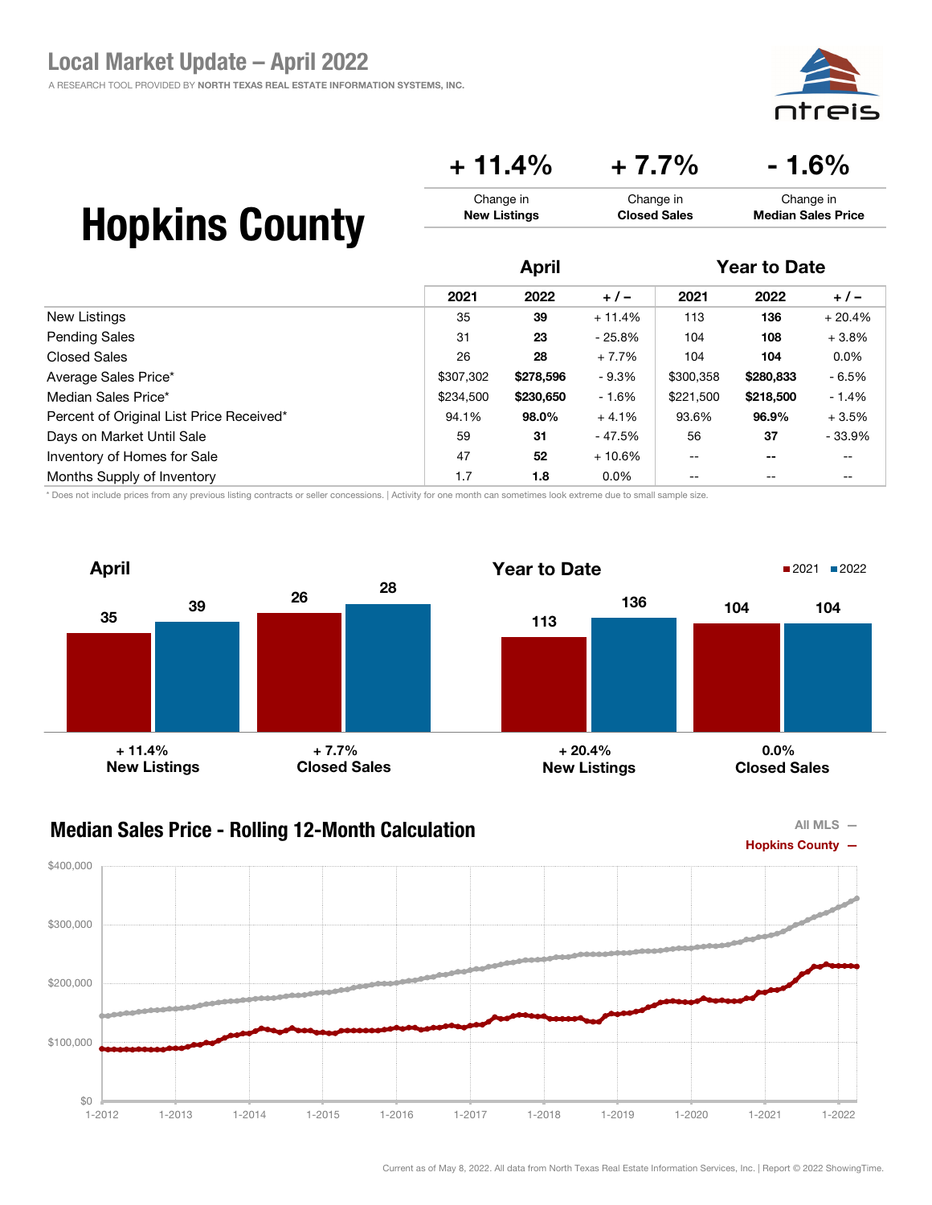# Local Market Update – April 2022

A RESEARCH TOOL PROVIDED BY NORTH TEXAS REAL ESTATE INFORMATION SYSTEMS, INC.

# Hopkins County

| + 11.4% | + 7.7% | - 1.6% |
|---|---|---|
| Change in **New Listings** | Change in **Closed Sales** | Change in **Median Sales Price** |

| | April | | | Year to Date | | |
|---|---|---|---|---|---|---|
| | 2021 | 2022 | + / – | 2021 | 2022 | + / – |
| New Listings | 35 | **39** | + 11.4% | 113 | **136** | + 20.4% |
| Pending Sales | 31 | **23** | - 25.8% | 104 | **108** | + 3.8% |
| Closed Sales | 26 | **28** | + 7.7% | 104 | **104** | 0.0% |
| Average Sales Price* | $307,302 | **$278,596** | - 9.3% | $300,358 | **$280,833** | - 6.5% |
| Median Sales Price* | $234,500 | **$230,650** | - 1.6% | $221,500 | **$218,500** | - 1.4% |
| Percent of Original List Price Received* | 94.1% | **98.0%** | + 4.1% | 93.6% | **96.9%** | + 3.5% |
| Days on Market Until Sale | 59 | **31** | - 47.5% | 56 | **37** | - 33.9% |
| Inventory of Homes for Sale | 47 | **52** | + 10.6% | -- | **--** | -- |
| Months Supply of Inventory | 1.7 | **1.8** | 0.0% | -- | -- | -- |

\* Does not include prices from any previous listing contracts or seller concessions. | Activity for one month can sometimes look extreme due to small sample size.

## April

| | 2021 | 2022 | Change |
|---|---|---|---|
| New Listings | 35 | 39 | + 11.4% |
| Closed Sales | 26 | 28 | + 7.7% |

## Year to Date

| | 2021 | 2022 | Change |
|---|---|---|---|
| New Listings | 113 | 136 | + 20.4% |
| Closed Sales | 104 | 104 | 0.0% |

## Median Sales Price - Rolling 12-Month Calculation

All MLS —
Hopkins County —

Current as of May 8, 2022. All data from North Texas Real Estate Information Services, Inc. | Report © 2022 ShowingTime.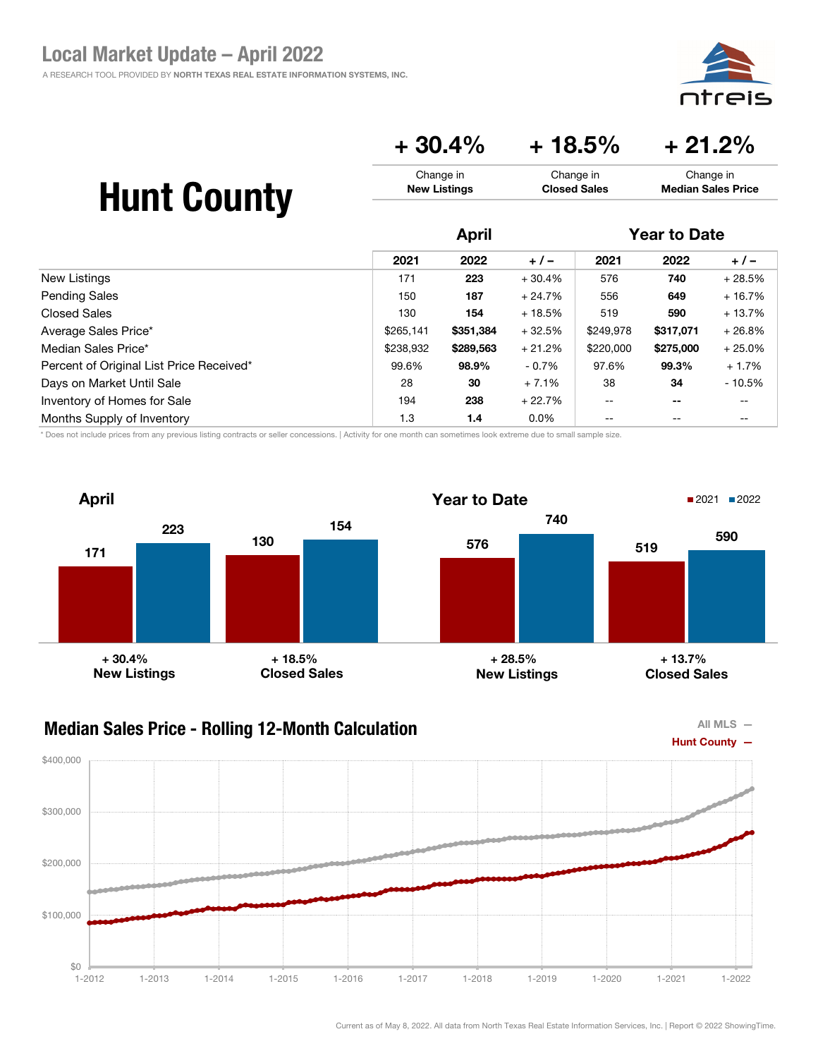# Local Market Update – April 2022

A RESEARCH TOOL PROVIDED BY NORTH TEXAS REAL ESTATE INFORMATION SYSTEMS, INC.

# Hunt County

| + 30.4% | + 18.5% | + 21.2% |
|---|---|---|
| Change in **New Listings** | Change in **Closed Sales** | Change in **Median Sales Price** |

| | April | | | Year to Date | | |
|---|---|---|---|---|---|---|
| | 2021 | 2022 | + / – | 2021 | 2022 | + / – |
| New Listings | 171 | **223** | + 30.4% | 576 | **740** | + 28.5% |
| Pending Sales | 150 | **187** | + 24.7% | 556 | **649** | + 16.7% |
| Closed Sales | 130 | **154** | + 18.5% | 519 | **590** | + 13.7% |
| Average Sales Price* | $265,141 | **$351,384** | + 32.5% | $249,978 | **$317,071** | + 26.8% |
| Median Sales Price* | $238,932 | **$289,563** | + 21.2% | $220,000 | **$275,000** | + 25.0% |
| Percent of Original List Price Received* | 99.6% | **98.9%** | - 0.7% | 97.6% | **99.3%** | + 1.7% |
| Days on Market Until Sale | 28 | **30** | + 7.1% | 38 | **34** | - 10.5% |
| Inventory of Homes for Sale | 194 | **238** | + 22.7% | -- | **--** | -- |
| Months Supply of Inventory | 1.3 | **1.4** | 0.0% | -- | -- | -- |

* Does not include prices from any previous listing contracts or seller concessions. | Activity for one month can sometimes look extreme due to small sample size.

## April

| | 2021 | 2022 | Change |
|---|---|---|---|
| New Listings | 171 | 223 | + 30.4% |
| Closed Sales | 130 | 154 | + 18.5% |

## Year to Date

| | 2021 | 2022 | Change |
|---|---|---|---|
| New Listings | 576 | 740 | + 28.5% |
| Closed Sales | 519 | 590 | + 13.7% |

## Median Sales Price - Rolling 12-Month Calculation

All MLS —
Hunt County —

Current as of May 8, 2022. All data from North Texas Real Estate Information Services, Inc. | Report © 2022 ShowingTime.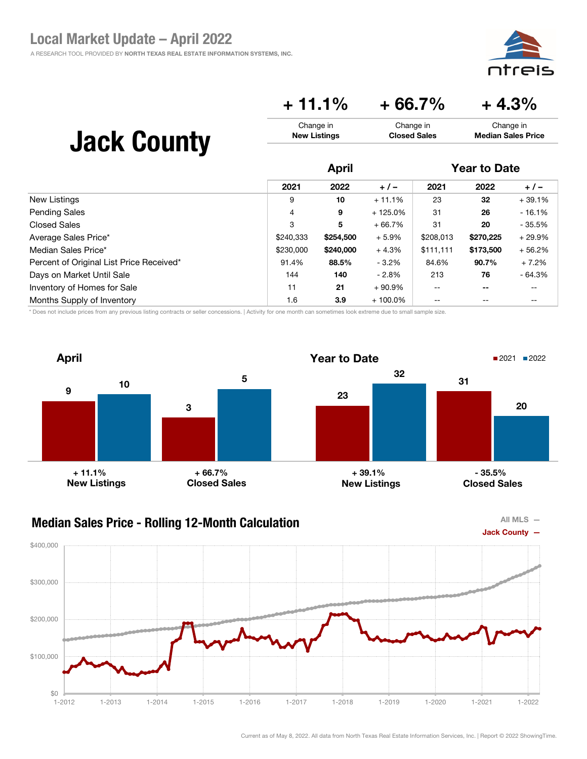# Local Market Update – April 2022

A RESEARCH TOOL PROVIDED BY NORTH TEXAS REAL ESTATE INFORMATION SYSTEMS, INC.

## Jack County

| + 11.1% | + 66.7% | + 4.3% |
|---|---|---|
| Change in **New Listings** | Change in **Closed Sales** | Change in **Median Sales Price** |

| | April | | | Year to Date | | |
|---|---|---|---|---|---|---|
| | 2021 | 2022 | + / – | 2021 | 2022 | + / – |
| New Listings | 9 | **10** | + 11.1% | 23 | **32** | + 39.1% |
| Pending Sales | 4 | **9** | + 125.0% | 31 | **26** | - 16.1% |
| Closed Sales | 3 | **5** | + 66.7% | 31 | **20** | - 35.5% |
| Average Sales Price* | $240,333 | **$254,500** | + 5.9% | $208,013 | **$270,225** | + 29.9% |
| Median Sales Price* | $230,000 | **$240,000** | + 4.3% | $111,111 | **$173,500** | + 56.2% |
| Percent of Original List Price Received* | 91.4% | **88.5%** | - 3.2% | 84.6% | **90.7%** | + 7.2% |
| Days on Market Until Sale | 144 | **140** | - 2.8% | 213 | **76** | - 64.3% |
| Inventory of Homes for Sale | 11 | **21** | + 90.9% | -- | **--** | -- |
| Months Supply of Inventory | 1.6 | **3.9** | + 100.0% | -- | -- | -- |

\* Does not include prices from any previous listing contracts or seller concessions. | Activity for one month can sometimes look extreme due to small sample size.

### April

| | 2021 | 2022 | Change |
|---|---|---|---|
| New Listings | 9 | 10 | + 11.1% |
| Closed Sales | 3 | 5 | + 66.7% |

### Year to Date

| | 2021 | 2022 | Change |
|---|---|---|---|
| New Listings | 23 | 32 | + 39.1% |
| Closed Sales | 31 | 20 | - 35.5% |

### Median Sales Price - Rolling 12-Month Calculation

All MLS —
Jack County —

Current as of May 8, 2022. All data from North Texas Real Estate Information Services, Inc. | Report © 2022 ShowingTime.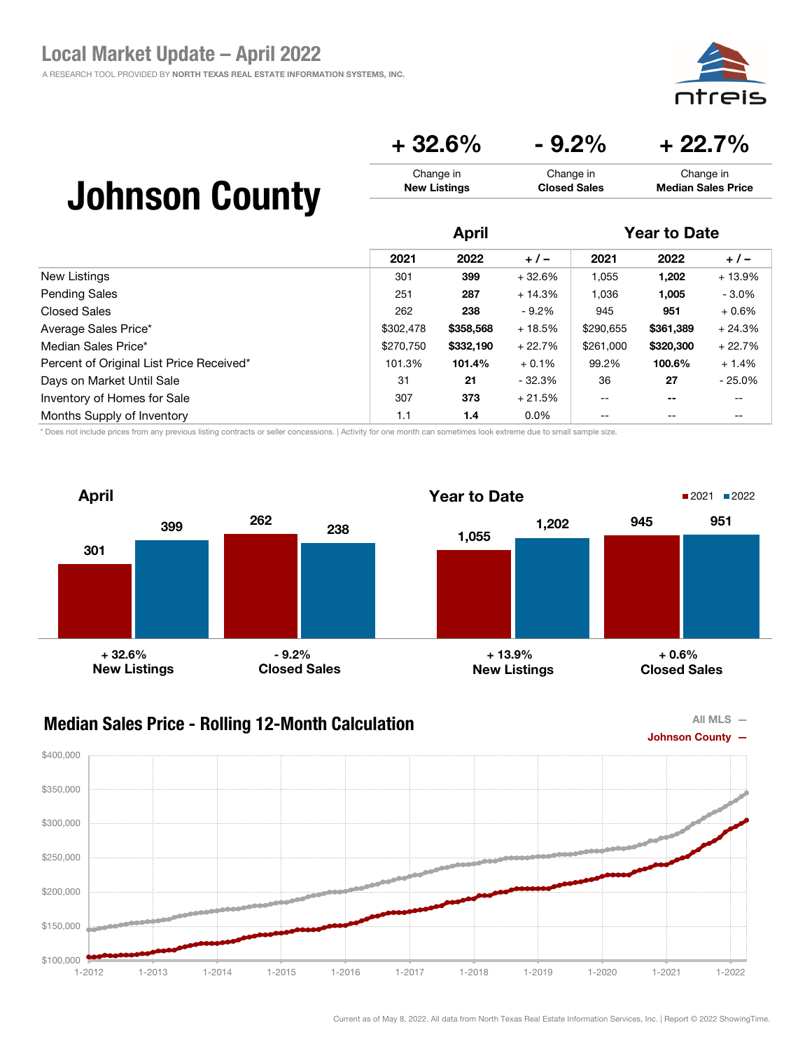# Local Market Update – April 2022

A RESEARCH TOOL PROVIDED BY NORTH TEXAS REAL ESTATE INFORMATION SYSTEMS, INC.

ntreis

## Johnson County

| + 32.6% | - 9.2% | + 22.7% |
|---|---|---|
| Change in **New Listings** | Change in **Closed Sales** | Change in **Median Sales Price** |

| | April | | | Year to Date | | |
|---|---|---|---|---|---|---|
| | 2021 | 2022 | + / – | 2021 | 2022 | + / – |
| New Listings | 301 | **399** | + 32.6% | 1,055 | **1,202** | + 13.9% |
| Pending Sales | 251 | **287** | + 14.3% | 1,036 | **1,005** | - 3.0% |
| Closed Sales | 262 | **238** | - 9.2% | 945 | **951** | + 0.6% |
| Average Sales Price* | $302,478 | **$358,568** | + 18.5% | $290,655 | **$361,389** | + 24.3% |
| Median Sales Price* | $270,750 | **$332,190** | + 22.7% | $261,000 | **$320,300** | + 22.7% |
| Percent of Original List Price Received* | 101.3% | **101.4%** | + 0.1% | 99.2% | **100.6%** | + 1.4% |
| Days on Market Until Sale | 31 | **21** | - 32.3% | 36 | **27** | - 25.0% |
| Inventory of Homes for Sale | 307 | **373** | + 21.5% | -- | **--** | -- |
| Months Supply of Inventory | 1.1 | **1.4** | 0.0% | -- | -- | -- |

\* Does not include prices from any previous listing contracts or seller concessions. | Activity for one month can sometimes look extreme due to small sample size.

### April

| | 2021 | 2022 | Change |
|---|---|---|---|
| New Listings | 301 | 399 | + 32.6% |
| Closed Sales | 262 | 238 | - 9.2% |

### Year to Date

| | 2021 | 2022 | Change |
|---|---|---|---|
| New Listings | 1,055 | 1,202 | + 13.9% |
| Closed Sales | 945 | 951 | + 0.6% |

### Median Sales Price - Rolling 12-Month Calculation

All MLS —
Johnson County —

Current as of May 8, 2022. All data from North Texas Real Estate Information Services, Inc. | Report © 2022 ShowingTime.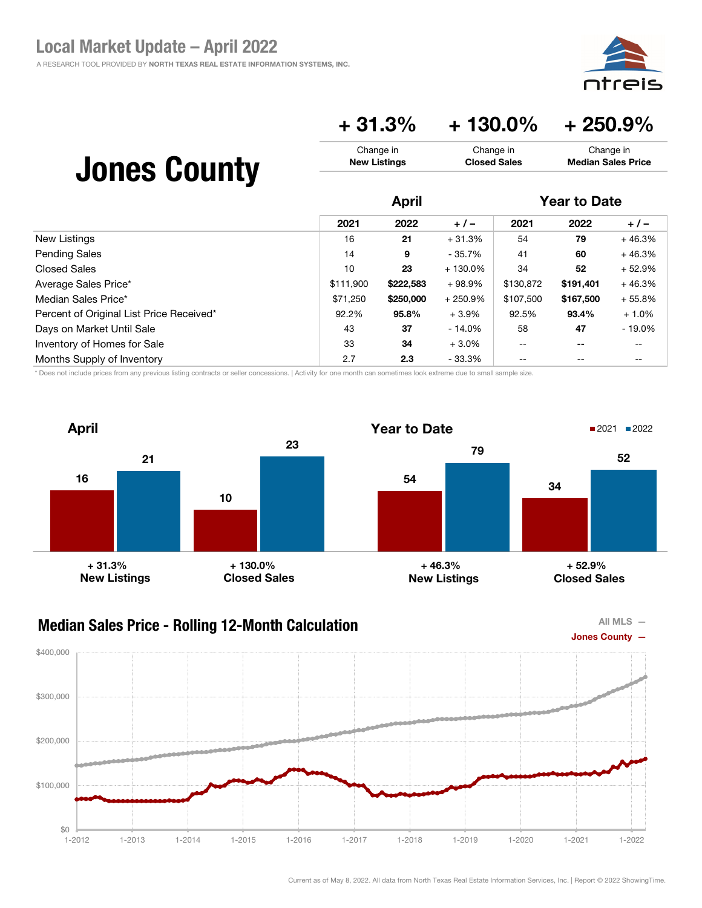# Local Market Update – April 2022

A RESEARCH TOOL PROVIDED BY NORTH TEXAS REAL ESTATE INFORMATION SYSTEMS, INC.

# Jones County

| + 31.3% | + 130.0% | + 250.9% |
|---|---|---|
| Change in **New Listings** | Change in **Closed Sales** | Change in **Median Sales Price** |

| | April | | | Year to Date | | |
|---|---|---|---|---|---|---|
| | 2021 | 2022 | + / – | 2021 | 2022 | + / – |
| New Listings | 16 | **21** | + 31.3% | 54 | **79** | + 46.3% |
| Pending Sales | 14 | **9** | - 35.7% | 41 | **60** | + 46.3% |
| Closed Sales | 10 | **23** | + 130.0% | 34 | **52** | + 52.9% |
| Average Sales Price* | $111,900 | **$222,583** | + 98.9% | $130,872 | **$191,401** | + 46.3% |
| Median Sales Price* | $71,250 | **$250,000** | + 250.9% | $107,500 | **$167,500** | + 55.8% |
| Percent of Original List Price Received* | 92.2% | **95.8%** | + 3.9% | 92.5% | **93.4%** | + 1.0% |
| Days on Market Until Sale | 43 | **37** | - 14.0% | 58 | **47** | - 19.0% |
| Inventory of Homes for Sale | 33 | **34** | + 3.0% | -- | -- | -- |
| Months Supply of Inventory | 2.7 | **2.3** | - 33.3% | -- | -- | -- |

\* Does not include prices from any previous listing contracts or seller concessions. | Activity for one month can sometimes look extreme due to small sample size.

### April

| | 2021 | 2022 |
|---|---|---|
| New Listings (+ 31.3%) | 16 | 21 |
| Closed Sales (+ 130.0%) | 10 | 23 |

### Year to Date

| | 2021 | 2022 |
|---|---|---|
| New Listings (+ 46.3%) | 54 | 79 |
| Closed Sales (+ 52.9%) | 34 | 52 |

### Median Sales Price - Rolling 12-Month Calculation

All MLS —
Jones County —

Current as of May 8, 2022. All data from North Texas Real Estate Information Services, Inc. | Report © 2022 ShowingTime.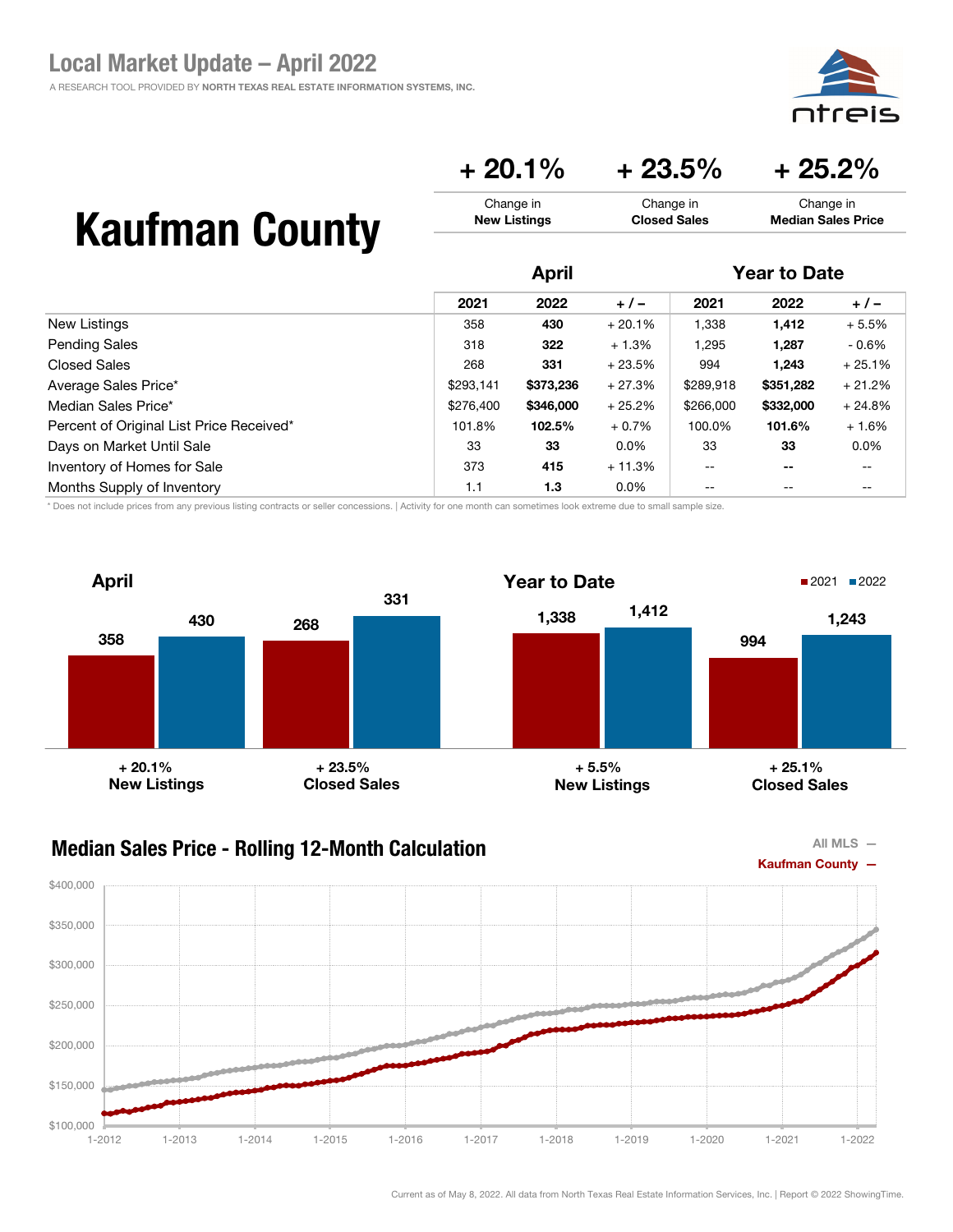# Local Market Update – April 2022

A RESEARCH TOOL PROVIDED BY **NORTH TEXAS REAL ESTATE INFORMATION SYSTEMS, INC.**

# Kaufman County

| + 20.1% | + 23.5% | + 25.2% |
|---|---|---|
| Change in **New Listings** | Change in **Closed Sales** | Change in **Median Sales Price** |

| | April | | | Year to Date | | |
|---|---|---|---|---|---|---|
| | 2021 | 2022 | + / – | 2021 | 2022 | + / – |
| New Listings | 358 | **430** | + 20.1% | 1,338 | **1,412** | + 5.5% |
| Pending Sales | 318 | **322** | + 1.3% | 1,295 | **1,287** | - 0.6% |
| Closed Sales | 268 | **331** | + 23.5% | 994 | **1,243** | + 25.1% |
| Average Sales Price* | $293,141 | **$373,236** | + 27.3% | $289,918 | **$351,282** | + 21.2% |
| Median Sales Price* | $276,400 | **$346,000** | + 25.2% | $266,000 | **$332,000** | + 24.8% |
| Percent of Original List Price Received* | 101.8% | **102.5%** | + 0.7% | 100.0% | **101.6%** | + 1.6% |
| Days on Market Until Sale | 33 | **33** | 0.0% | 33 | **33** | 0.0% |
| Inventory of Homes for Sale | 373 | **415** | + 11.3% | -- | **--** | -- |
| Months Supply of Inventory | 1.1 | **1.3** | 0.0% | -- | -- | -- |

\* Does not include prices from any previous listing contracts or seller concessions. | Activity for one month can sometimes look extreme due to small sample size.

## April

| | 2021 | 2022 | Change |
|---|---|---|---|
| New Listings | 358 | 430 | + 20.1% |
| Closed Sales | 268 | 331 | + 23.5% |

## Year to Date

| | 2021 | 2022 | Change |
|---|---|---|---|
| New Listings | 1,338 | 1,412 | + 5.5% |
| Closed Sales | 994 | 1,243 | + 25.1% |

## Median Sales Price - Rolling 12-Month Calculation

All MLS —
Kaufman County —

Current as of May 8, 2022. All data from North Texas Real Estate Information Services, Inc. | Report © 2022 ShowingTime.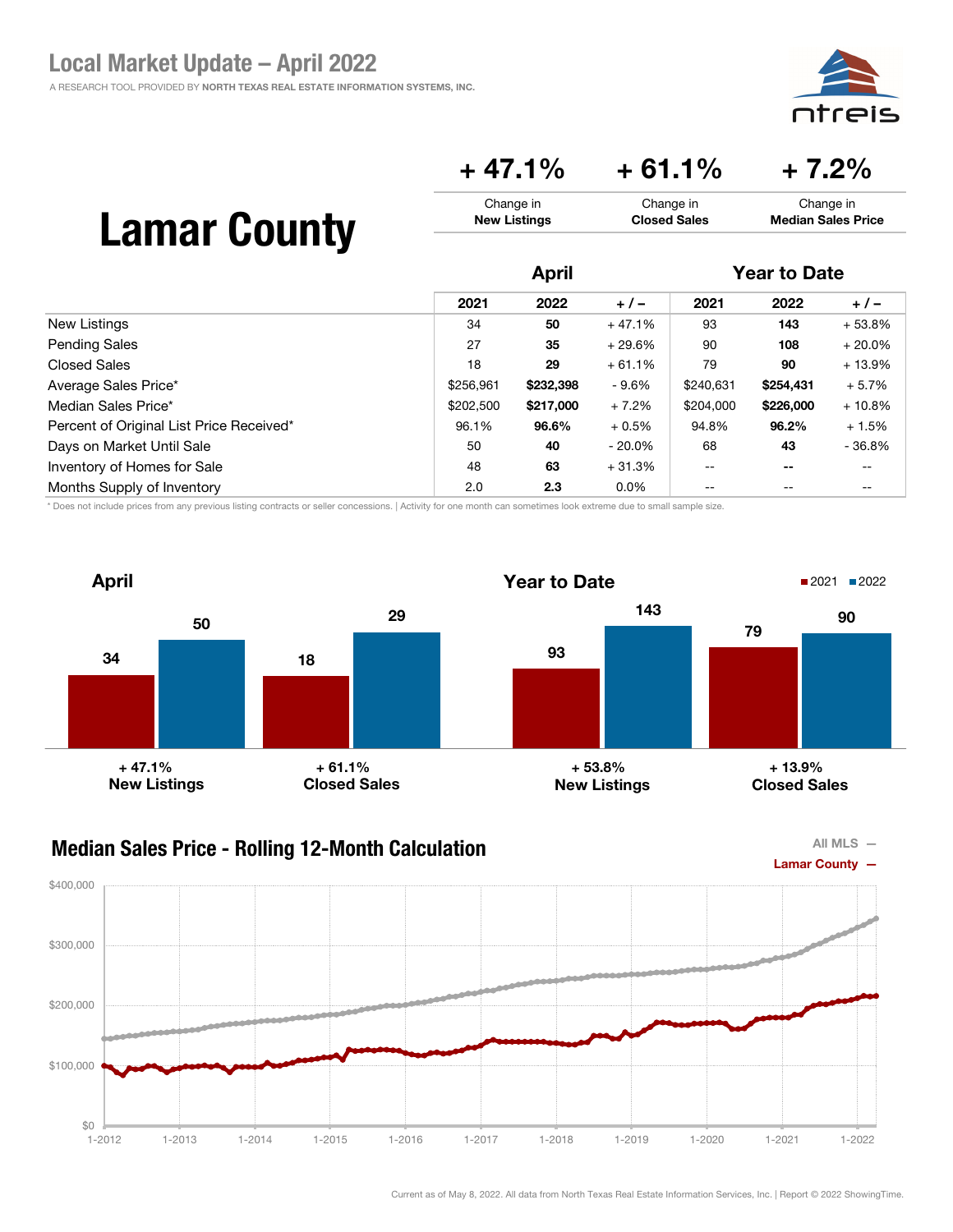# Local Market Update – April 2022

A RESEARCH TOOL PROVIDED BY NORTH TEXAS REAL ESTATE INFORMATION SYSTEMS, INC.

# Lamar County

| + 47.1% | + 61.1% | + 7.2% |
|---|---|---|
| Change in **New Listings** | Change in **Closed Sales** | Change in **Median Sales Price** |

| | April | | | Year to Date | | |
|---|---|---|---|---|---|---|
| | 2021 | 2022 | + / – | 2021 | 2022 | + / – |
| New Listings | 34 | **50** | + 47.1% | 93 | **143** | + 53.8% |
| Pending Sales | 27 | **35** | + 29.6% | 90 | **108** | + 20.0% |
| Closed Sales | 18 | **29** | + 61.1% | 79 | **90** | + 13.9% |
| Average Sales Price* | $256,961 | **$232,398** | - 9.6% | $240,631 | **$254,431** | + 5.7% |
| Median Sales Price* | $202,500 | **$217,000** | + 7.2% | $204,000 | **$226,000** | + 10.8% |
| Percent of Original List Price Received* | 96.1% | **96.6%** | + 0.5% | 94.8% | **96.2%** | + 1.5% |
| Days on Market Until Sale | 50 | **40** | - 20.0% | 68 | **43** | - 36.8% |
| Inventory of Homes for Sale | 48 | **63** | + 31.3% | -- | -- | -- |
| Months Supply of Inventory | 2.0 | **2.3** | 0.0% | -- | -- | -- |

\* Does not include prices from any previous listing contracts or seller concessions. | Activity for one month can sometimes look extreme due to small sample size.

## April

| | 2021 | 2022 | Change |
|---|---|---|---|
| New Listings | 34 | 50 | + 47.1% |
| Closed Sales | 18 | 29 | + 61.1% |

## Year to Date

| | 2021 | 2022 | Change |
|---|---|---|---|
| New Listings | 93 | 143 | + 53.8% |
| Closed Sales | 79 | 90 | + 13.9% |

## Median Sales Price - Rolling 12-Month Calculation

All MLS —
Lamar County —

Current as of May 8, 2022. All data from North Texas Real Estate Information Services, Inc. | Report © 2022 ShowingTime.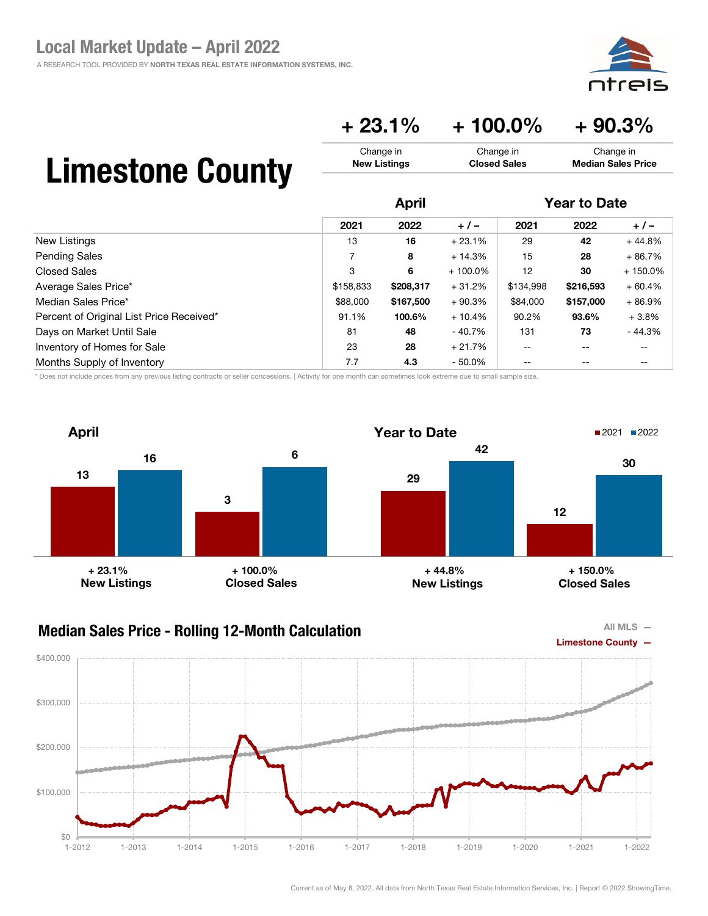# Local Market Update – April 2022

A RESEARCH TOOL PROVIDED BY NORTH TEXAS REAL ESTATE INFORMATION SYSTEMS, INC.

# Limestone County

| + 23.1% | + 100.0% | + 90.3% |
|---|---|---|
| Change in **New Listings** | Change in **Closed Sales** | Change in **Median Sales Price** |

| | April | | | Year to Date | | |
|---|---|---|---|---|---|---|
| | 2021 | 2022 | + / – | 2021 | 2022 | + / – |
| New Listings | 13 | **16** | + 23.1% | 29 | **42** | + 44.8% |
| Pending Sales | 7 | **8** | + 14.3% | 15 | **28** | + 86.7% |
| Closed Sales | 3 | **6** | + 100.0% | 12 | **30** | + 150.0% |
| Average Sales Price* | $158,833 | **$208,317** | + 31.2% | $134,998 | **$216,593** | + 60.4% |
| Median Sales Price* | $88,000 | **$167,500** | + 90.3% | $84,000 | **$157,000** | + 86.9% |
| Percent of Original List Price Received* | 91.1% | **100.6%** | + 10.4% | 90.2% | **93.6%** | + 3.8% |
| Days on Market Until Sale | 81 | **48** | - 40.7% | 131 | **73** | - 44.3% |
| Inventory of Homes for Sale | 23 | **28** | + 21.7% | -- | **--** | -- |
| Months Supply of Inventory | 7.7 | **4.3** | - 50.0% | -- | -- | -- |

\* Does not include prices from any previous listing contracts or seller concessions. | Activity for one month can sometimes look extreme due to small sample size.

**April**

| | 2021 | 2022 | Change |
|---|---|---|---|
| New Listings | 13 | 16 | + 23.1% |
| Closed Sales | 3 | 6 | + 100.0% |

**Year to Date**

| | 2021 | 2022 | Change |
|---|---|---|---|
| New Listings | 29 | 42 | + 44.8% |
| Closed Sales | 12 | 30 | + 150.0% |

## Median Sales Price - Rolling 12-Month Calculation

All MLS —
Limestone County —

Current as of May 8, 2022. All data from North Texas Real Estate Information Services, Inc. | Report © 2022 ShowingTime.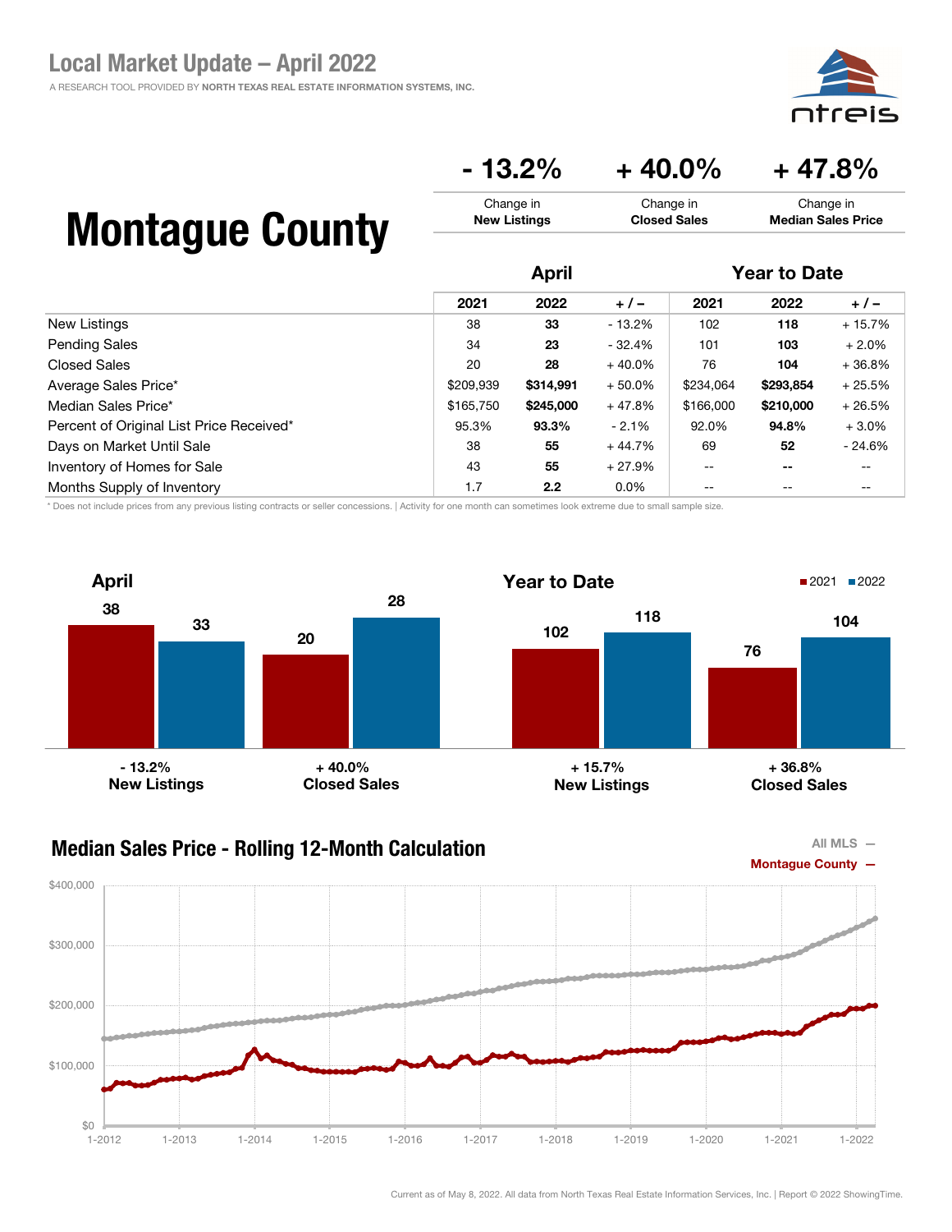## Local Market Update – April 2022

A RESEARCH TOOL PROVIDED BY NORTH TEXAS REAL ESTATE INFORMATION SYSTEMS, INC.

# Montague County

| - 13.2% | + 40.0% | + 47.8% |
|---|---|---|
| Change in **New Listings** | Change in **Closed Sales** | Change in **Median Sales Price** |

| | April | | | Year to Date | | |
|---|---|---|---|---|---|---|
| | 2021 | 2022 | + / – | 2021 | 2022 | + / – |
| New Listings | 38 | **33** | - 13.2% | 102 | **118** | + 15.7% |
| Pending Sales | 34 | **23** | - 32.4% | 101 | **103** | + 2.0% |
| Closed Sales | 20 | **28** | + 40.0% | 76 | **104** | + 36.8% |
| Average Sales Price* | $209,939 | **$314,991** | + 50.0% | $234,064 | **$293,854** | + 25.5% |
| Median Sales Price* | $165,750 | **$245,000** | + 47.8% | $166,000 | **$210,000** | + 26.5% |
| Percent of Original List Price Received* | 95.3% | **93.3%** | - 2.1% | 92.0% | **94.8%** | + 3.0% |
| Days on Market Until Sale | 38 | **55** | + 44.7% | 69 | **52** | - 24.6% |
| Inventory of Homes for Sale | 43 | **55** | + 27.9% | -- | **--** | -- |
| Months Supply of Inventory | 1.7 | **2.2** | 0.0% | -- | -- | -- |

\* Does not include prices from any previous listing contracts or seller concessions. | Activity for one month can sometimes look extreme due to small sample size.

### April

| | 2021 | 2022 | Change |
|---|---|---|---|
| New Listings | 38 | 33 | - 13.2% |
| Closed Sales | 20 | 28 | + 40.0% |

### Year to Date

| | 2021 | 2022 | Change |
|---|---|---|---|
| New Listings | 102 | 118 | + 15.7% |
| Closed Sales | 76 | 104 | + 36.8% |

### Median Sales Price - Rolling 12-Month Calculation

All MLS —
Montague County —

Current as of May 8, 2022. All data from North Texas Real Estate Information Services, Inc. | Report © 2022 ShowingTime.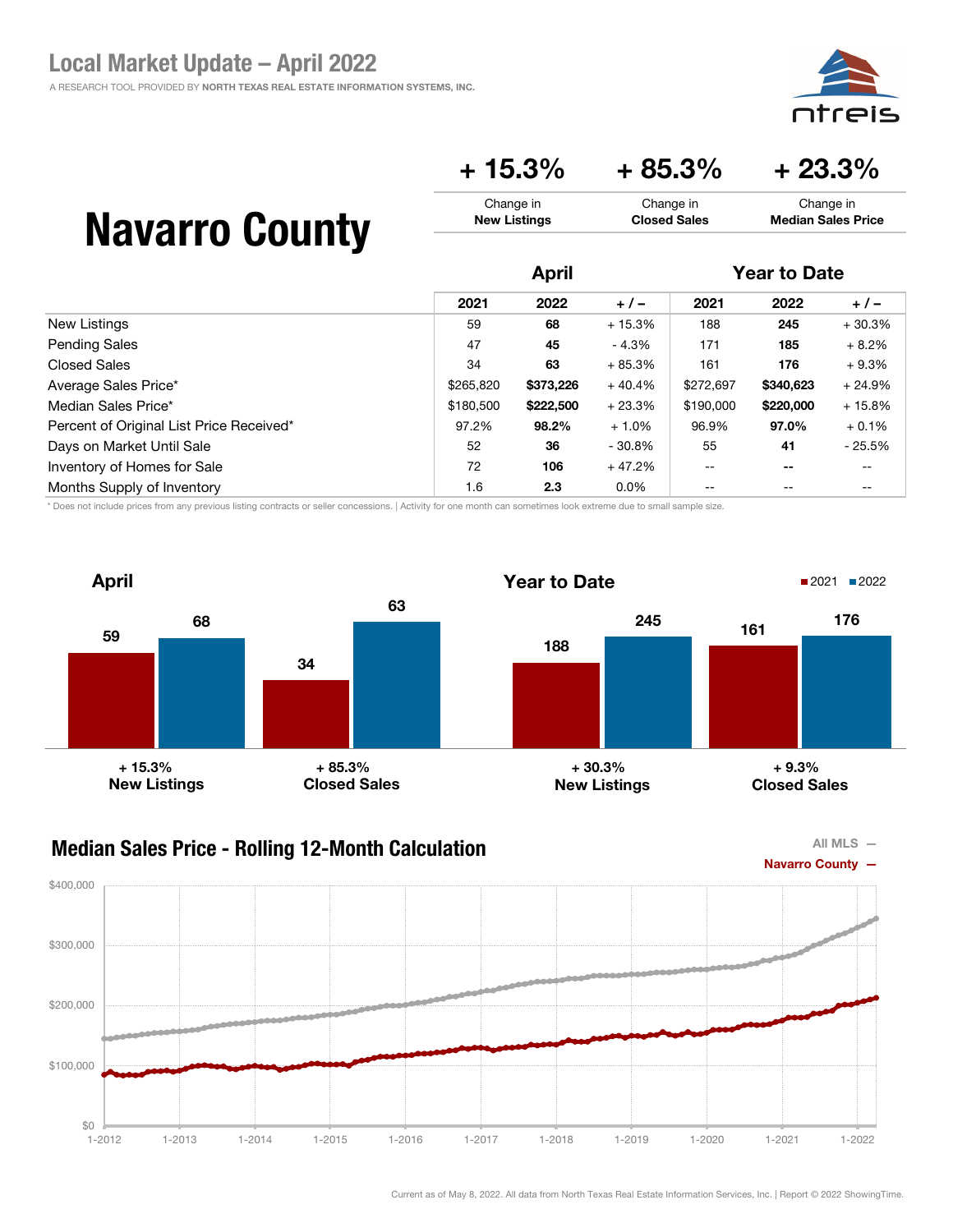# Local Market Update – April 2022

A RESEARCH TOOL PROVIDED BY NORTH TEXAS REAL ESTATE INFORMATION SYSTEMS, INC.

# Navarro County

| + 15.3% | + 85.3% | + 23.3% |
|---|---|---|
| Change in **New Listings** | Change in **Closed Sales** | Change in **Median Sales Price** |

| | April | | | Year to Date | | |
|---|---|---|---|---|---|---|
| | 2021 | 2022 | + / – | 2021 | 2022 | + / – |
| New Listings | 59 | **68** | + 15.3% | 188 | **245** | + 30.3% |
| Pending Sales | 47 | **45** | - 4.3% | 171 | **185** | + 8.2% |
| Closed Sales | 34 | **63** | + 85.3% | 161 | **176** | + 9.3% |
| Average Sales Price* | $265,820 | **$373,226** | + 40.4% | $272,697 | **$340,623** | + 24.9% |
| Median Sales Price* | $180,500 | **$222,500** | + 23.3% | $190,000 | **$220,000** | + 15.8% |
| Percent of Original List Price Received* | 97.2% | **98.2%** | + 1.0% | 96.9% | **97.0%** | + 0.1% |
| Days on Market Until Sale | 52 | **36** | - 30.8% | 55 | **41** | - 25.5% |
| Inventory of Homes for Sale | 72 | **106** | + 47.2% | -- | **--** | -- |
| Months Supply of Inventory | 1.6 | **2.3** | 0.0% | -- | -- | -- |

\* Does not include prices from any previous listing contracts or seller concessions. | Activity for one month can sometimes look extreme due to small sample size.

## April

| | 2021 | 2022 | Change |
|---|---|---|---|
| New Listings | 59 | 68 | + 15.3% |
| Closed Sales | 34 | 63 | + 85.3% |

## Year to Date

| | 2021 | 2022 | Change |
|---|---|---|---|
| New Listings | 188 | 245 | + 30.3% |
| Closed Sales | 161 | 176 | + 9.3% |

## Median Sales Price - Rolling 12-Month Calculation

All MLS —
Navarro County —

Current as of May 8, 2022. All data from North Texas Real Estate Information Services, Inc. | Report © 2022 ShowingTime.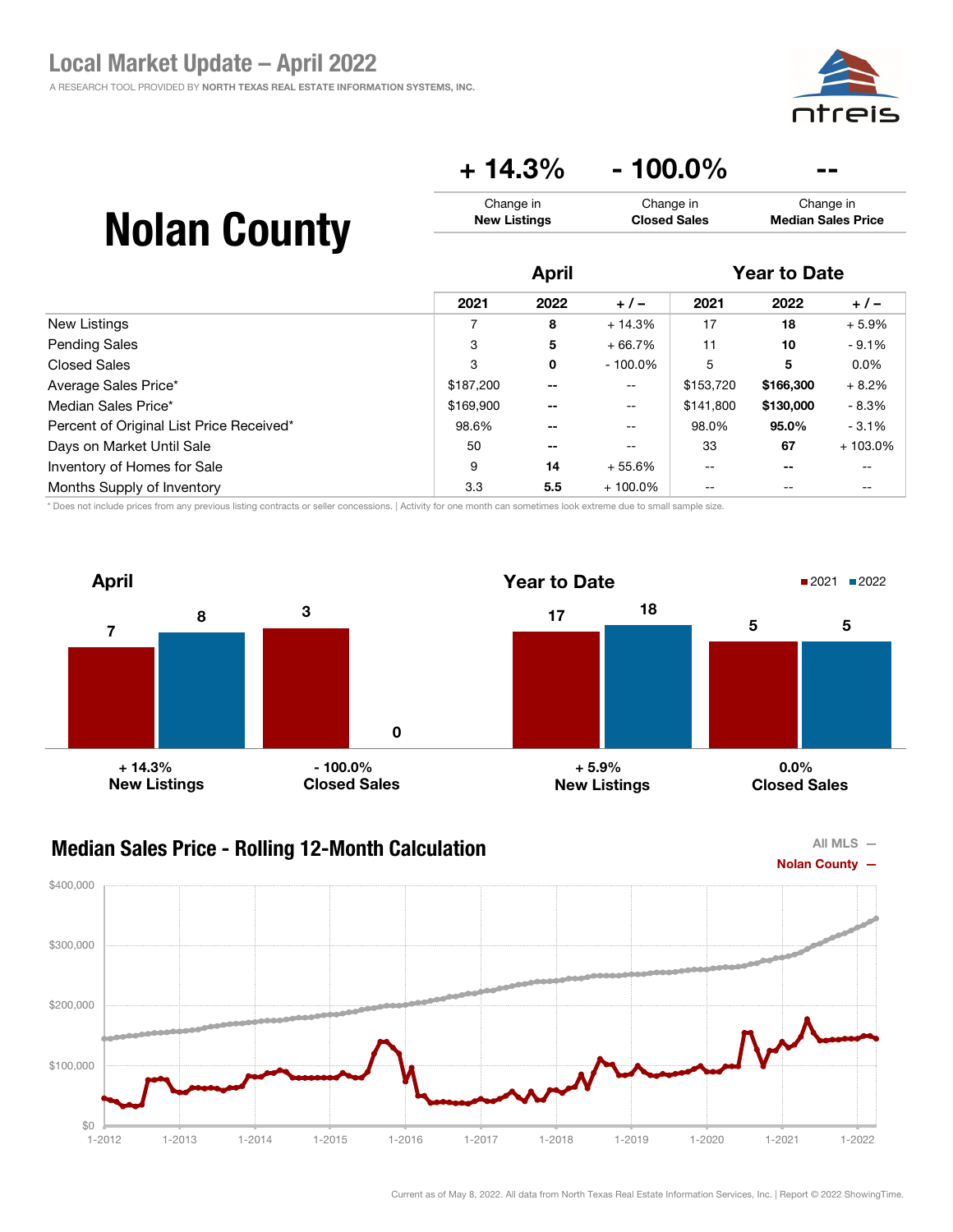# Local Market Update – April 2022

A RESEARCH TOOL PROVIDED BY **NORTH TEXAS REAL ESTATE INFORMATION SYSTEMS, INC.**

# Nolan County

| + 14.3% | - 100.0% | -- |
| --- | --- | --- |
| Change in **New Listings** | Change in **Closed Sales** | Change in **Median Sales Price** |

| | April | | | Year to Date | | |
| --- | --- | --- | --- | --- | --- | --- |
| | 2021 | 2022 | + / – | 2021 | 2022 | + / – |
| New Listings | 7 | **8** | + 14.3% | 17 | **18** | + 5.9% |
| Pending Sales | 3 | **5** | + 66.7% | 11 | **10** | - 9.1% |
| Closed Sales | 3 | **0** | - 100.0% | 5 | **5** | 0.0% |
| Average Sales Price* | $187,200 | **--** | -- | $153,720 | **$166,300** | + 8.2% |
| Median Sales Price* | $169,900 | **--** | -- | $141,800 | **$130,000** | - 8.3% |
| Percent of Original List Price Received* | 98.6% | **--** | -- | 98.0% | **95.0%** | - 3.1% |
| Days on Market Until Sale | 50 | **--** | -- | 33 | **67** | + 103.0% |
| Inventory of Homes for Sale | 9 | **14** | + 55.6% | -- | **--** | -- |
| Months Supply of Inventory | 3.3 | **5.5** | + 100.0% | -- | -- | -- |

\* Does not include prices from any previous listing contracts or seller concessions. | Activity for one month can sometimes look extreme due to small sample size.

## April

| | 2021 | 2022 | Change |
| --- | --- | --- | --- |
| New Listings | 7 | 8 | + 14.3% |
| Closed Sales | 3 | 0 | - 100.0% |

## Year to Date

| | 2021 | 2022 | Change |
| --- | --- | --- | --- |
| New Listings | 17 | 18 | + 5.9% |
| Closed Sales | 5 | 5 | 0.0% |

## Median Sales Price - Rolling 12-Month Calculation

All MLS —
Nolan County —

Current as of May 8, 2022. All data from North Texas Real Estate Information Services, Inc. | Report © 2022 ShowingTime.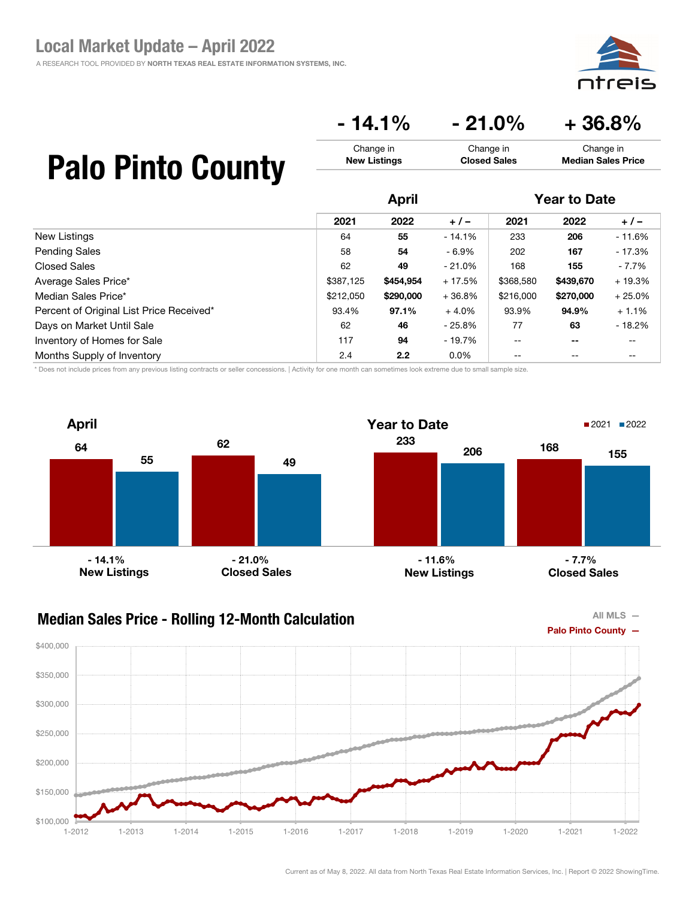# Local Market Update – April 2022

A RESEARCH TOOL PROVIDED BY **NORTH TEXAS REAL ESTATE INFORMATION SYSTEMS, INC.**

# Palo Pinto County

| - 14.1% | - 21.0% | + 36.8% |
|---|---|---|
| Change in **New Listings** | Change in **Closed Sales** | Change in **Median Sales Price** |

| | April | | | Year to Date | | |
|---|---|---|---|---|---|---|
| | 2021 | 2022 | + / – | 2021 | 2022 | + / – |
| New Listings | 64 | **55** | - 14.1% | 233 | **206** | - 11.6% |
| Pending Sales | 58 | **54** | - 6.9% | 202 | **167** | - 17.3% |
| Closed Sales | 62 | **49** | - 21.0% | 168 | **155** | - 7.7% |
| Average Sales Price* | $387,125 | **$454,954** | + 17.5% | $368,580 | **$439,670** | + 19.3% |
| Median Sales Price* | $212,050 | **$290,000** | + 36.8% | $216,000 | **$270,000** | + 25.0% |
| Percent of Original List Price Received* | 93.4% | **97.1%** | + 4.0% | 93.9% | **94.9%** | + 1.1% |
| Days on Market Until Sale | 62 | **46** | - 25.8% | 77 | **63** | - 18.2% |
| Inventory of Homes for Sale | 117 | **94** | - 19.7% | -- | -- | -- |
| Months Supply of Inventory | 2.4 | **2.2** | 0.0% | -- | -- | -- |

\* Does not include prices from any previous listing contracts or seller concessions. | Activity for one month can sometimes look extreme due to small sample size.

## April

| | 2021 | 2022 | Change |
|---|---|---|---|
| New Listings | 64 | 55 | - 14.1% |
| Closed Sales | 62 | 49 | - 21.0% |

## Year to Date

| | 2021 | 2022 | Change |
|---|---|---|---|
| New Listings | 233 | 206 | - 11.6% |
| Closed Sales | 168 | 155 | - 7.7% |

## Median Sales Price - Rolling 12-Month Calculation

All MLS —
Palo Pinto County —

Current as of May 8, 2022. All data from North Texas Real Estate Information Services, Inc. | Report © 2022 ShowingTime.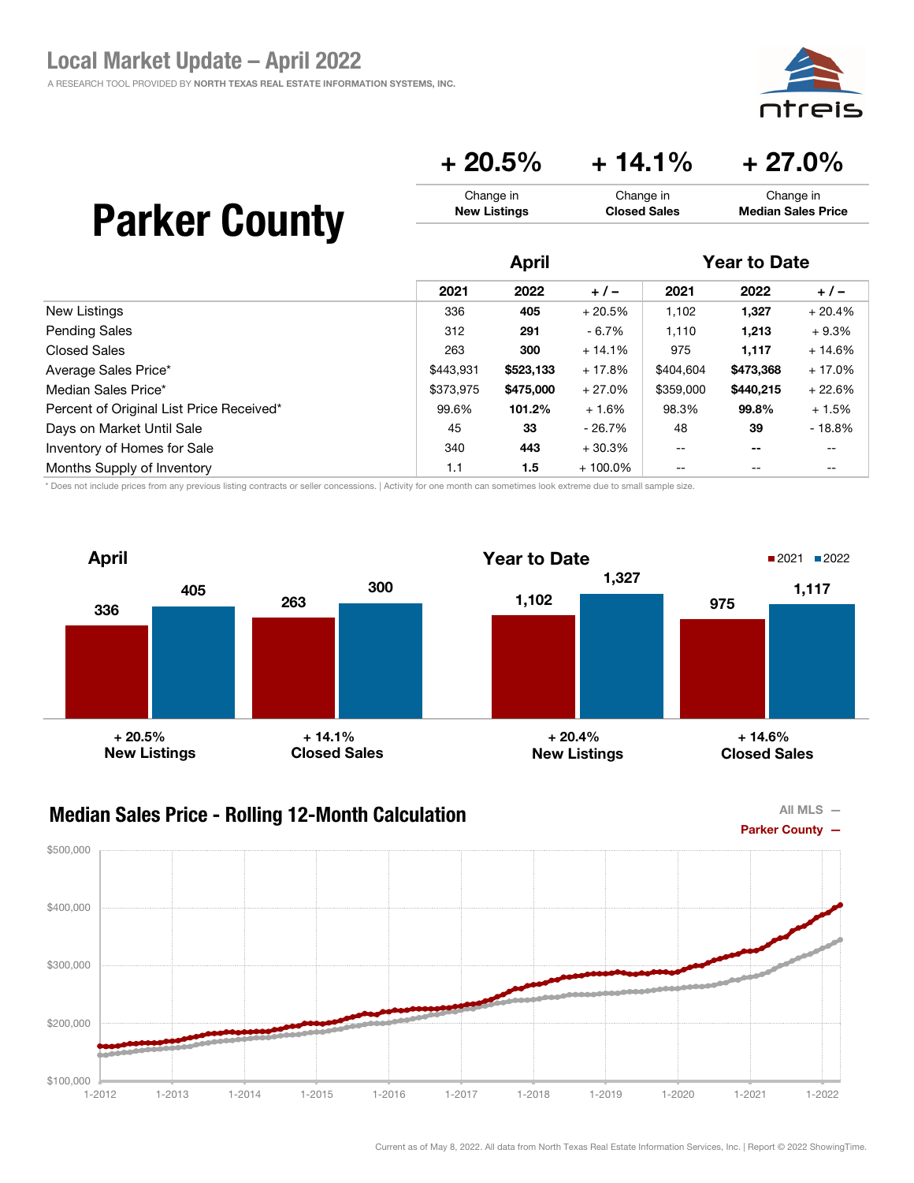# Local Market Update – April 2022

A RESEARCH TOOL PROVIDED BY **NORTH TEXAS REAL ESTATE INFORMATION SYSTEMS, INC.**

## Parker County

| + 20.5% | + 14.1% | + 27.0% |
|---|---|---|
| Change in **New Listings** | Change in **Closed Sales** | Change in **Median Sales Price** |

| | April | | | Year to Date | | |
|---|---|---|---|---|---|---|
| | 2021 | 2022 | + / – | 2021 | 2022 | + / – |
| New Listings | 336 | **405** | + 20.5% | 1,102 | **1,327** | + 20.4% |
| Pending Sales | 312 | **291** | - 6.7% | 1,110 | **1,213** | + 9.3% |
| Closed Sales | 263 | **300** | + 14.1% | 975 | **1,117** | + 14.6% |
| Average Sales Price* | $443,931 | **$523,133** | + 17.8% | $404,604 | **$473,368** | + 17.0% |
| Median Sales Price* | $373,975 | **$475,000** | + 27.0% | $359,000 | **$440,215** | + 22.6% |
| Percent of Original List Price Received* | 99.6% | **101.2%** | + 1.6% | 98.3% | **99.8%** | + 1.5% |
| Days on Market Until Sale | 45 | **33** | - 26.7% | 48 | **39** | - 18.8% |
| Inventory of Homes for Sale | 340 | **443** | + 30.3% | -- | **--** | -- |
| Months Supply of Inventory | 1.1 | **1.5** | + 100.0% | -- | -- | -- |

\* Does not include prices from any previous listing contracts or seller concessions. | Activity for one month can sometimes look extreme due to small sample size.

### April

| | 2021 | 2022 | Change |
|---|---|---|---|
| New Listings | 336 | 405 | + 20.5% |
| Closed Sales | 263 | 300 | + 14.1% |

### Year to Date

| | 2021 | 2022 | Change |
|---|---|---|---|
| New Listings | 1,102 | 1,327 | + 20.4% |
| Closed Sales | 975 | 1,117 | + 14.6% |

### Median Sales Price - Rolling 12-Month Calculation

All MLS — Parker County —

Current as of May 8, 2022. All data from North Texas Real Estate Information Services, Inc. | Report © 2022 ShowingTime.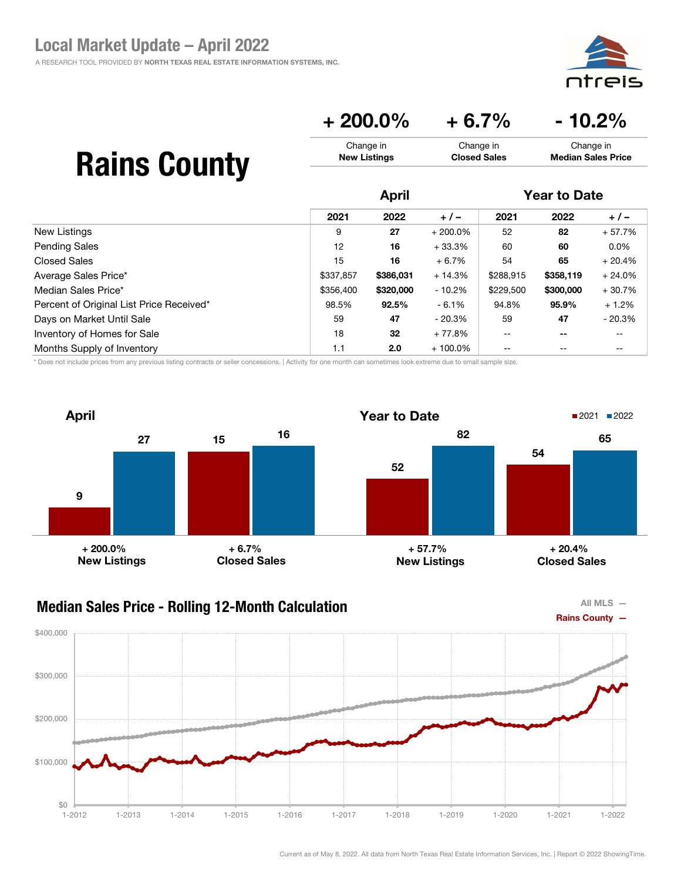# Local Market Update – April 2022

A RESEARCH TOOL PROVIDED BY NORTH TEXAS REAL ESTATE INFORMATION SYSTEMS, INC.

# Rains County

| + 200.0% | + 6.7% | - 10.2% |
|---|---|---|
| Change in **New Listings** | Change in **Closed Sales** | Change in **Median Sales Price** |

| | April | | | Year to Date | | |
|---|---|---|---|---|---|---|
| | 2021 | 2022 | + / – | 2021 | 2022 | + / – |
| New Listings | 9 | **27** | + 200.0% | 52 | **82** | + 57.7% |
| Pending Sales | 12 | **16** | + 33.3% | 60 | **60** | 0.0% |
| Closed Sales | 15 | **16** | + 6.7% | 54 | **65** | + 20.4% |
| Average Sales Price* | $337,857 | **$386,031** | + 14.3% | $288,915 | **$358,119** | + 24.0% |
| Median Sales Price* | $356,400 | **$320,000** | - 10.2% | $229,500 | **$300,000** | + 30.7% |
| Percent of Original List Price Received* | 98.5% | **92.5%** | - 6.1% | 94.8% | **95.9%** | + 1.2% |
| Days on Market Until Sale | 59 | **47** | - 20.3% | 59 | **47** | - 20.3% |
| Inventory of Homes for Sale | 18 | **32** | + 77.8% | -- | **--** | -- |
| Months Supply of Inventory | 1.1 | **2.0** | + 100.0% | -- | -- | -- |

\* Does not include prices from any previous listing contracts or seller concessions. | Activity for one month can sometimes look extreme due to small sample size.

## April

| | 2021 | 2022 | Change |
|---|---|---|---|
| New Listings | 9 | 27 | + 200.0% |
| Closed Sales | 15 | 16 | + 6.7% |

## Year to Date

| | 2021 | 2022 | Change |
|---|---|---|---|
| New Listings | 52 | 82 | + 57.7% |
| Closed Sales | 54 | 65 | + 20.4% |

## Median Sales Price - Rolling 12-Month Calculation

All MLS —
Rains County —

Current as of May 8, 2022. All data from North Texas Real Estate Information Services, Inc. | Report © 2022 ShowingTime.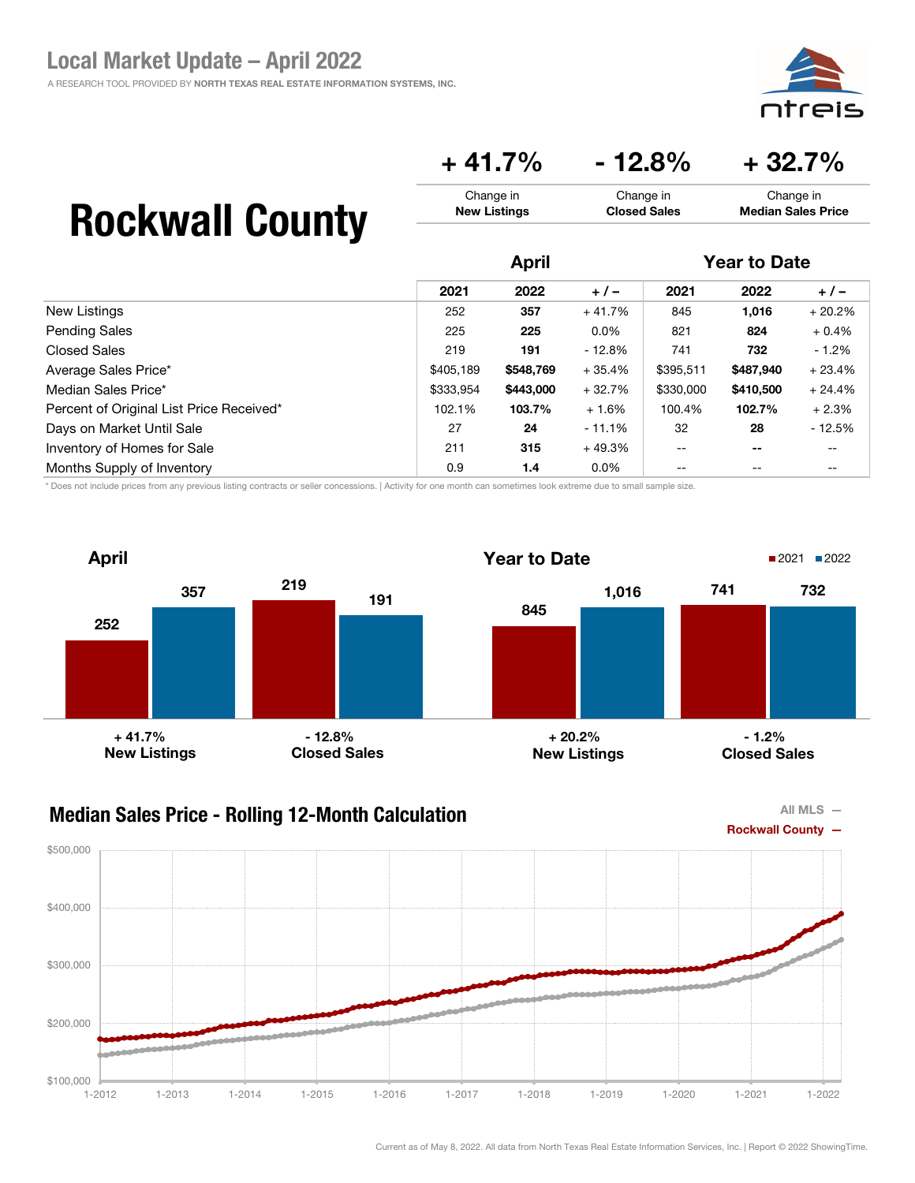# Local Market Update – April 2022

A RESEARCH TOOL PROVIDED BY NORTH TEXAS REAL ESTATE INFORMATION SYSTEMS, INC.

# Rockwall County

| + 41.7% | - 12.8% | + 32.7% |
| --- | --- | --- |
| Change in **New Listings** | Change in **Closed Sales** | Change in **Median Sales Price** |

| | April | | | Year to Date | | |
| --- | --- | --- | --- | --- | --- | --- |
| | 2021 | 2022 | + / – | 2021 | 2022 | + / – |
| New Listings | 252 | **357** | + 41.7% | 845 | **1,016** | + 20.2% |
| Pending Sales | 225 | **225** | 0.0% | 821 | **824** | + 0.4% |
| Closed Sales | 219 | **191** | - 12.8% | 741 | **732** | - 1.2% |
| Average Sales Price* | $405,189 | **$548,769** | + 35.4% | $395,511 | **$487,940** | + 23.4% |
| Median Sales Price* | $333,954 | **$443,000** | + 32.7% | $330,000 | **$410,500** | + 24.4% |
| Percent of Original List Price Received* | 102.1% | **103.7%** | + 1.6% | 100.4% | **102.7%** | + 2.3% |
| Days on Market Until Sale | 27 | **24** | - 11.1% | 32 | **28** | - 12.5% |
| Inventory of Homes for Sale | 211 | **315** | + 49.3% | -- | **--** | -- |
| Months Supply of Inventory | 0.9 | **1.4** | 0.0% | -- | -- | -- |

\* Does not include prices from any previous listing contracts or seller concessions. | Activity for one month can sometimes look extreme due to small sample size.

## April

| | 2021 | 2022 | Change |
| --- | --- | --- | --- |
| New Listings | 252 | 357 | + 41.7% |
| Closed Sales | 219 | 191 | - 12.8% |

## Year to Date

| | 2021 | 2022 | Change |
| --- | --- | --- | --- |
| New Listings | 845 | 1,016 | + 20.2% |
| Closed Sales | 741 | 732 | - 1.2% |

## Median Sales Price - Rolling 12-Month Calculation

All MLS —
Rockwall County —

Current as of May 8, 2022. All data from North Texas Real Estate Information Services, Inc. | Report © 2022 ShowingTime.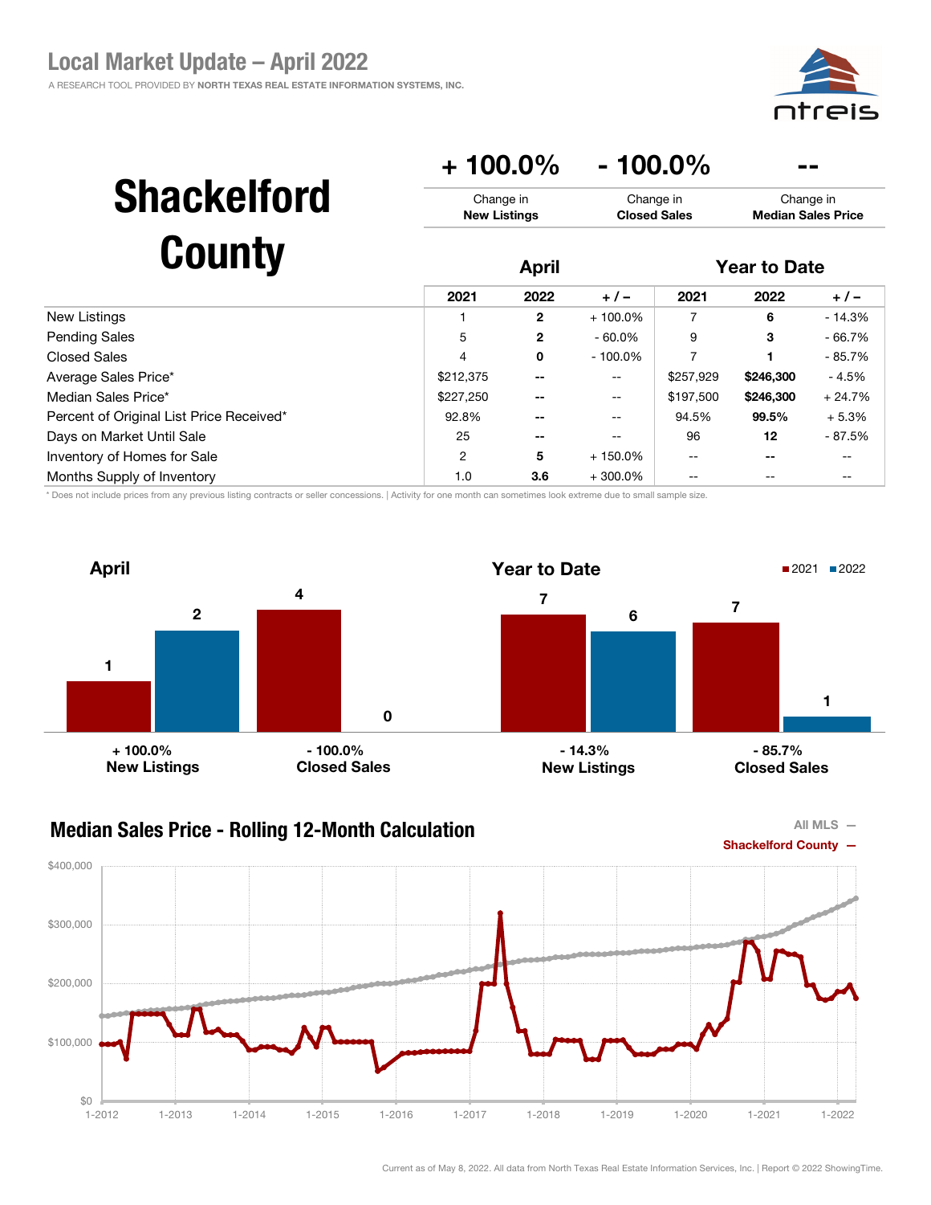# Local Market Update – April 2022

A RESEARCH TOOL PROVIDED BY NORTH TEXAS REAL ESTATE INFORMATION SYSTEMS, INC.

ntreis

## Shackelford County

| + 100.0% | - 100.0% | -- |
|---|---|---|
| Change in **New Listings** | Change in **Closed Sales** | Change in **Median Sales Price** |

| | April | | | Year to Date | | |
|---|---|---|---|---|---|---|
| | 2021 | 2022 | + / – | 2021 | 2022 | + / – |
| New Listings | 1 | **2** | + 100.0% | 7 | **6** | - 14.3% |
| Pending Sales | 5 | **2** | - 60.0% | 9 | **3** | - 66.7% |
| Closed Sales | 4 | **0** | - 100.0% | 7 | **1** | - 85.7% |
| Average Sales Price* | $212,375 | **--** | -- | $257,929 | **$246,300** | - 4.5% |
| Median Sales Price* | $227,250 | **--** | -- | $197,500 | **$246,300** | + 24.7% |
| Percent of Original List Price Received* | 92.8% | **--** | -- | 94.5% | **99.5%** | + 5.3% |
| Days on Market Until Sale | 25 | **--** | -- | 96 | **12** | - 87.5% |
| Inventory of Homes for Sale | 2 | **5** | + 150.0% | -- | **--** | -- |
| Months Supply of Inventory | 1.0 | **3.6** | + 300.0% | -- | -- | -- |

\* Does not include prices from any previous listing contracts or seller concessions. | Activity for one month can sometimes look extreme due to small sample size.

### April

■ 2021 ■ 2022

| | 2021 | 2022 | Change |
|---|---|---|---|
| New Listings | 1 | 2 | + 100.0% |
| Closed Sales | 4 | 0 | - 100.0% |

### Year to Date

| | 2021 | 2022 | Change |
|---|---|---|---|
| New Listings | 7 | 6 | - 14.3% |
| Closed Sales | 7 | 1 | - 85.7% |

### Median Sales Price - Rolling 12-Month Calculation

All MLS —
Shackelford County —

Current as of May 8, 2022. All data from North Texas Real Estate Information Services, Inc. | Report © 2022 ShowingTime.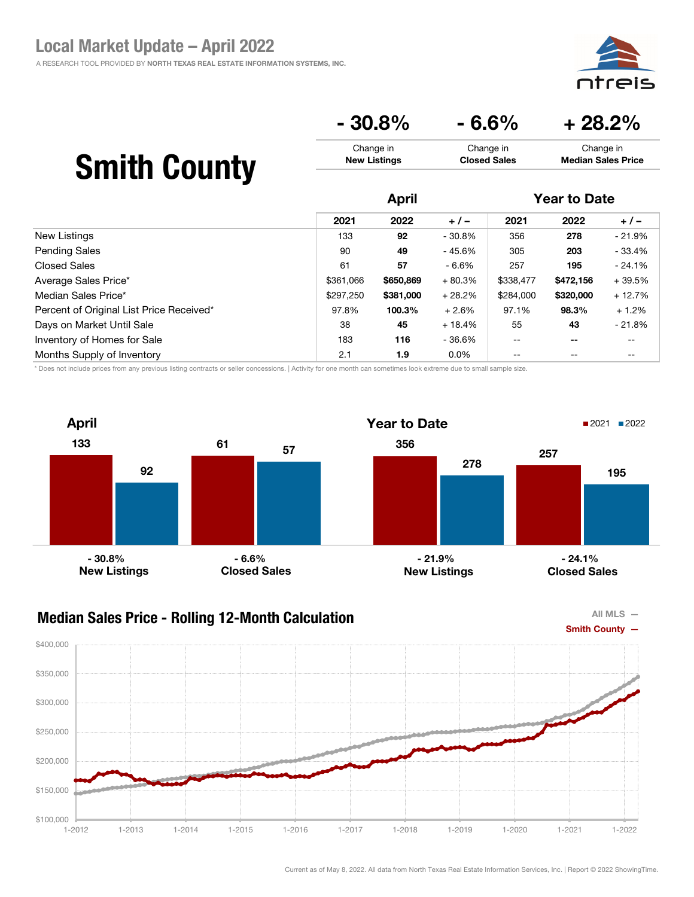# Local Market Update – April 2022

A RESEARCH TOOL PROVIDED BY **NORTH TEXAS REAL ESTATE INFORMATION SYSTEMS, INC.**

## Smith County

| - 30.8% | - 6.6% | + 28.2% |
|---|---|---|
| Change in **New Listings** | Change in **Closed Sales** | Change in **Median Sales Price** |

| | April | | | Year to Date | | |
|---|---|---|---|---|---|---|
| | 2021 | 2022 | + / – | 2021 | 2022 | + / – |
| New Listings | 133 | **92** | - 30.8% | 356 | **278** | - 21.9% |
| Pending Sales | 90 | **49** | - 45.6% | 305 | **203** | - 33.4% |
| Closed Sales | 61 | **57** | - 6.6% | 257 | **195** | - 24.1% |
| Average Sales Price* | $361,066 | **$650,869** | + 80.3% | $338,477 | **$472,156** | + 39.5% |
| Median Sales Price* | $297,250 | **$381,000** | + 28.2% | $284,000 | **$320,000** | + 12.7% |
| Percent of Original List Price Received* | 97.8% | **100.3%** | + 2.6% | 97.1% | **98.3%** | + 1.2% |
| Days on Market Until Sale | 38 | **45** | + 18.4% | 55 | **43** | - 21.8% |
| Inventory of Homes for Sale | 183 | **116** | - 36.6% | -- | **--** | -- |
| Months Supply of Inventory | 2.1 | **1.9** | 0.0% | -- | -- | -- |

* Does not include prices from any previous listing contracts or seller concessions. | Activity for one month can sometimes look extreme due to small sample size.

### April

| | 2021 | 2022 | Change |
|---|---|---|---|
| New Listings | 133 | 92 | - 30.8% |
| Closed Sales | 61 | 57 | - 6.6% |

### Year to Date

| | 2021 | 2022 | Change |
|---|---|---|---|
| New Listings | 356 | 278 | - 21.9% |
| Closed Sales | 257 | 195 | - 24.1% |

### Median Sales Price - Rolling 12-Month Calculation

All MLS —
Smith County —

Current as of May 8, 2022. All data from North Texas Real Estate Information Services, Inc. | Report © 2022 ShowingTime.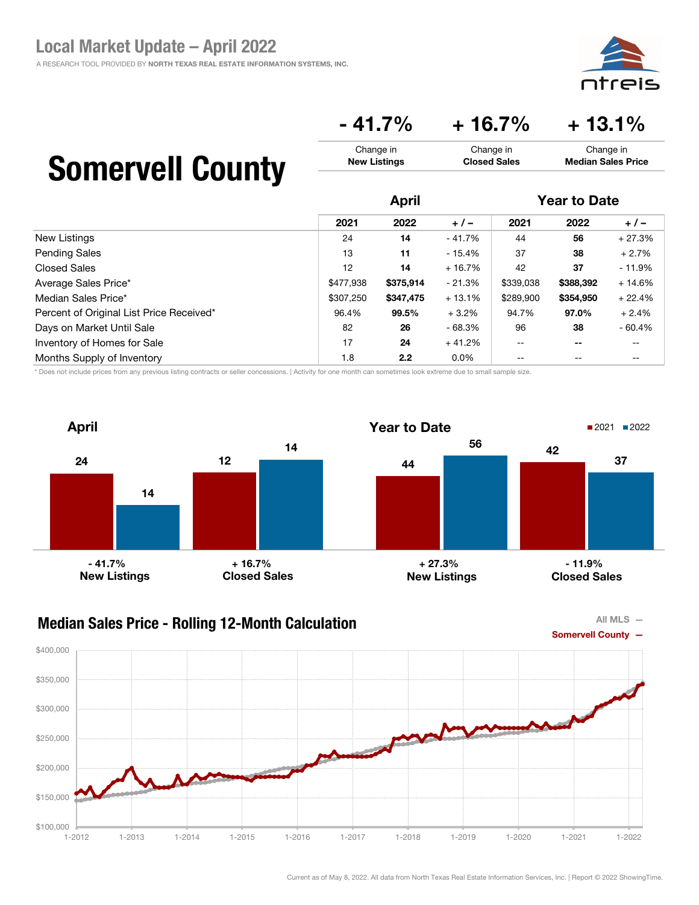# Local Market Update – April 2022

A RESEARCH TOOL PROVIDED BY **NORTH TEXAS REAL ESTATE INFORMATION SYSTEMS, INC.**

ntreis

## Somervell County

| - 41.7% | + 16.7% | + 13.1% |
|---|---|---|
| Change in **New Listings** | Change in **Closed Sales** | Change in **Median Sales Price** |

| | April | | | Year to Date | | |
|---|---|---|---|---|---|---|
| | 2021 | 2022 | + / – | 2021 | 2022 | + / – |
| New Listings | 24 | **14** | - 41.7% | 44 | **56** | + 27.3% |
| Pending Sales | 13 | **11** | - 15.4% | 37 | **38** | + 2.7% |
| Closed Sales | 12 | **14** | + 16.7% | 42 | **37** | - 11.9% |
| Average Sales Price* | $477,938 | **$375,914** | - 21.3% | $339,038 | **$388,392** | + 14.6% |
| Median Sales Price* | $307,250 | **$347,475** | + 13.1% | $289,900 | **$354,950** | + 22.4% |
| Percent of Original List Price Received* | 96.4% | **99.5%** | + 3.2% | 94.7% | **97.0%** | + 2.4% |
| Days on Market Until Sale | 82 | **26** | - 68.3% | 96 | **38** | - 60.4% |
| Inventory of Homes for Sale | 17 | **24** | + 41.2% | -- | **--** | -- |
| Months Supply of Inventory | 1.8 | **2.2** | 0.0% | -- | -- | -- |

\* Does not include prices from any previous listing contracts or seller concessions. | Activity for one month can sometimes look extreme due to small sample size.

### April

| | 2021 | 2022 | Change |
|---|---|---|---|
| New Listings | 24 | 14 | - 41.7% |
| Closed Sales | 12 | 14 | + 16.7% |

### Year to Date

| | 2021 | 2022 | Change |
|---|---|---|---|
| New Listings | 44 | 56 | + 27.3% |
| Closed Sales | 42 | 37 | - 11.9% |

### Median Sales Price - Rolling 12-Month Calculation

All MLS —
Somervell County —

Current as of May 8, 2022. All data from North Texas Real Estate Information Services, Inc. | Report © 2022 ShowingTime.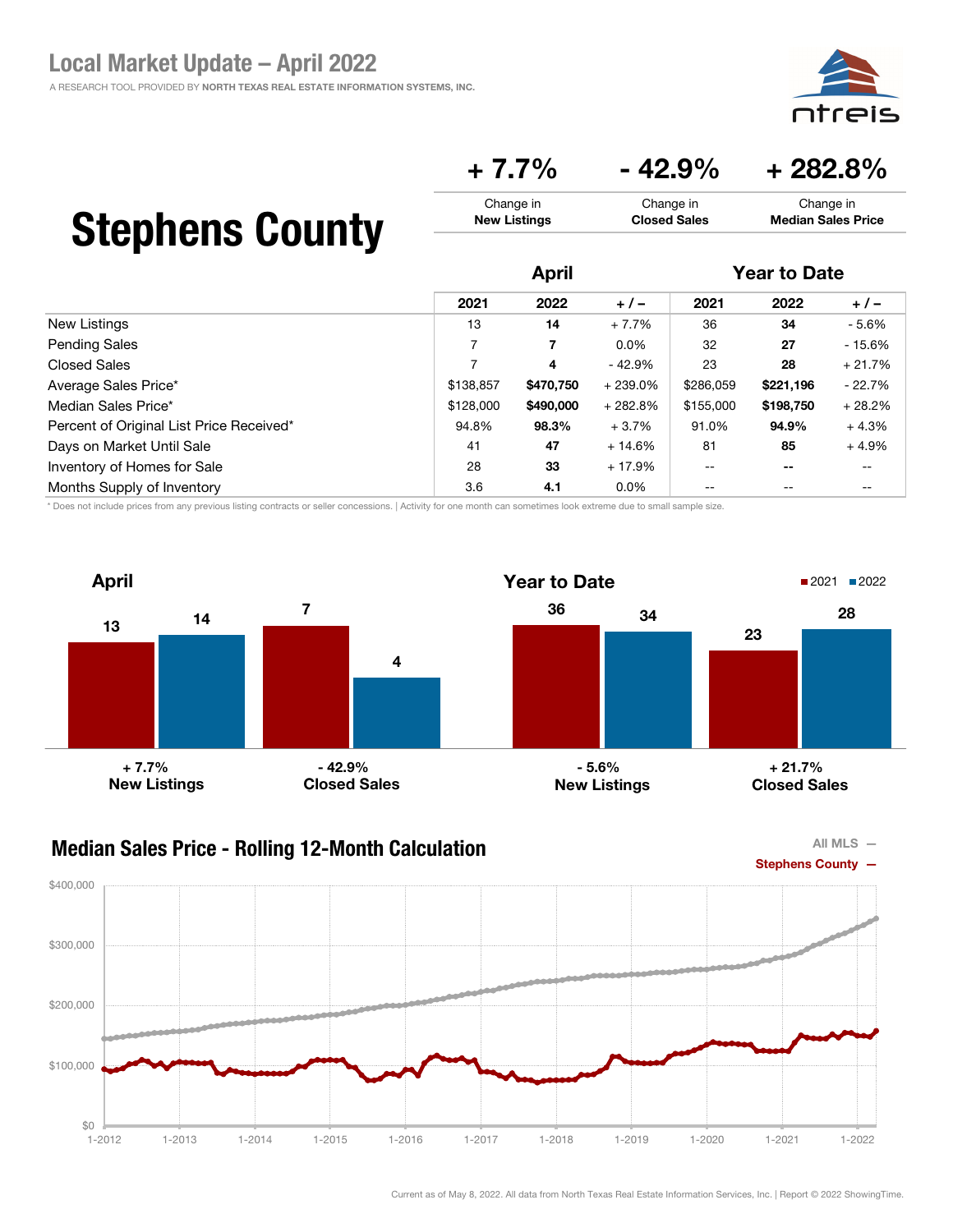# Local Market Update – April 2022

A RESEARCH TOOL PROVIDED BY NORTH TEXAS REAL ESTATE INFORMATION SYSTEMS, INC.

# Stephens County

| + 7.7% | - 42.9% | + 282.8% |
|---|---|---|
| Change in **New Listings** | Change in **Closed Sales** | Change in **Median Sales Price** |

| | April | | | Year to Date | | |
|---|---|---|---|---|---|---|
| | 2021 | 2022 | + / – | 2021 | 2022 | + / – |
| New Listings | 13 | **14** | + 7.7% | 36 | **34** | - 5.6% |
| Pending Sales | 7 | **7** | 0.0% | 32 | **27** | - 15.6% |
| Closed Sales | 7 | **4** | - 42.9% | 23 | **28** | + 21.7% |
| Average Sales Price* | $138,857 | **$470,750** | + 239.0% | $286,059 | **$221,196** | - 22.7% |
| Median Sales Price* | $128,000 | **$490,000** | + 282.8% | $155,000 | **$198,750** | + 28.2% |
| Percent of Original List Price Received* | 94.8% | **98.3%** | + 3.7% | 91.0% | **94.9%** | + 4.3% |
| Days on Market Until Sale | 41 | **47** | + 14.6% | 81 | **85** | + 4.9% |
| Inventory of Homes for Sale | 28 | **33** | + 17.9% | -- | -- | -- |
| Months Supply of Inventory | 3.6 | **4.1** | 0.0% | -- | -- | -- |

\* Does not include prices from any previous listing contracts or seller concessions. | Activity for one month can sometimes look extreme due to small sample size.

## April

| | 2021 | 2022 | Change |
|---|---|---|---|
| New Listings | 13 | 14 | + 7.7% |
| Closed Sales | 7 | 4 | - 42.9% |

## Year to Date

| | 2021 | 2022 | Change |
|---|---|---|---|
| New Listings | 36 | 34 | - 5.6% |
| Closed Sales | 23 | 28 | + 21.7% |

## Median Sales Price - Rolling 12-Month Calculation

All MLS —
Stephens County —

Current as of May 8, 2022. All data from North Texas Real Estate Information Services, Inc. | Report © 2022 ShowingTime.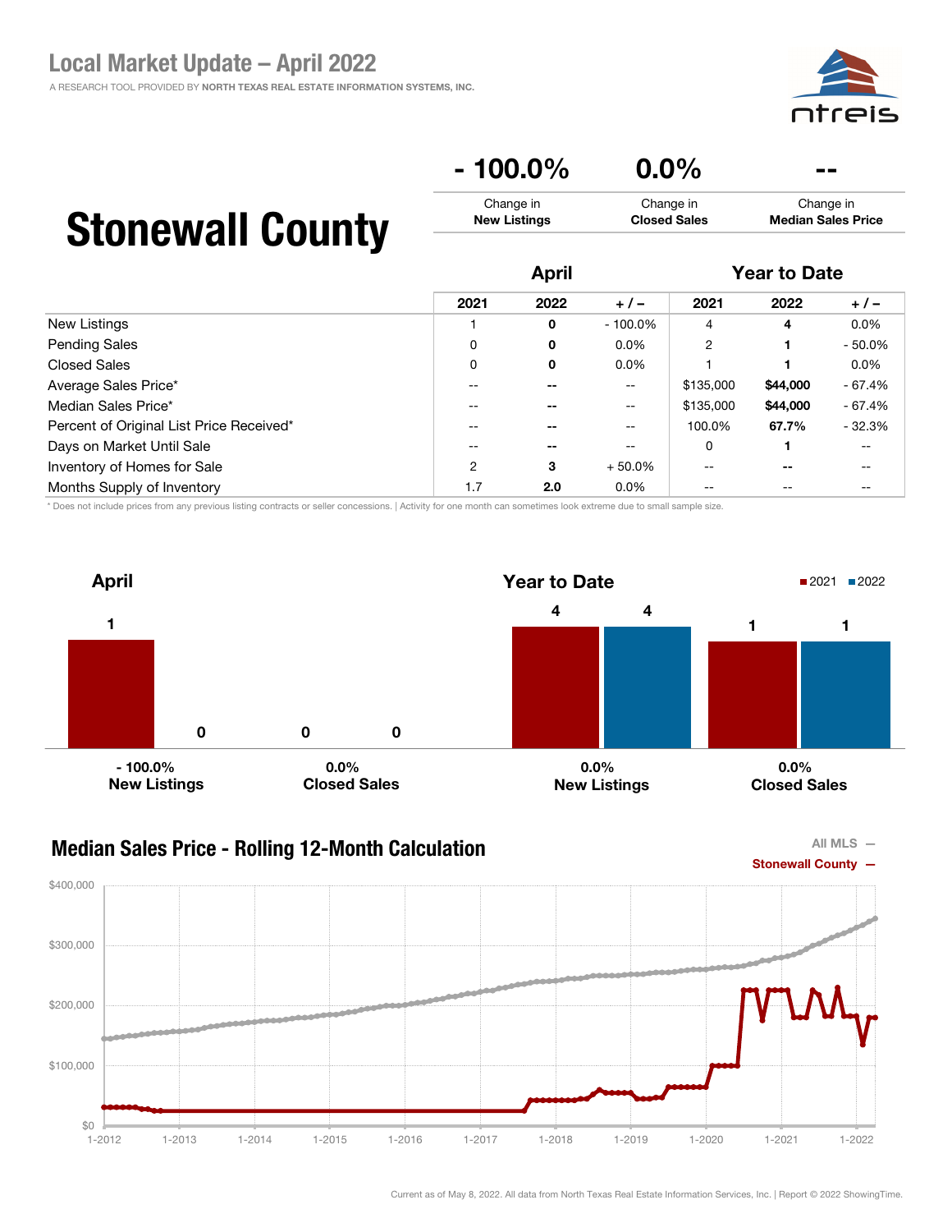# Local Market Update – April 2022

A RESEARCH TOOL PROVIDED BY NORTH TEXAS REAL ESTATE INFORMATION SYSTEMS, INC.

## Stonewall County

| - 100.0% | 0.0% | -- |
|---|---|---|
| Change in **New Listings** | Change in **Closed Sales** | Change in **Median Sales Price** |

| | April | | | Year to Date | | |
|---|---|---|---|---|---|---|
| | 2021 | 2022 | + / – | 2021 | 2022 | + / – |
| New Listings | 1 | **0** | - 100.0% | 4 | **4** | 0.0% |
| Pending Sales | 0 | **0** | 0.0% | 2 | **1** | - 50.0% |
| Closed Sales | 0 | **0** | 0.0% | 1 | **1** | 0.0% |
| Average Sales Price* | -- | **--** | -- | $135,000 | **$44,000** | - 67.4% |
| Median Sales Price* | -- | **--** | -- | $135,000 | **$44,000** | - 67.4% |
| Percent of Original List Price Received* | -- | **--** | -- | 100.0% | **67.7%** | - 32.3% |
| Days on Market Until Sale | -- | **--** | -- | 0 | **1** | -- |
| Inventory of Homes for Sale | 2 | **3** | + 50.0% | -- | **--** | -- |
| Months Supply of Inventory | 1.7 | **2.0** | 0.0% | -- | -- | -- |

* Does not include prices from any previous listing contracts or seller concessions. | Activity for one month can sometimes look extreme due to small sample size.

### April

| | 2021 | 2022 |
|---|---|---|
| New Listings (- 100.0%) | 1 | 0 |
| Closed Sales (0.0%) | 0 | 0 |

### Year to Date

| | 2021 | 2022 |
|---|---|---|
| New Listings (0.0%) | 4 | 4 |
| Closed Sales (0.0%) | 1 | 1 |

### Median Sales Price - Rolling 12-Month Calculation

All MLS —
Stonewall County —

Current as of May 8, 2022. All data from North Texas Real Estate Information Services, Inc. | Report © 2022 ShowingTime.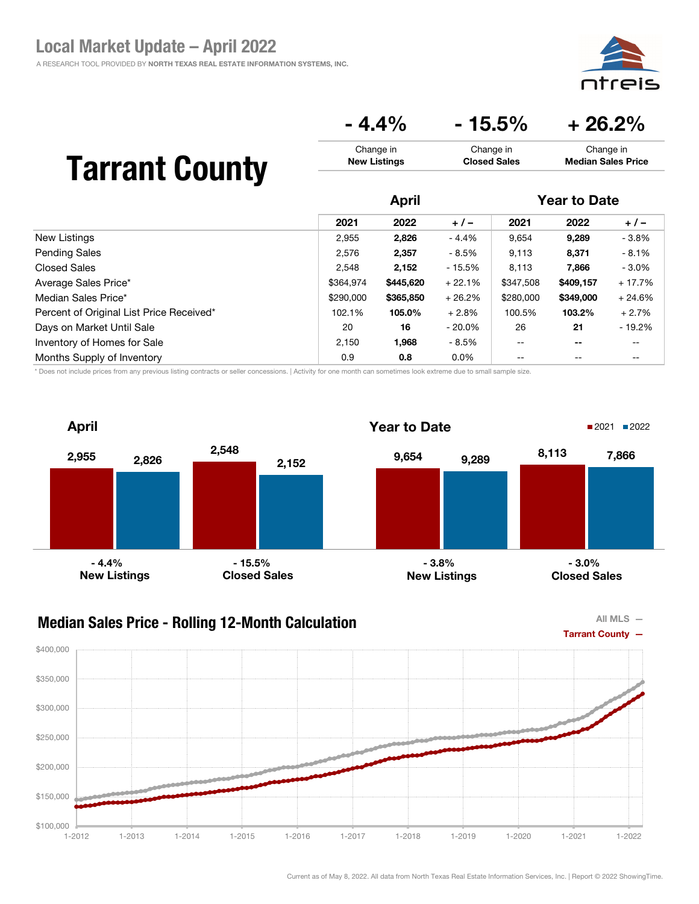# Local Market Update – April 2022

A RESEARCH TOOL PROVIDED BY NORTH TEXAS REAL ESTATE INFORMATION SYSTEMS, INC.

## Tarrant County

| - 4.4% | - 15.5% | + 26.2% |
|---|---|---|
| Change in **New Listings** | Change in **Closed Sales** | Change in **Median Sales Price** |

| | April | | | Year to Date | | |
|---|---|---|---|---|---|---|
| | 2021 | 2022 | + / – | 2021 | 2022 | + / – |
| New Listings | 2,955 | **2,826** | - 4.4% | 9,654 | **9,289** | - 3.8% |
| Pending Sales | 2,576 | **2,357** | - 8.5% | 9,113 | **8,371** | - 8.1% |
| Closed Sales | 2,548 | **2,152** | - 15.5% | 8,113 | **7,866** | - 3.0% |
| Average Sales Price* | $364,974 | **$445,620** | + 22.1% | $347,508 | **$409,157** | + 17.7% |
| Median Sales Price* | $290,000 | **$365,850** | + 26.2% | $280,000 | **$349,000** | + 24.6% |
| Percent of Original List Price Received* | 102.1% | **105.0%** | + 2.8% | 100.5% | **103.2%** | + 2.7% |
| Days on Market Until Sale | 20 | **16** | - 20.0% | 26 | **21** | - 19.2% |
| Inventory of Homes for Sale | 2,150 | **1,968** | - 8.5% | -- | **--** | -- |
| Months Supply of Inventory | 0.9 | **0.8** | 0.0% | -- | -- | -- |

\* Does not include prices from any previous listing contracts or seller concessions. | Activity for one month can sometimes look extreme due to small sample size.

### April

| | 2021 | 2022 | Change |
|---|---|---|---|
| New Listings | 2,955 | 2,826 | - 4.4% |
| Closed Sales | 2,548 | 2,152 | - 15.5% |

### Year to Date

| | 2021 | 2022 | Change |
|---|---|---|---|
| New Listings | 9,654 | 9,289 | - 3.8% |
| Closed Sales | 8,113 | 7,866 | - 3.0% |

### Median Sales Price - Rolling 12-Month Calculation

All MLS —
Tarrant County —

Current as of May 8, 2022. All data from North Texas Real Estate Information Services, Inc. | Report © 2022 ShowingTime.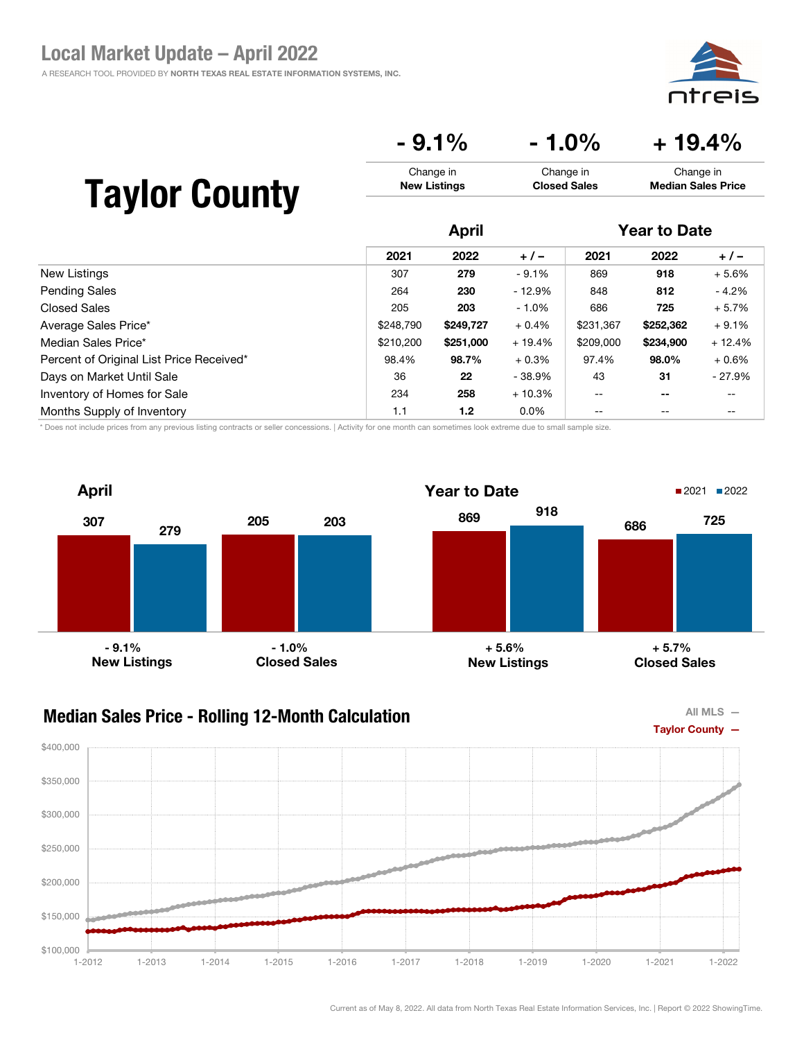# Local Market Update – April 2022

A RESEARCH TOOL PROVIDED BY NORTH TEXAS REAL ESTATE INFORMATION SYSTEMS, INC.

# Taylor County

| - 9.1% | - 1.0% | + 19.4% |
|---|---|---|
| Change in **New Listings** | Change in **Closed Sales** | Change in **Median Sales Price** |

| | April | | | Year to Date | | |
|---|---|---|---|---|---|---|
| | 2021 | 2022 | + / – | 2021 | 2022 | + / – |
| New Listings | 307 | **279** | - 9.1% | 869 | **918** | + 5.6% |
| Pending Sales | 264 | **230** | - 12.9% | 848 | **812** | - 4.2% |
| Closed Sales | 205 | **203** | - 1.0% | 686 | **725** | + 5.7% |
| Average Sales Price* | $248,790 | **$249,727** | + 0.4% | $231,367 | **$252,362** | + 9.1% |
| Median Sales Price* | $210,200 | **$251,000** | + 19.4% | $209,000 | **$234,900** | + 12.4% |
| Percent of Original List Price Received* | 98.4% | **98.7%** | + 0.3% | 97.4% | **98.0%** | + 0.6% |
| Days on Market Until Sale | 36 | **22** | - 38.9% | 43 | **31** | - 27.9% |
| Inventory of Homes for Sale | 234 | **258** | + 10.3% | -- | **--** | -- |
| Months Supply of Inventory | 1.1 | **1.2** | 0.0% | -- | -- | -- |

\* Does not include prices from any previous listing contracts or seller concessions. | Activity for one month can sometimes look extreme due to small sample size.

## April

| | 2021 | 2022 | Change |
|---|---|---|---|
| New Listings | 307 | 279 | - 9.1% |
| Closed Sales | 205 | 203 | - 1.0% |

## Year to Date

| | 2021 | 2022 | Change |
|---|---|---|---|
| New Listings | 869 | 918 | + 5.6% |
| Closed Sales | 686 | 725 | + 5.7% |

## Median Sales Price - Rolling 12-Month Calculation

All MLS —
Taylor County —

Current as of May 8, 2022. All data from North Texas Real Estate Information Services, Inc. | Report © 2022 ShowingTime.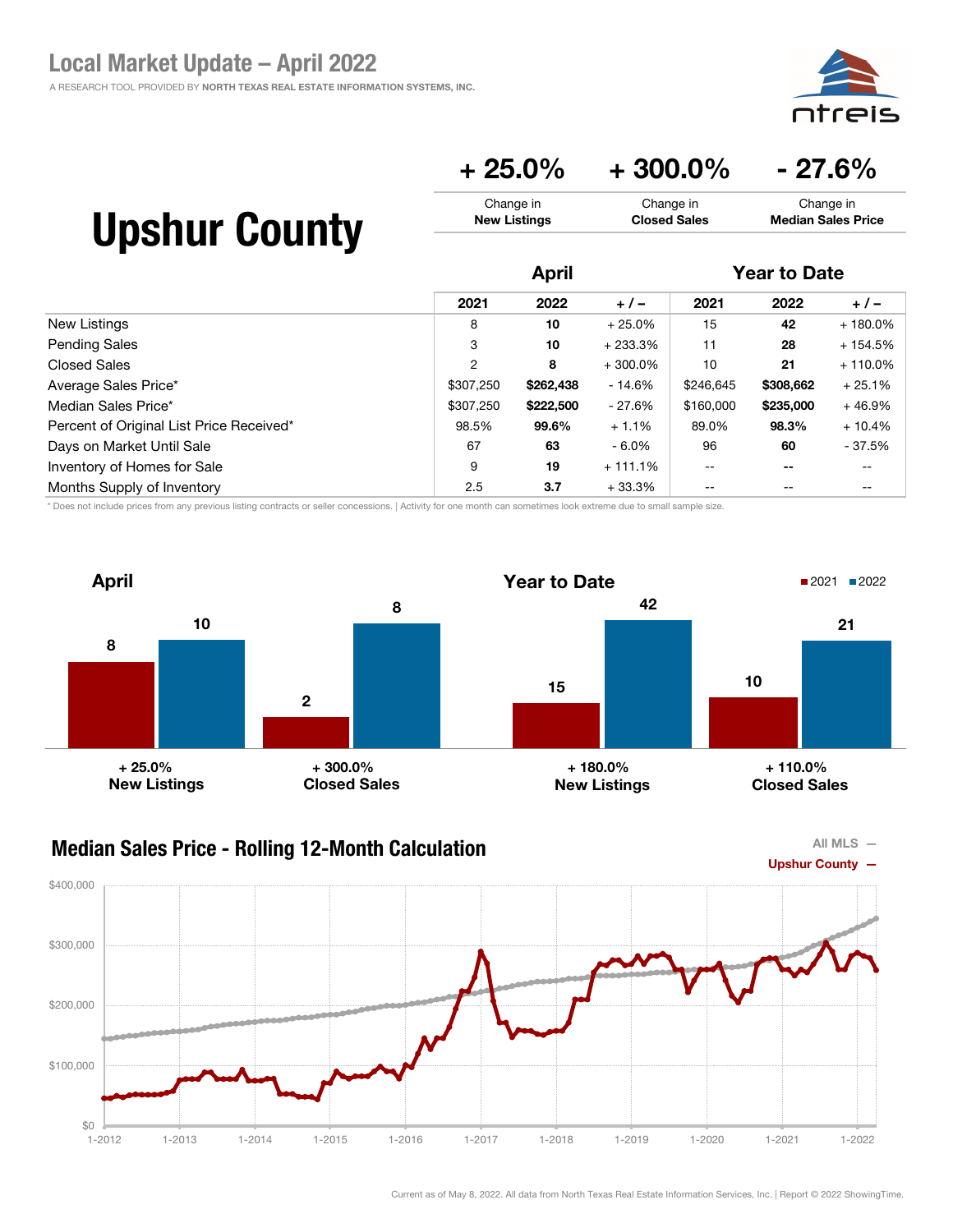# Local Market Update – April 2022

A RESEARCH TOOL PROVIDED BY NORTH TEXAS REAL ESTATE INFORMATION SYSTEMS, INC.

## Upshur County

| + 25.0% | + 300.0% | - 27.6% |
|---|---|---|
| Change in **New Listings** | Change in **Closed Sales** | Change in **Median Sales Price** |

| | April | | | Year to Date | | |
|---|---|---|---|---|---|---|
| | 2021 | 2022 | + / – | 2021 | 2022 | + / – |
| New Listings | 8 | **10** | + 25.0% | 15 | **42** | + 180.0% |
| Pending Sales | 3 | **10** | + 233.3% | 11 | **28** | + 154.5% |
| Closed Sales | 2 | **8** | + 300.0% | 10 | **21** | + 110.0% |
| Average Sales Price* | $307,250 | **$262,438** | - 14.6% | $246,645 | **$308,662** | + 25.1% |
| Median Sales Price* | $307,250 | **$222,500** | - 27.6% | $160,000 | **$235,000** | + 46.9% |
| Percent of Original List Price Received* | 98.5% | **99.6%** | + 1.1% | 89.0% | **98.3%** | + 10.4% |
| Days on Market Until Sale | 67 | **63** | - 6.0% | 96 | **60** | - 37.5% |
| Inventory of Homes for Sale | 9 | **19** | + 111.1% | -- | **--** | -- |
| Months Supply of Inventory | 2.5 | **3.7** | + 33.3% | -- | -- | -- |

\* Does not include prices from any previous listing contracts or seller concessions. | Activity for one month can sometimes look extreme due to small sample size.

### April

| | 2021 | 2022 | Change |
|---|---|---|---|
| New Listings | 8 | 10 | + 25.0% |
| Closed Sales | 2 | 8 | + 300.0% |

### Year to Date

| | 2021 | 2022 | Change |
|---|---|---|---|
| New Listings | 15 | 42 | + 180.0% |
| Closed Sales | 10 | 21 | + 110.0% |

### Median Sales Price - Rolling 12-Month Calculation

All MLS —
Upshur County —

Current as of May 8, 2022. All data from North Texas Real Estate Information Services, Inc. | Report © 2022 ShowingTime.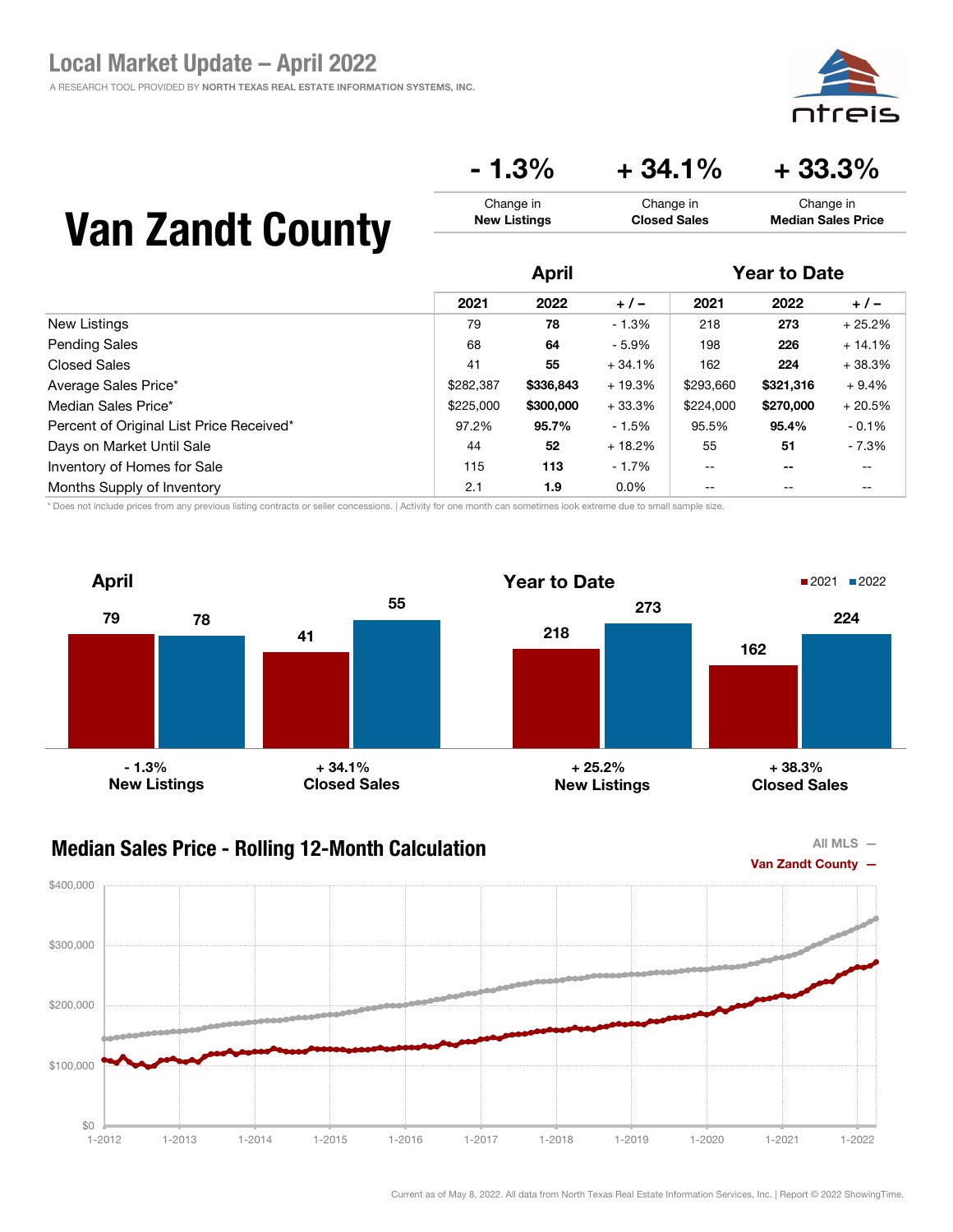# Local Market Update – April 2022

A RESEARCH TOOL PROVIDED BY NORTH TEXAS REAL ESTATE INFORMATION SYSTEMS, INC.

# Van Zandt County

| - 1.3% | + 34.1% | + 33.3% |
|---|---|---|
| Change in **New Listings** | Change in **Closed Sales** | Change in **Median Sales Price** |

| | April | | | Year to Date | | |
|---|---|---|---|---|---|---|
| | 2021 | 2022 | + / – | 2021 | 2022 | + / – |
| New Listings | 79 | **78** | - 1.3% | 218 | **273** | + 25.2% |
| Pending Sales | 68 | **64** | - 5.9% | 198 | **226** | + 14.1% |
| Closed Sales | 41 | **55** | + 34.1% | 162 | **224** | + 38.3% |
| Average Sales Price* | $282,387 | **$336,843** | + 19.3% | $293,660 | **$321,316** | + 9.4% |
| Median Sales Price* | $225,000 | **$300,000** | + 33.3% | $224,000 | **$270,000** | + 20.5% |
| Percent of Original List Price Received* | 97.2% | **95.7%** | - 1.5% | 95.5% | **95.4%** | - 0.1% |
| Days on Market Until Sale | 44 | **52** | + 18.2% | 55 | **51** | - 7.3% |
| Inventory of Homes for Sale | 115 | **113** | - 1.7% | -- | **--** | -- |
| Months Supply of Inventory | 2.1 | **1.9** | 0.0% | -- | -- | -- |

\* Does not include prices from any previous listing contracts or seller concessions. | Activity for one month can sometimes look extreme due to small sample size.

## April

| | 2021 | 2022 | Change |
|---|---|---|---|
| New Listings | 79 | 78 | - 1.3% |
| Closed Sales | 41 | 55 | + 34.1% |

## Year to Date

| | 2021 | 2022 | Change |
|---|---|---|---|
| New Listings | 218 | 273 | + 25.2% |
| Closed Sales | 162 | 224 | + 38.3% |

## Median Sales Price - Rolling 12-Month Calculation

All MLS —
Van Zandt County —

Current as of May 8, 2022. All data from North Texas Real Estate Information Services, Inc. | Report © 2022 ShowingTime.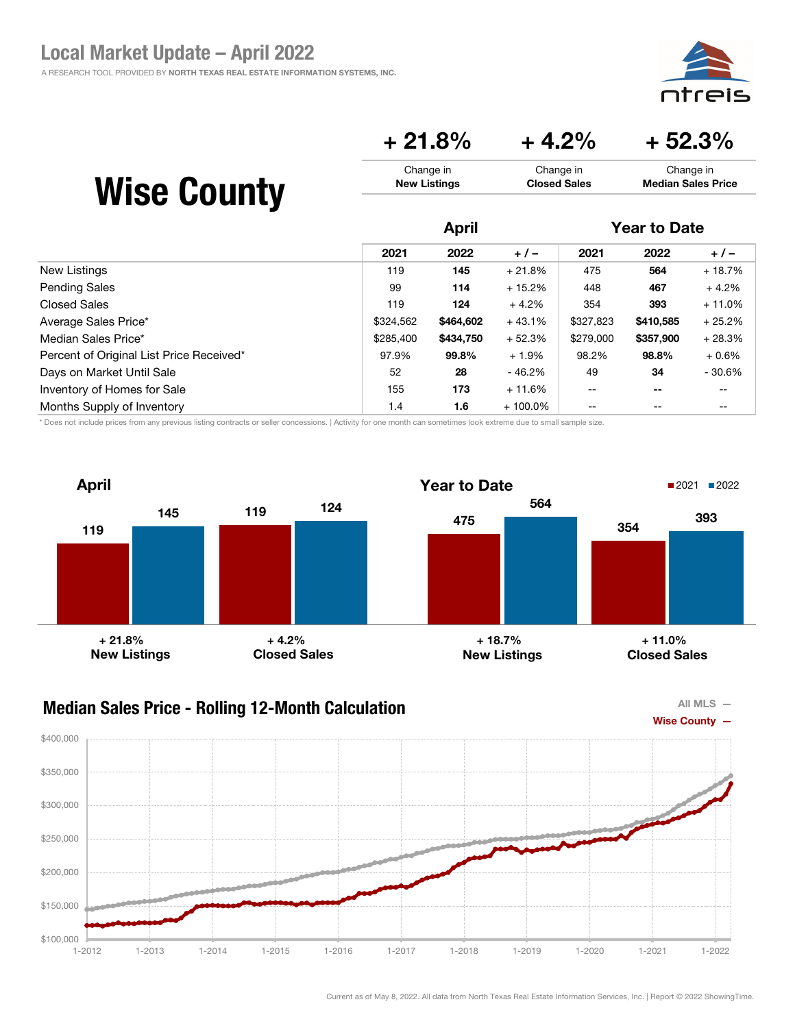# Local Market Update – April 2022

A RESEARCH TOOL PROVIDED BY **NORTH TEXAS REAL ESTATE INFORMATION SYSTEMS, INC.**

## Wise County

| + 21.8% | + 4.2% | + 52.3% |
|---|---|---|
| Change in **New Listings** | Change in **Closed Sales** | Change in **Median Sales Price** |

| | April | | | Year to Date | | |
|---|---|---|---|---|---|---|
| | 2021 | 2022 | + / – | 2021 | 2022 | + / – |
| New Listings | 119 | **145** | + 21.8% | 475 | **564** | + 18.7% |
| Pending Sales | 99 | **114** | + 15.2% | 448 | **467** | + 4.2% |
| Closed Sales | 119 | **124** | + 4.2% | 354 | **393** | + 11.0% |
| Average Sales Price* | $324,562 | **$464,602** | + 43.1% | $327,823 | **$410,585** | + 25.2% |
| Median Sales Price* | $285,400 | **$434,750** | + 52.3% | $279,000 | **$357,900** | + 28.3% |
| Percent of Original List Price Received* | 97.9% | **99.8%** | + 1.9% | 98.2% | **98.8%** | + 0.6% |
| Days on Market Until Sale | 52 | **28** | - 46.2% | 49 | **34** | - 30.6% |
| Inventory of Homes for Sale | 155 | **173** | + 11.6% | -- | **--** | -- |
| Months Supply of Inventory | 1.4 | **1.6** | + 100.0% | -- | -- | -- |

\* Does not include prices from any previous listing contracts or seller concessions. | Activity for one month can sometimes look extreme due to small sample size.

### April

| | 2021 | 2022 | Change |
|---|---|---|---|
| New Listings | 119 | 145 | + 21.8% |
| Closed Sales | 119 | 124 | + 4.2% |

### Year to Date

| | 2021 | 2022 | Change |
|---|---|---|---|
| New Listings | 475 | 564 | + 18.7% |
| Closed Sales | 354 | 393 | + 11.0% |

### Median Sales Price - Rolling 12-Month Calculation

All MLS — Wise County —

Current as of May 8, 2022. All data from North Texas Real Estate Information Services, Inc. | Report © 2022 ShowingTime.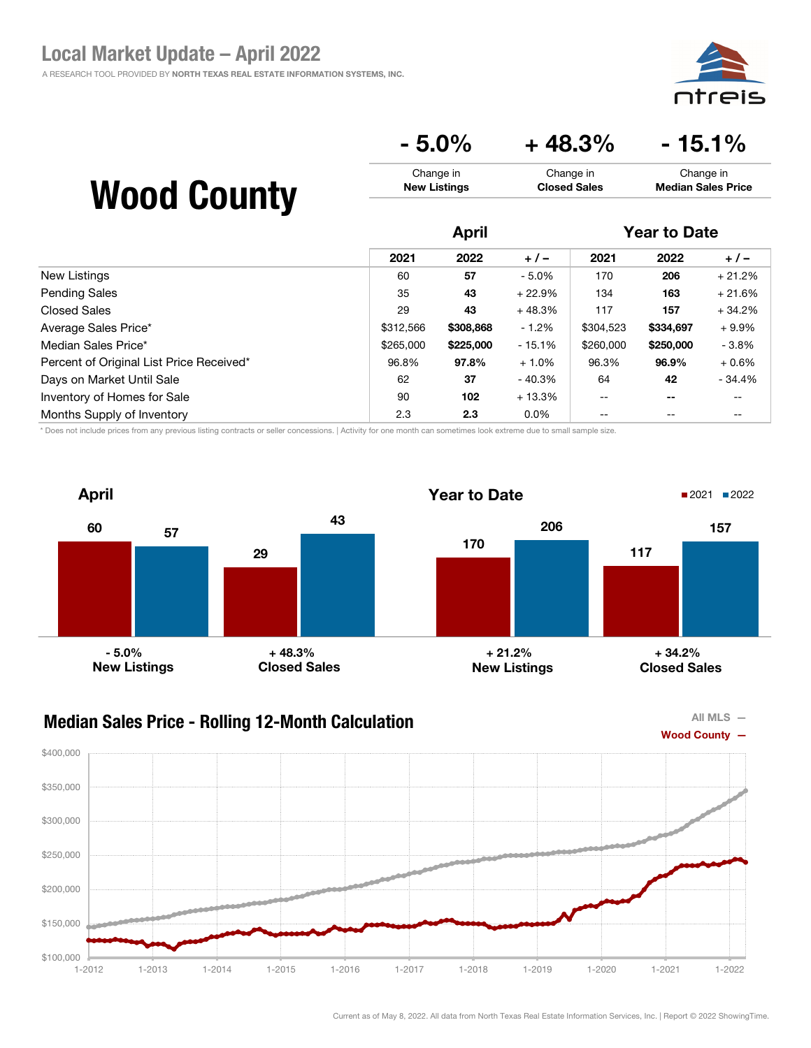# Local Market Update – April 2022

A RESEARCH TOOL PROVIDED BY NORTH TEXAS REAL ESTATE INFORMATION SYSTEMS, INC.

# Wood County

| - 5.0% | + 48.3% | - 15.1% |
|---|---|---|
| Change in **New Listings** | Change in **Closed Sales** | Change in **Median Sales Price** |

| | April | | | Year to Date | | |
|---|---|---|---|---|---|---|
| | 2021 | 2022 | + / – | 2021 | 2022 | + / – |
| New Listings | 60 | **57** | - 5.0% | 170 | **206** | + 21.2% |
| Pending Sales | 35 | **43** | + 22.9% | 134 | **163** | + 21.6% |
| Closed Sales | 29 | **43** | + 48.3% | 117 | **157** | + 34.2% |
| Average Sales Price* | $312,566 | **$308,868** | - 1.2% | $304,523 | **$334,697** | + 9.9% |
| Median Sales Price* | $265,000 | **$225,000** | - 15.1% | $260,000 | **$250,000** | - 3.8% |
| Percent of Original List Price Received* | 96.8% | **97.8%** | + 1.0% | 96.3% | **96.9%** | + 0.6% |
| Days on Market Until Sale | 62 | **37** | - 40.3% | 64 | **42** | - 34.4% |
| Inventory of Homes for Sale | 90 | **102** | + 13.3% | -- | **--** | -- |
| Months Supply of Inventory | 2.3 | **2.3** | 0.0% | -- | -- | -- |

* Does not include prices from any previous listing contracts or seller concessions. | Activity for one month can sometimes look extreme due to small sample size.

## April

| | 2021 | 2022 | Change |
|---|---|---|---|
| New Listings | 60 | 57 | - 5.0% |
| Closed Sales | 29 | 43 | + 48.3% |

## Year to Date

| | 2021 | 2022 | Change |
|---|---|---|---|
| New Listings | 170 | 206 | + 21.2% |
| Closed Sales | 117 | 157 | + 34.2% |

## Median Sales Price - Rolling 12-Month Calculation

All MLS —
Wood County —

Current as of May 8, 2022. All data from North Texas Real Estate Information Services, Inc. | Report © 2022 ShowingTime.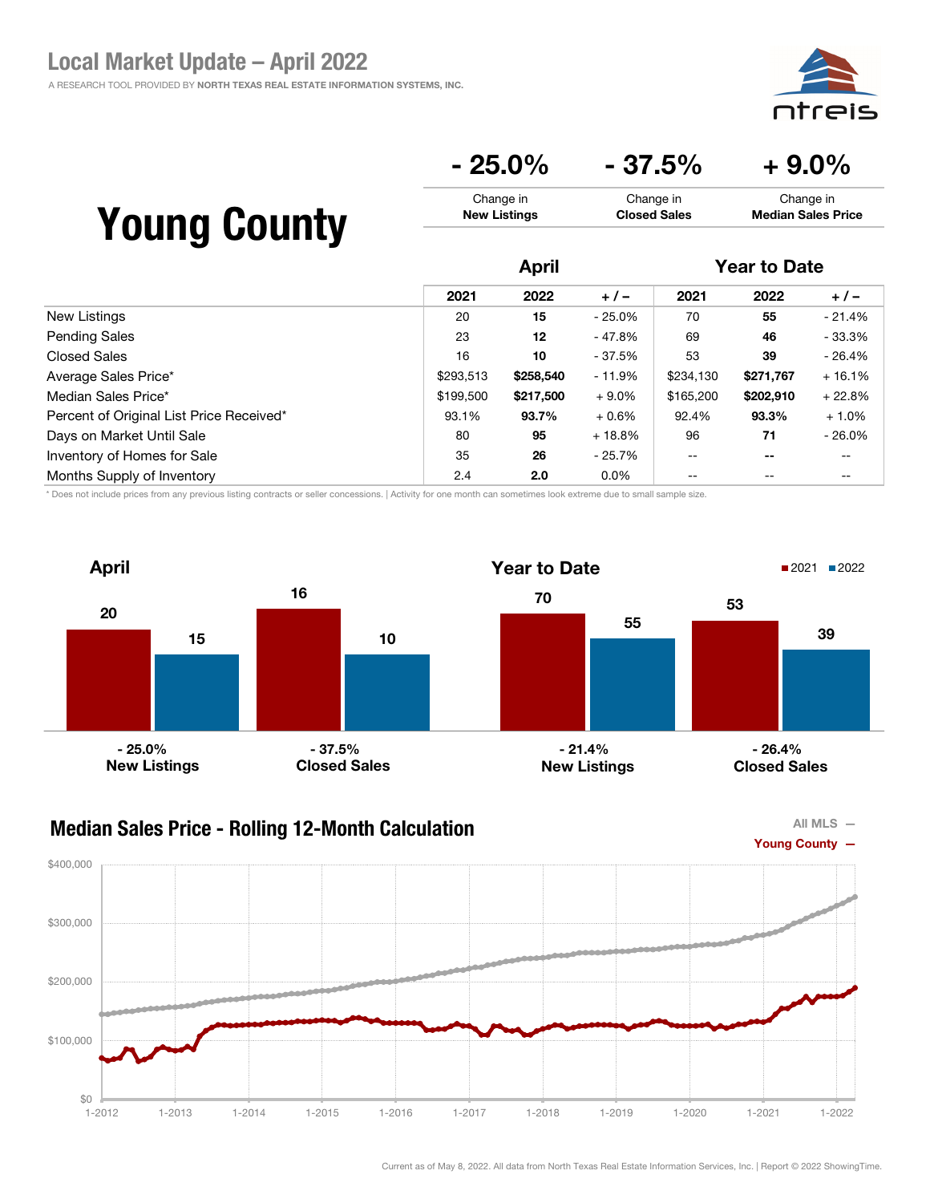# Local Market Update – April 2022

A RESEARCH TOOL PROVIDED BY **NORTH TEXAS REAL ESTATE INFORMATION SYSTEMS, INC.**

ntreis

# Young County

| - 25.0% | - 37.5% | + 9.0% |
|---|---|---|
| Change in **New Listings** | Change in **Closed Sales** | Change in **Median Sales Price** |

| | April | | | Year to Date | | |
|---|---|---|---|---|---|---|
| | 2021 | 2022 | + / – | 2021 | 2022 | + / – |
| New Listings | 20 | **15** | - 25.0% | 70 | **55** | - 21.4% |
| Pending Sales | 23 | **12** | - 47.8% | 69 | **46** | - 33.3% |
| Closed Sales | 16 | **10** | - 37.5% | 53 | **39** | - 26.4% |
| Average Sales Price* | $293,513 | **$258,540** | - 11.9% | $234,130 | **$271,767** | + 16.1% |
| Median Sales Price* | $199,500 | **$217,500** | + 9.0% | $165,200 | **$202,910** | + 22.8% |
| Percent of Original List Price Received* | 93.1% | **93.7%** | + 0.6% | 92.4% | **93.3%** | + 1.0% |
| Days on Market Until Sale | 80 | **95** | + 18.8% | 96 | **71** | - 26.0% |
| Inventory of Homes for Sale | 35 | **26** | - 25.7% | -- | **--** | -- |
| Months Supply of Inventory | 2.4 | **2.0** | 0.0% | -- | -- | -- |

\* Does not include prices from any previous listing contracts or seller concessions. | Activity for one month can sometimes look extreme due to small sample size.

**April**

20 15 16 10

- 25.0% **New Listings**

- 37.5% **Closed Sales**

**Year to Date**

■2021 ■2022

70 55 53 39

- 21.4% **New Listings**

- 26.4% **Closed Sales**

## Median Sales Price - Rolling 12-Month Calculation

All MLS —
Young County —

$400,000
$300,000
$200,000
$100,000
$0

1-2012 1-2013 1-2014 1-2015 1-2016 1-2017 1-2018 1-2019 1-2020 1-2021 1-2022

Current as of May 8, 2022. All data from North Texas Real Estate Information Services, Inc. | Report © 2022 ShowingTime.